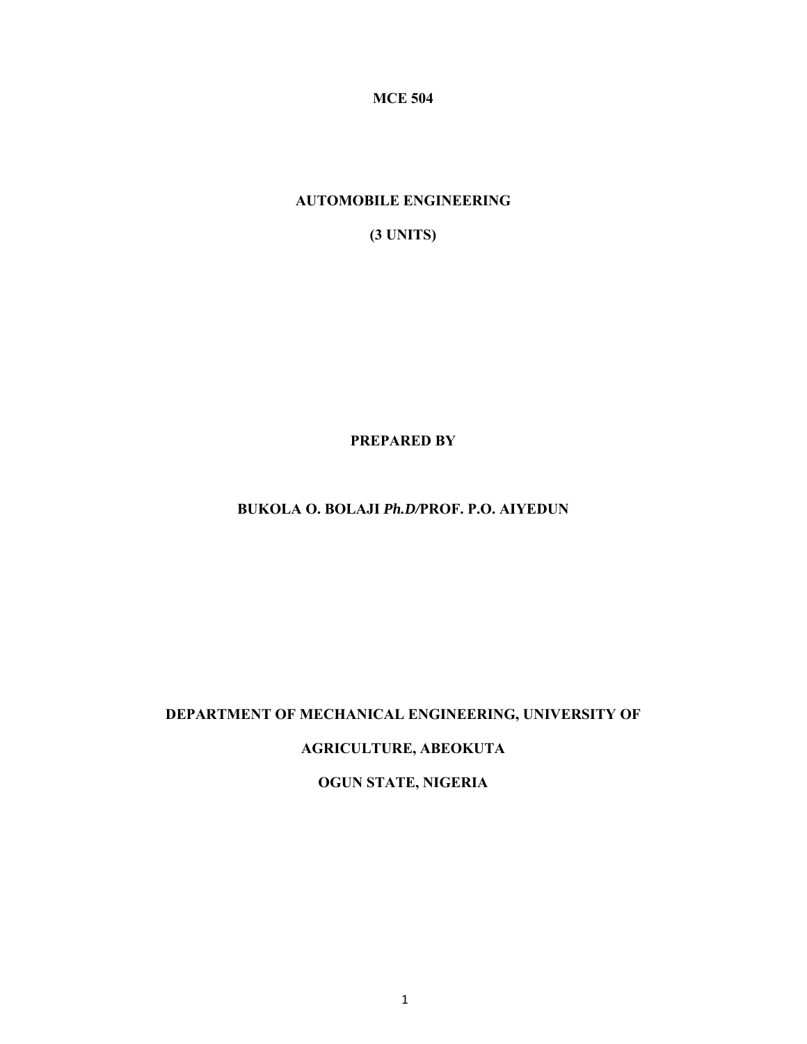**MCE 504**

# AUTOMOBILE ENGINEERING

**(3 UNITS)**

**PREPARED BY**

**BUKOLA O. BOLAJI *Ph.D/*PROF. P.O. AIYEDUN**

**DEPARTMENT OF MECHANICAL ENGINEERING, UNIVERSITY OF AGRICULTURE, ABEOKUTA**

**OGUN STATE, NIGERIA**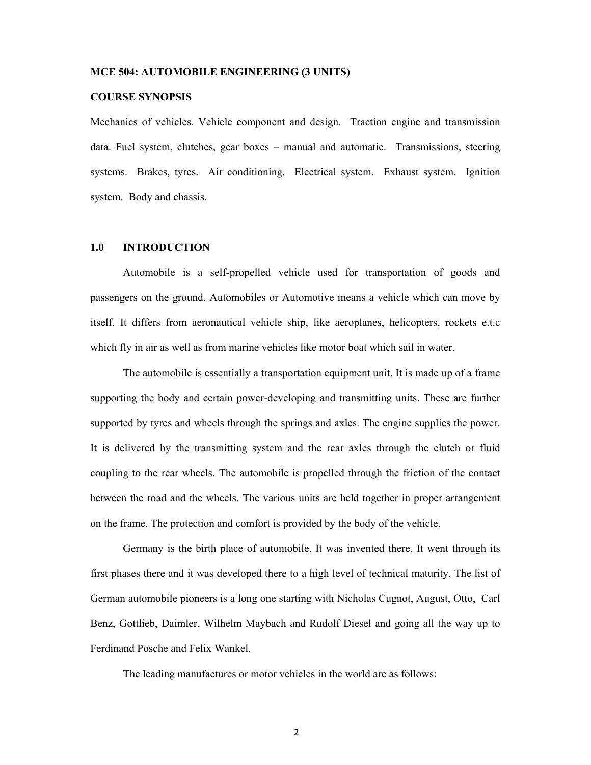**MCE 504: AUTOMOBILE ENGINEERING (3 UNITS)**

**COURSE SYNOPSIS**

Mechanics of vehicles. Vehicle component and design. Traction engine and transmission data. Fuel system, clutches, gear boxes – manual and automatic. Transmissions, steering systems. Brakes, tyres. Air conditioning. Electrical system. Exhaust system. Ignition system. Body and chassis.

## 1.0 INTRODUCTION

Automobile is a self-propelled vehicle used for transportation of goods and passengers on the ground. Automobiles or Automotive means a vehicle which can move by itself. It differs from aeronautical vehicle ship, like aeroplanes, helicopters, rockets e.t.c which fly in air as well as from marine vehicles like motor boat which sail in water.

The automobile is essentially a transportation equipment unit. It is made up of a frame supporting the body and certain power-developing and transmitting units. These are further supported by tyres and wheels through the springs and axles. The engine supplies the power. It is delivered by the transmitting system and the rear axles through the clutch or fluid coupling to the rear wheels. The automobile is propelled through the friction of the contact between the road and the wheels. The various units are held together in proper arrangement on the frame. The protection and comfort is provided by the body of the vehicle.

Germany is the birth place of automobile. It was invented there. It went through its first phases there and it was developed there to a high level of technical maturity. The list of German automobile pioneers is a long one starting with Nicholas Cugnot, August, Otto, Carl Benz, Gottlieb, Daimler, Wilhelm Maybach and Rudolf Diesel and going all the way up to Ferdinand Posche and Felix Wankel.

The leading manufactures or motor vehicles in the world are as follows: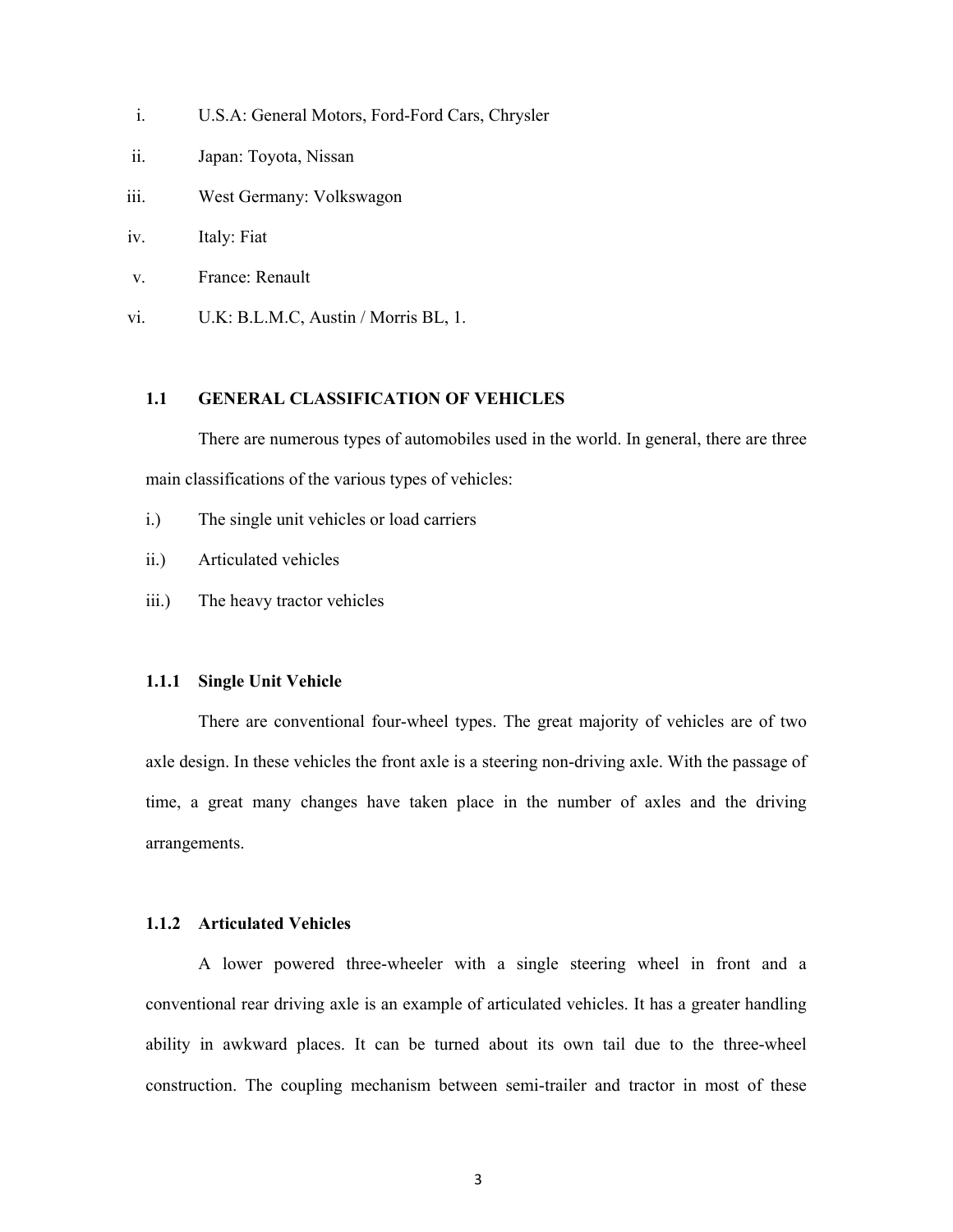i. U.S.A: General Motors, Ford-Ford Cars, Chrysler

ii. Japan: Toyota, Nissan

iii. West Germany: Volkswagon

iv. Italy: Fiat

v. France: Renault

vi. U.K: B.L.M.C, Austin / Morris BL, 1.

## 1.1 GENERAL CLASSIFICATION OF VEHICLES

There are numerous types of automobiles used in the world. In general, there are three main classifications of the various types of vehicles:

i.) The single unit vehicles or load carriers

ii.) Articulated vehicles

iii.) The heavy tractor vehicles

### 1.1.1 Single Unit Vehicle

There are conventional four-wheel types. The great majority of vehicles are of two axle design. In these vehicles the front axle is a steering non-driving axle. With the passage of time, a great many changes have taken place in the number of axles and the driving arrangements.

### 1.1.2 Articulated Vehicles

A lower powered three-wheeler with a single steering wheel in front and a conventional rear driving axle is an example of articulated vehicles. It has a greater handling ability in awkward places. It can be turned about its own tail due to the three-wheel construction. The coupling mechanism between semi-trailer and tractor in most of these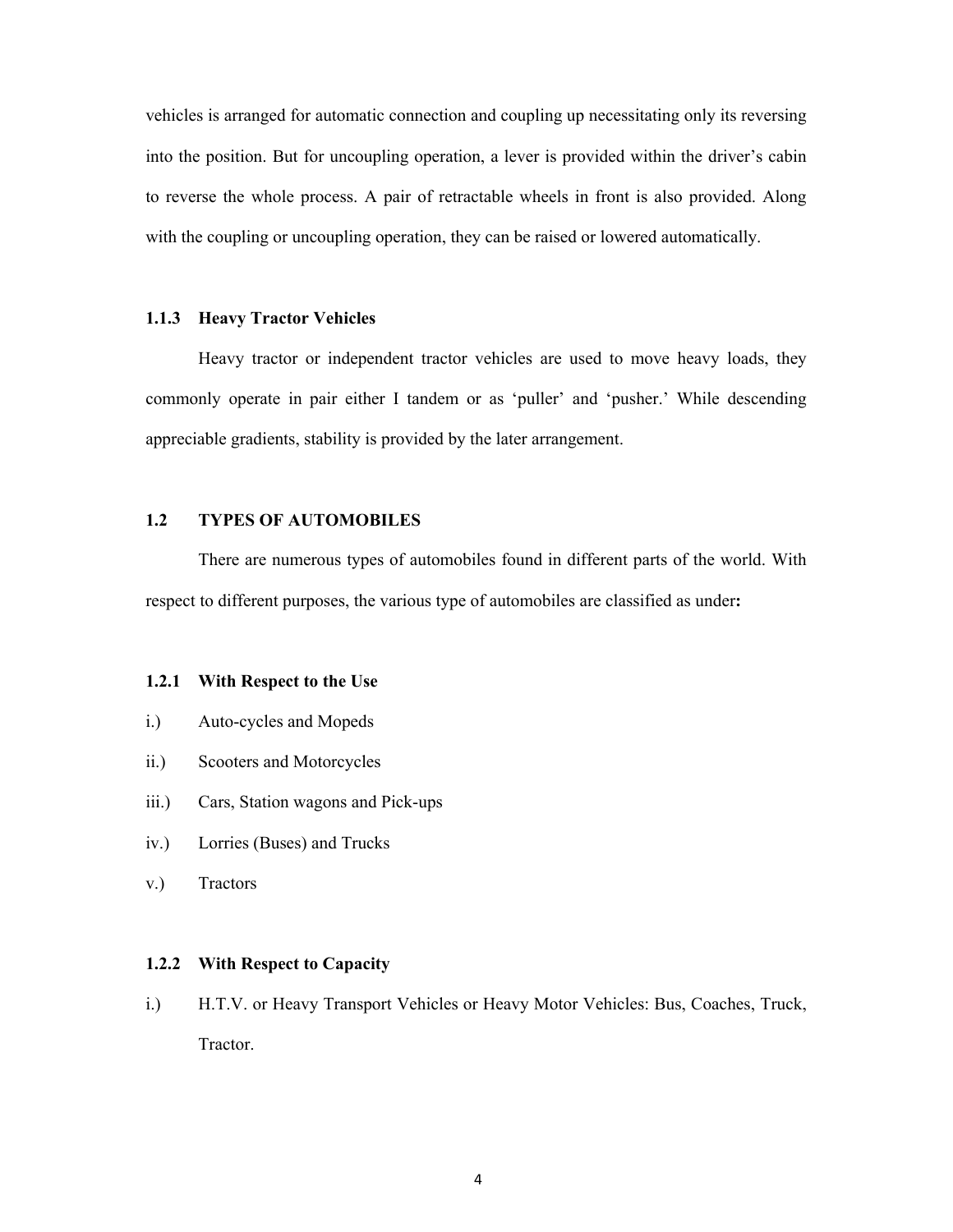vehicles is arranged for automatic connection and coupling up necessitating only its reversing into the position. But for uncoupling operation, a lever is provided within the driver's cabin to reverse the whole process. A pair of retractable wheels in front is also provided. Along with the coupling or uncoupling operation, they can be raised or lowered automatically.

### 1.1.3 Heavy Tractor Vehicles

Heavy tractor or independent tractor vehicles are used to move heavy loads, they commonly operate in pair either I tandem or as 'puller' and 'pusher.' While descending appreciable gradients, stability is provided by the later arrangement.

## 1.2 TYPES OF AUTOMOBILES

There are numerous types of automobiles found in different parts of the world. With respect to different purposes, the various type of automobiles are classified as under**:**

### 1.2.1 With Respect to the Use

i.) Auto-cycles and Mopeds

ii.) Scooters and Motorcycles

iii.) Cars, Station wagons and Pick-ups

iv.) Lorries (Buses) and Trucks

v.) Tractors

### 1.2.2 With Respect to Capacity

i.) H.T.V. or Heavy Transport Vehicles or Heavy Motor Vehicles: Bus, Coaches, Truck, Tractor.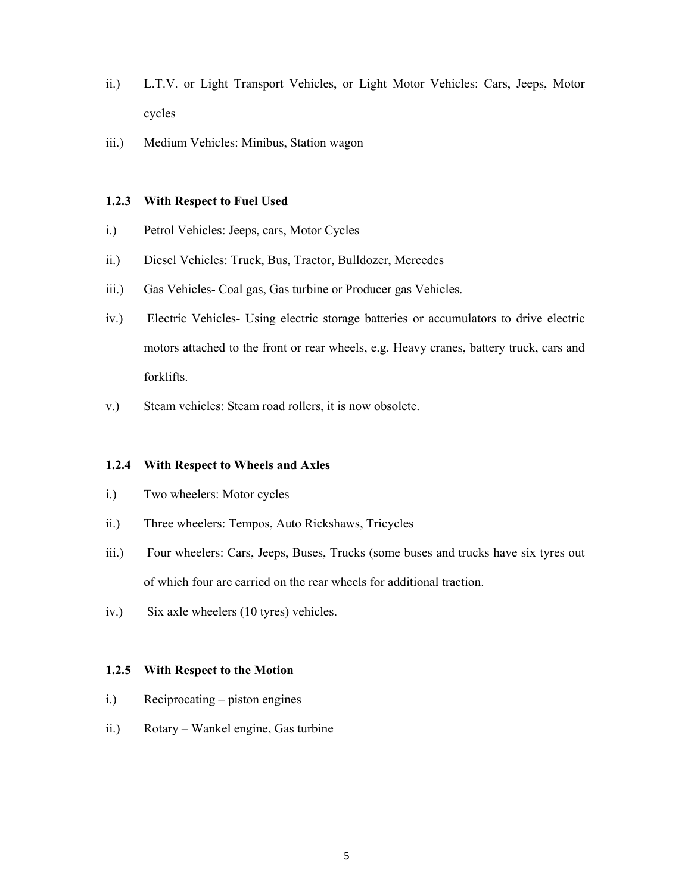ii.) L.T.V. or Light Transport Vehicles, or Light Motor Vehicles: Cars, Jeeps, Motor cycles

iii.) Medium Vehicles: Minibus, Station wagon

### 1.2.3 With Respect to Fuel Used

i.) Petrol Vehicles: Jeeps, cars, Motor Cycles

ii.) Diesel Vehicles: Truck, Bus, Tractor, Bulldozer, Mercedes

iii.) Gas Vehicles- Coal gas, Gas turbine or Producer gas Vehicles.

iv.) Electric Vehicles- Using electric storage batteries or accumulators to drive electric motors attached to the front or rear wheels, e.g. Heavy cranes, battery truck, cars and forklifts.

v.) Steam vehicles: Steam road rollers, it is now obsolete.

### 1.2.4 With Respect to Wheels and Axles

i.) Two wheelers: Motor cycles

ii.) Three wheelers: Tempos, Auto Rickshaws, Tricycles

iii.) Four wheelers: Cars, Jeeps, Buses, Trucks (some buses and trucks have six tyres out of which four are carried on the rear wheels for additional traction.

iv.) Six axle wheelers (10 tyres) vehicles.

### 1.2.5 With Respect to the Motion

i.) Reciprocating – piston engines

ii.) Rotary – Wankel engine, Gas turbine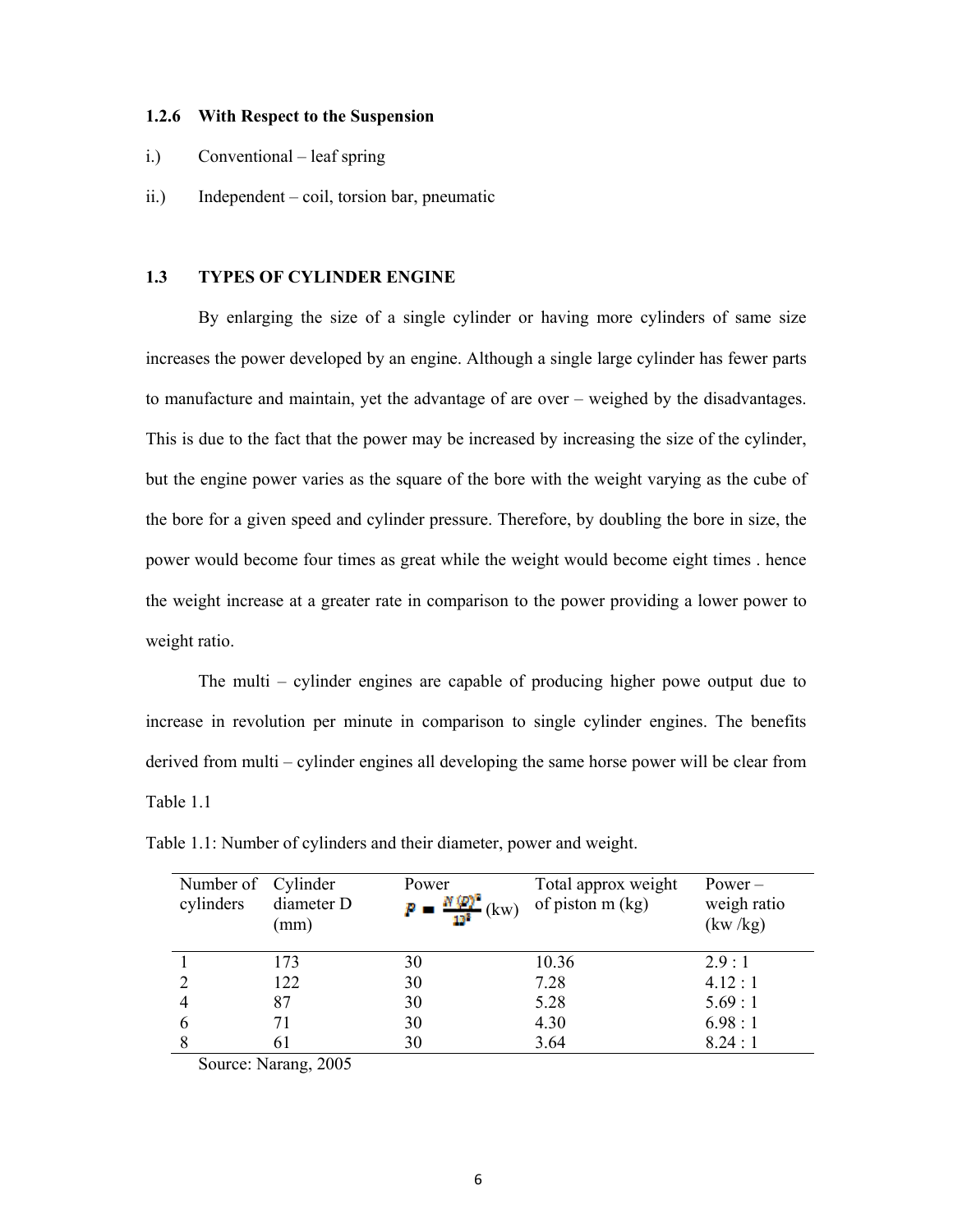### 1.2.6 With Respect to the Suspension

i.) Conventional – leaf spring

ii.) Independent – coil, torsion bar, pneumatic

## 1.3 TYPES OF CYLINDER ENGINE

By enlarging the size of a single cylinder or having more cylinders of same size increases the power developed by an engine. Although a single large cylinder has fewer parts to manufacture and maintain, yet the advantage of are over – weighed by the disadvantages. This is due to the fact that the power may be increased by increasing the size of the cylinder, but the engine power varies as the square of the bore with the weight varying as the cube of the bore for a given speed and cylinder pressure. Therefore, by doubling the bore in size, the power would become four times as great while the weight would become eight times . hence the weight increase at a greater rate in comparison to the power providing a lower power to weight ratio.

The multi – cylinder engines are capable of producing higher powe output due to increase in revolution per minute in comparison to single cylinder engines. The benefits derived from multi – cylinder engines all developing the same horse power will be clear from Table 1.1

Table 1.1: Number of cylinders and their diameter, power and weight.

| Number of cylinders | Cylinder diameter D (mm) | Power $P = \frac{N(D)^2}{13^2}$ (kw) | Total approx weight of piston m (kg) | Power – weigh ratio (kw /kg) |
|---|---|---|---|---|
| 1 | 173 | 30 | 10.36 | 2.9 : 1 |
| 2 | 122 | 30 | 7.28 | 4.12 : 1 |
| 4 | 87 | 30 | 5.28 | 5.69 : 1 |
| 6 | 71 | 30 | 4.30 | 6.98 : 1 |
| 8 | 61 | 30 | 3.64 | 8.24 : 1 |

Source: Narang, 2005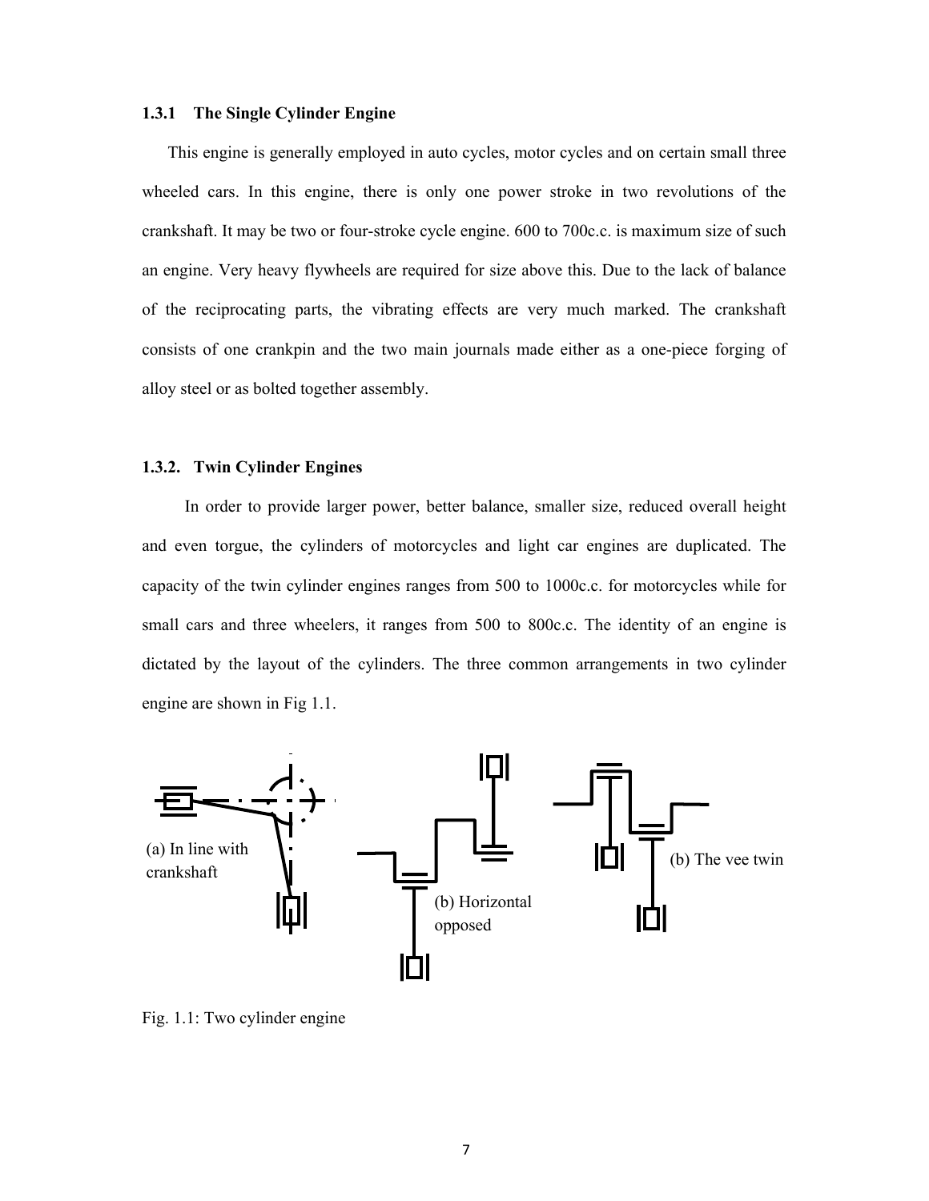### 1.3.1 The Single Cylinder Engine

This engine is generally employed in auto cycles, motor cycles and on certain small three wheeled cars. In this engine, there is only one power stroke in two revolutions of the crankshaft. It may be two or four-stroke cycle engine. 600 to 700c.c. is maximum size of such an engine. Very heavy flywheels are required for size above this. Due to the lack of balance of the reciprocating parts, the vibrating effects are very much marked. The crankshaft consists of one crankpin and the two main journals made either as a one-piece forging of alloy steel or as bolted together assembly.

### 1.3.2. Twin Cylinder Engines

In order to provide larger power, better balance, smaller size, reduced overall height and even torgue, the cylinders of motorcycles and light car engines are duplicated. The capacity of the twin cylinder engines ranges from 500 to 1000c.c. for motorcycles while for small cars and three wheelers, it ranges from 500 to 800c.c. The identity of an engine is dictated by the layout of the cylinders. The three common arrangements in two cylinder engine are shown in Fig 1.1.

(a) In line with crankshaft

(b) Horizontal opposed

(b) The vee twin

Fig. 1.1: Two cylinder engine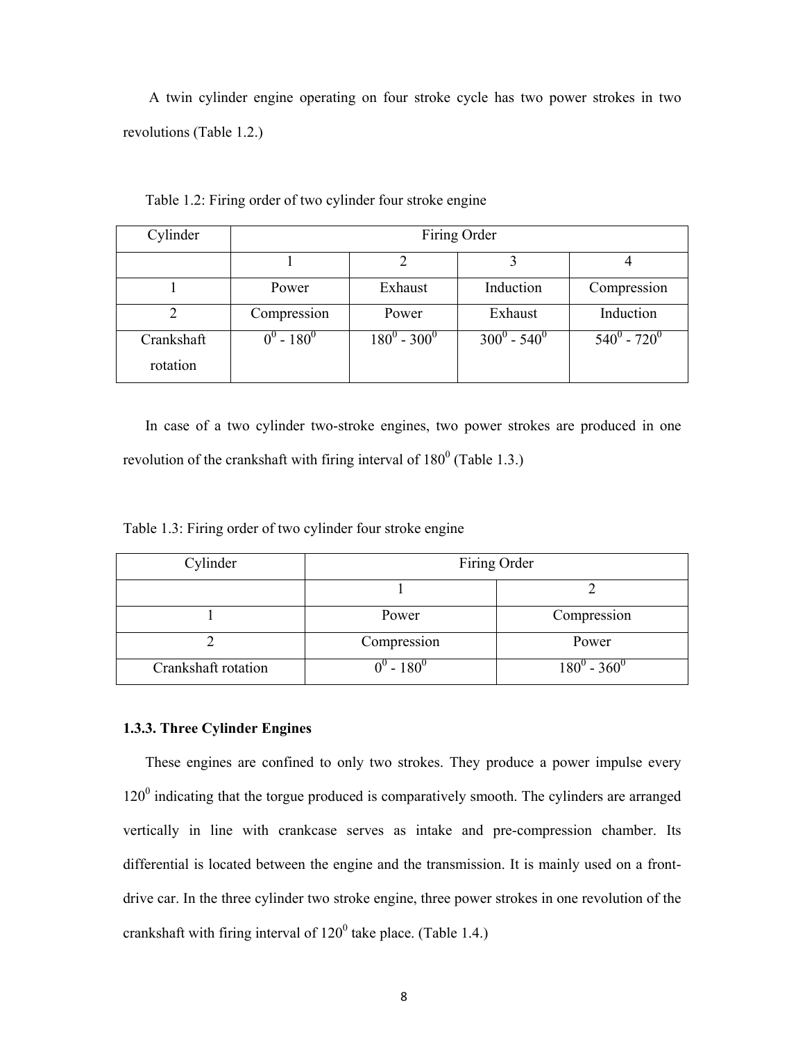A twin cylinder engine operating on four stroke cycle has two power strokes in two revolutions (Table 1.2.)

Table 1.2: Firing order of two cylinder four stroke engine

| Cylinder | Firing Order | | | |
|---|---|---|---|---|
| | 1 | 2 | 3 | 4 |
| 1 | Power | Exhaust | Induction | Compression |
| 2 | Compression | Power | Exhaust | Induction |
| Crankshaft rotation | $0^0$ - $180^0$ | $180^0$ - $300^0$ | $300^0$ - $540^0$ | $540^0$ - $720^0$ |

In case of a two cylinder two-stroke engines, two power strokes are produced in one revolution of the crankshaft with firing interval of $180^0$ (Table 1.3.)

Table 1.3: Firing order of two cylinder four stroke engine

| Cylinder | Firing Order | |
|---|---|---|
| | 1 | 2 |
| 1 | Power | Compression |
| 2 | Compression | Power |
| Crankshaft rotation | $0^0$ - $180^0$ | $180^0$ - $360^0$ |

### 1.3.3. Three Cylinder Engines

These engines are confined to only two strokes. They produce a power impulse every $120^0$ indicating that the torgue produced is comparatively smooth. The cylinders are arranged vertically in line with crankcase serves as intake and pre-compression chamber. Its differential is located between the engine and the transmission. It is mainly used on a front-drive car. In the three cylinder two stroke engine, three power strokes in one revolution of the crankshaft with firing interval of $120^0$ take place. (Table 1.4.)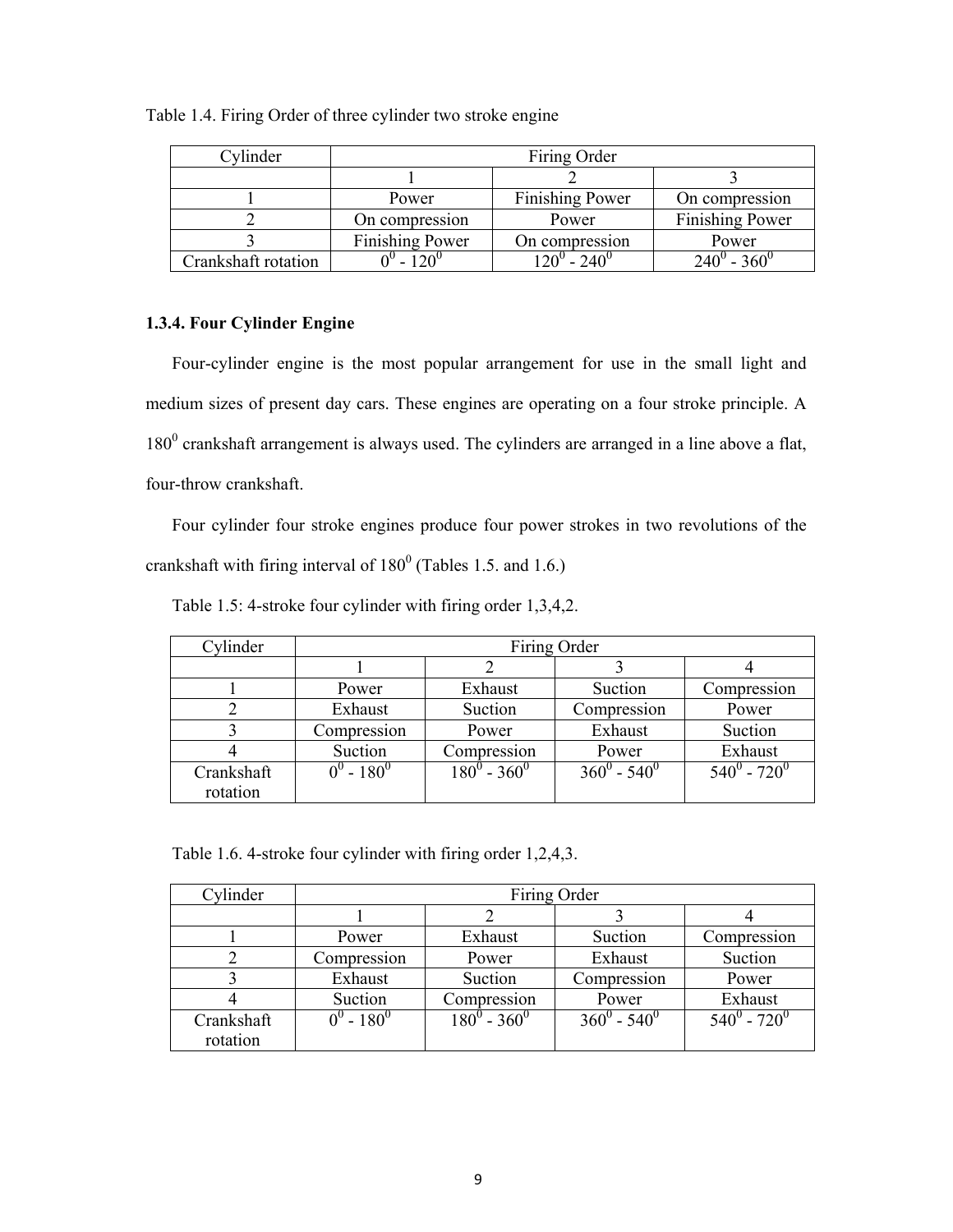Table 1.4. Firing Order of three cylinder two stroke engine

| Cylinder | Firing Order | | |
|---|---|---|---|
| | 1 | 2 | 3 |
| 1 | Power | Finishing Power | On compression |
| 2 | On compression | Power | Finishing Power |
| 3 | Finishing Power | On compression | Power |
| Crankshaft rotation | $0^0$ - $120^0$ | $120^0$ - $240^0$ | $240^0$ - $360^0$ |

### 1.3.4. Four Cylinder Engine

Four-cylinder engine is the most popular arrangement for use in the small light and medium sizes of present day cars. These engines are operating on a four stroke principle. A $180^0$ crankshaft arrangement is always used. The cylinders are arranged in a line above a flat, four-throw crankshaft.

Four cylinder four stroke engines produce four power strokes in two revolutions of the crankshaft with firing interval of $180^0$ (Tables 1.5. and 1.6.)

Table 1.5: 4-stroke four cylinder with firing order 1,3,4,2.

| Cylinder | Firing Order | | | |
|---|---|---|---|---|
| | 1 | 2 | 3 | 4 |
| 1 | Power | Exhaust | Suction | Compression |
| 2 | Exhaust | Suction | Compression | Power |
| 3 | Compression | Power | Exhaust | Suction |
| 4 | Suction | Compression | Power | Exhaust |
| Crankshaft rotation | $0^0$ - $180^0$ | $180^0$ - $360^0$ | $360^0$ - $540^0$ | $540^0$ - $720^0$ |

Table 1.6. 4-stroke four cylinder with firing order 1,2,4,3.

| Cylinder | Firing Order | | | |
|---|---|---|---|---|
| | 1 | 2 | 3 | 4 |
| 1 | Power | Exhaust | Suction | Compression |
| 2 | Compression | Power | Exhaust | Suction |
| 3 | Exhaust | Suction | Compression | Power |
| 4 | Suction | Compression | Power | Exhaust |
| Crankshaft rotation | $0^0$ - $180^0$ | $180^0$ - $360^0$ | $360^0$ - $540^0$ | $540^0$ - $720^0$ |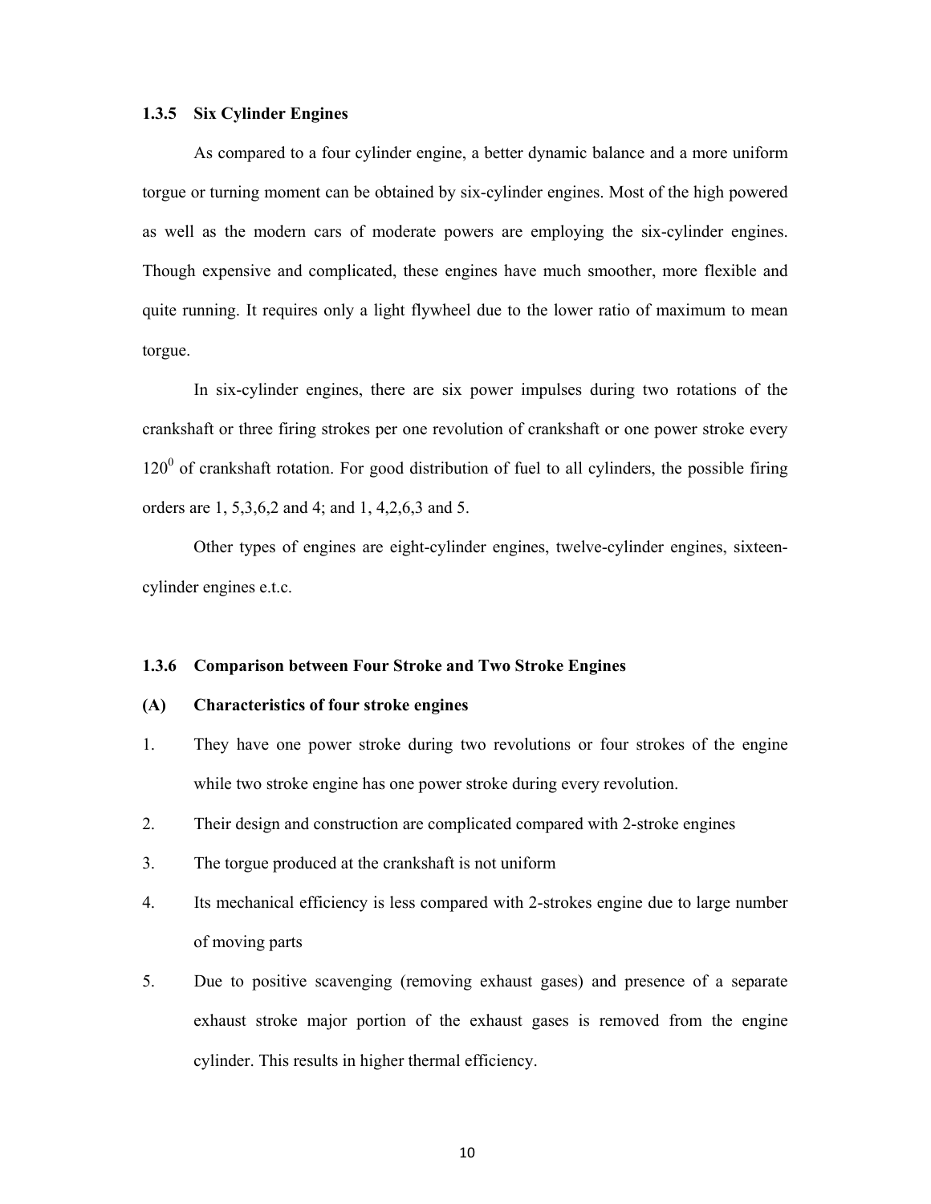### 1.3.5 Six Cylinder Engines

As compared to a four cylinder engine, a better dynamic balance and a more uniform torgue or turning moment can be obtained by six-cylinder engines. Most of the high powered as well as the modern cars of moderate powers are employing the six-cylinder engines. Though expensive and complicated, these engines have much smoother, more flexible and quite running. It requires only a light flywheel due to the lower ratio of maximum to mean torgue.

In six-cylinder engines, there are six power impulses during two rotations of the crankshaft or three firing strokes per one revolution of crankshaft or one power stroke every $120^0$ of crankshaft rotation. For good distribution of fuel to all cylinders, the possible firing orders are 1, 5,3,6,2 and 4; and 1, 4,2,6,3 and 5.

Other types of engines are eight-cylinder engines, twelve-cylinder engines, sixteen-cylinder engines e.t.c.

### 1.3.6 Comparison between Four Stroke and Two Stroke Engines

**(A) Characteristics of four stroke engines**

1. They have one power stroke during two revolutions or four strokes of the engine while two stroke engine has one power stroke during every revolution.
2. Their design and construction are complicated compared with 2-stroke engines
3. The torgue produced at the crankshaft is not uniform
4. Its mechanical efficiency is less compared with 2-strokes engine due to large number of moving parts
5. Due to positive scavenging (removing exhaust gases) and presence of a separate exhaust stroke major portion of the exhaust gases is removed from the engine cylinder. This results in higher thermal efficiency.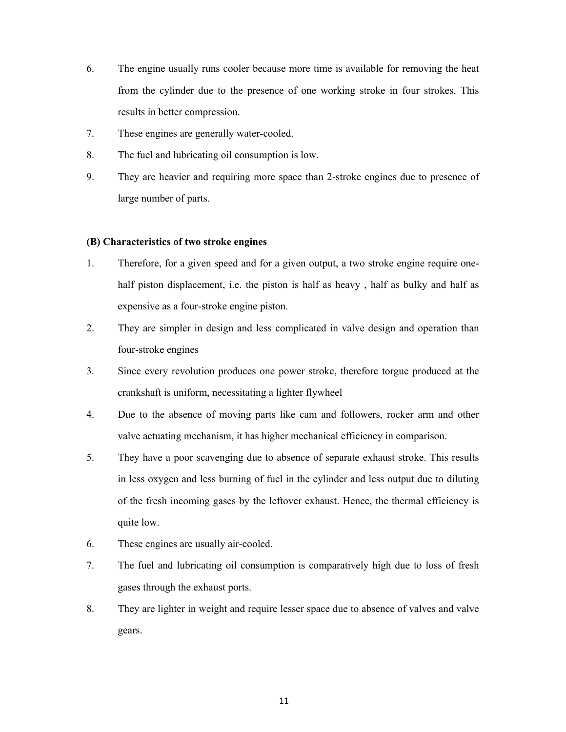6. The engine usually runs cooler because more time is available for removing the heat from the cylinder due to the presence of one working stroke in four strokes. This results in better compression.
7. These engines are generally water-cooled.
8. The fuel and lubricating oil consumption is low.
9. They are heavier and requiring more space than 2-stroke engines due to presence of large number of parts.

**(B) Characteristics of two stroke engines**

1. Therefore, for a given speed and for a given output, a two stroke engine require one-half piston displacement, i.e. the piston is half as heavy , half as bulky and half as expensive as a four-stroke engine piston.
2. They are simpler in design and less complicated in valve design and operation than four-stroke engines
3. Since every revolution produces one power stroke, therefore torgue produced at the crankshaft is uniform, necessitating a lighter flywheel
4. Due to the absence of moving parts like cam and followers, rocker arm and other valve actuating mechanism, it has higher mechanical efficiency in comparison.
5. They have a poor scavenging due to absence of separate exhaust stroke. This results in less oxygen and less burning of fuel in the cylinder and less output due to diluting of the fresh incoming gases by the leftover exhaust. Hence, the thermal efficiency is quite low.
6. These engines are usually air-cooled.
7. The fuel and lubricating oil consumption is comparatively high due to loss of fresh gases through the exhaust ports.
8. They are lighter in weight and require lesser space due to absence of valves and valve gears.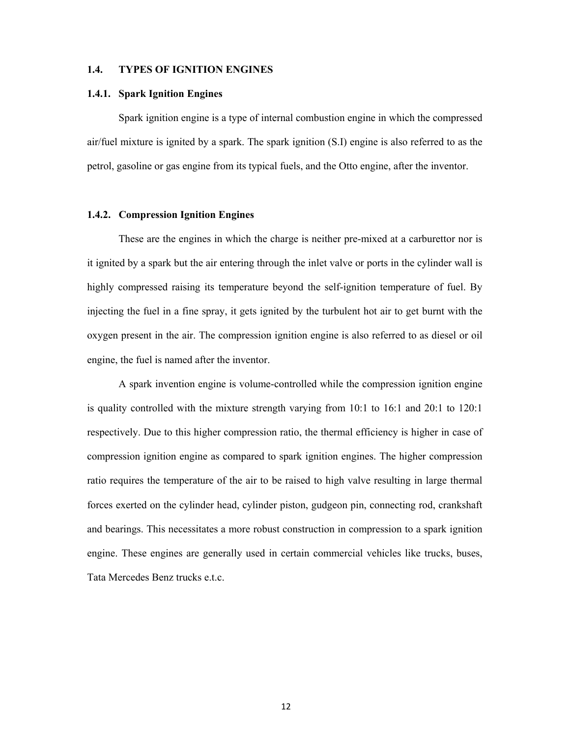## 1.4. TYPES OF IGNITION ENGINES

### 1.4.1. Spark Ignition Engines

Spark ignition engine is a type of internal combustion engine in which the compressed air/fuel mixture is ignited by a spark. The spark ignition (S.I) engine is also referred to as the petrol, gasoline or gas engine from its typical fuels, and the Otto engine, after the inventor.

### 1.4.2. Compression Ignition Engines

These are the engines in which the charge is neither pre-mixed at a carburettor nor is it ignited by a spark but the air entering through the inlet valve or ports in the cylinder wall is highly compressed raising its temperature beyond the self-ignition temperature of fuel. By injecting the fuel in a fine spray, it gets ignited by the turbulent hot air to get burnt with the oxygen present in the air. The compression ignition engine is also referred to as diesel or oil engine, the fuel is named after the inventor.

A spark invention engine is volume-controlled while the compression ignition engine is quality controlled with the mixture strength varying from 10:1 to 16:1 and 20:1 to 120:1 respectively. Due to this higher compression ratio, the thermal efficiency is higher in case of compression ignition engine as compared to spark ignition engines. The higher compression ratio requires the temperature of the air to be raised to high valve resulting in large thermal forces exerted on the cylinder head, cylinder piston, gudgeon pin, connecting rod, crankshaft and bearings. This necessitates a more robust construction in compression to a spark ignition engine. These engines are generally used in certain commercial vehicles like trucks, buses, Tata Mercedes Benz trucks e.t.c.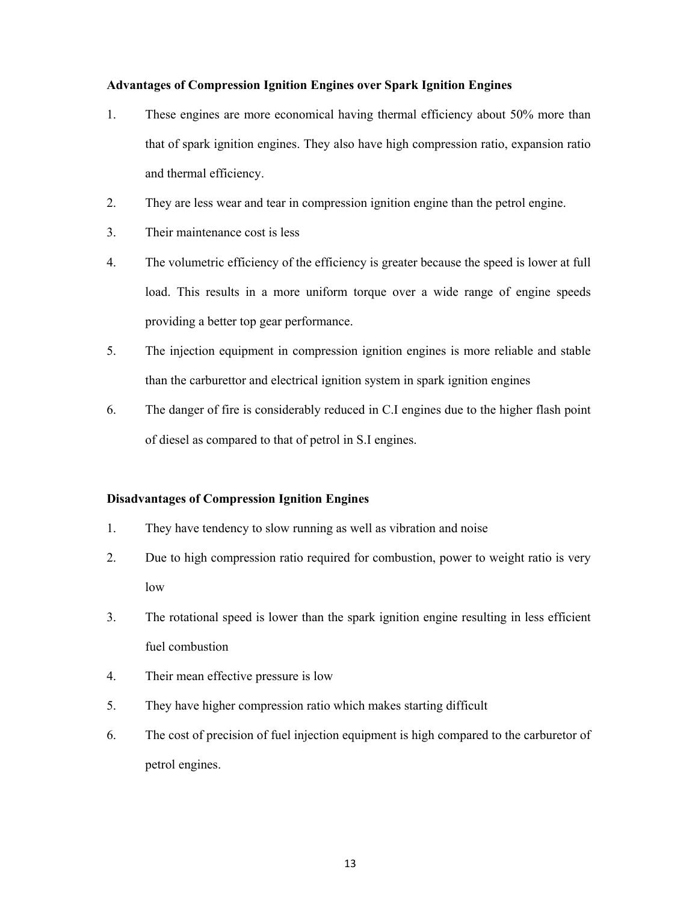**Advantages of Compression Ignition Engines over Spark Ignition Engines**

1. These engines are more economical having thermal efficiency about 50% more than that of spark ignition engines. They also have high compression ratio, expansion ratio and thermal efficiency.
2. They are less wear and tear in compression ignition engine than the petrol engine.
3. Their maintenance cost is less
4. The volumetric efficiency of the efficiency is greater because the speed is lower at full load. This results in a more uniform torque over a wide range of engine speeds providing a better top gear performance.
5. The injection equipment in compression ignition engines is more reliable and stable than the carburettor and electrical ignition system in spark ignition engines
6. The danger of fire is considerably reduced in C.I engines due to the higher flash point of diesel as compared to that of petrol in S.I engines.

**Disadvantages of Compression Ignition Engines**

1. They have tendency to slow running as well as vibration and noise
2. Due to high compression ratio required for combustion, power to weight ratio is very low
3. The rotational speed is lower than the spark ignition engine resulting in less efficient fuel combustion
4. Their mean effective pressure is low
5. They have higher compression ratio which makes starting difficult
6. The cost of precision of fuel injection equipment is high compared to the carburetor of petrol engines.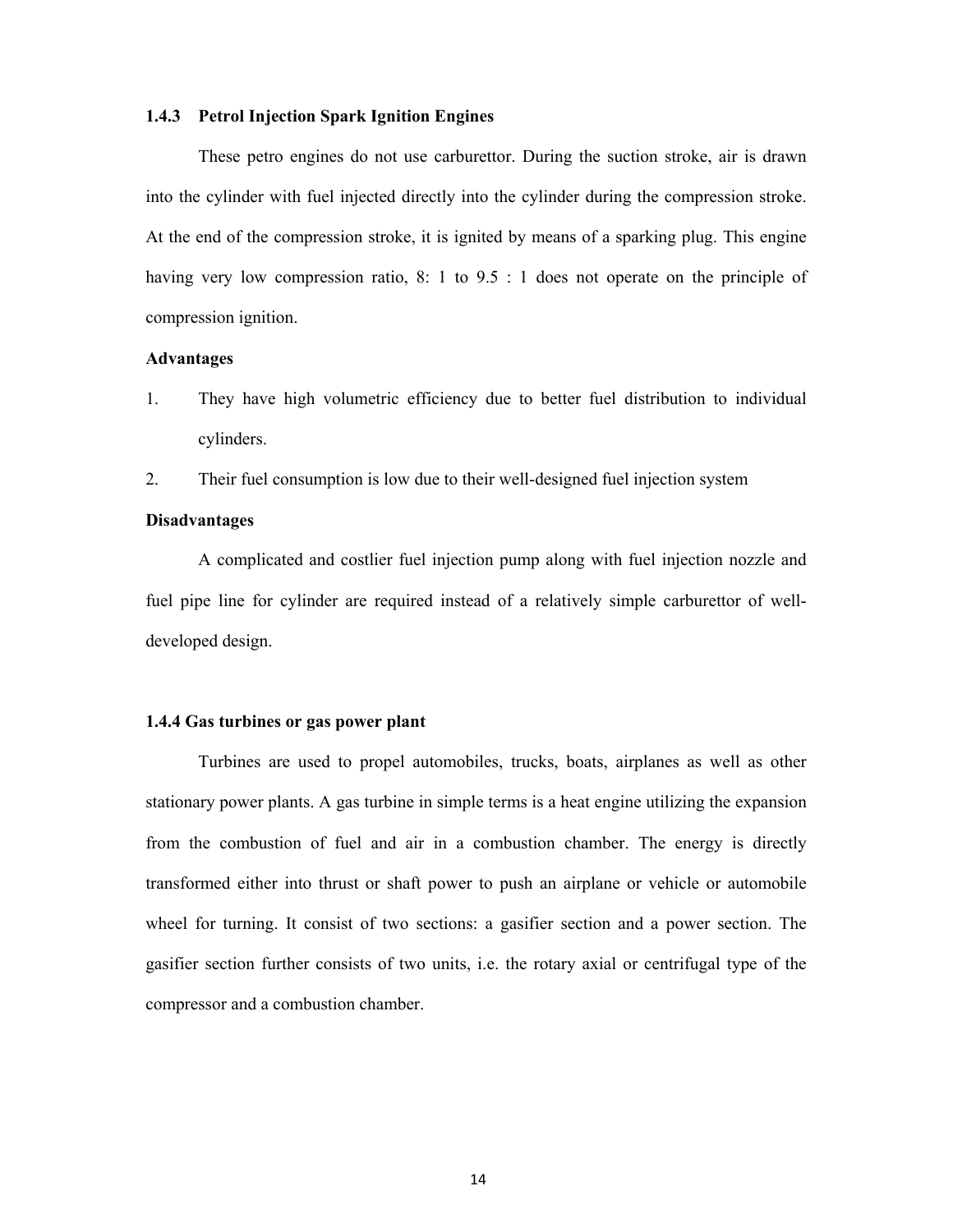### 1.4.3 Petrol Injection Spark Ignition Engines

These petro engines do not use carburettor. During the suction stroke, air is drawn into the cylinder with fuel injected directly into the cylinder during the compression stroke. At the end of the compression stroke, it is ignited by means of a sparking plug. This engine having very low compression ratio, 8: 1 to 9.5 : 1 does not operate on the principle of compression ignition.

**Advantages**

1. They have high volumetric efficiency due to better fuel distribution to individual cylinders.
2. Their fuel consumption is low due to their well-designed fuel injection system

**Disadvantages**

A complicated and costlier fuel injection pump along with fuel injection nozzle and fuel pipe line for cylinder are required instead of a relatively simple carburettor of well-developed design.

### 1.4.4 Gas turbines or gas power plant

Turbines are used to propel automobiles, trucks, boats, airplanes as well as other stationary power plants. A gas turbine in simple terms is a heat engine utilizing the expansion from the combustion of fuel and air in a combustion chamber. The energy is directly transformed either into thrust or shaft power to push an airplane or vehicle or automobile wheel for turning. It consist of two sections: a gasifier section and a power section. The gasifier section further consists of two units, i.e. the rotary axial or centrifugal type of the compressor and a combustion chamber.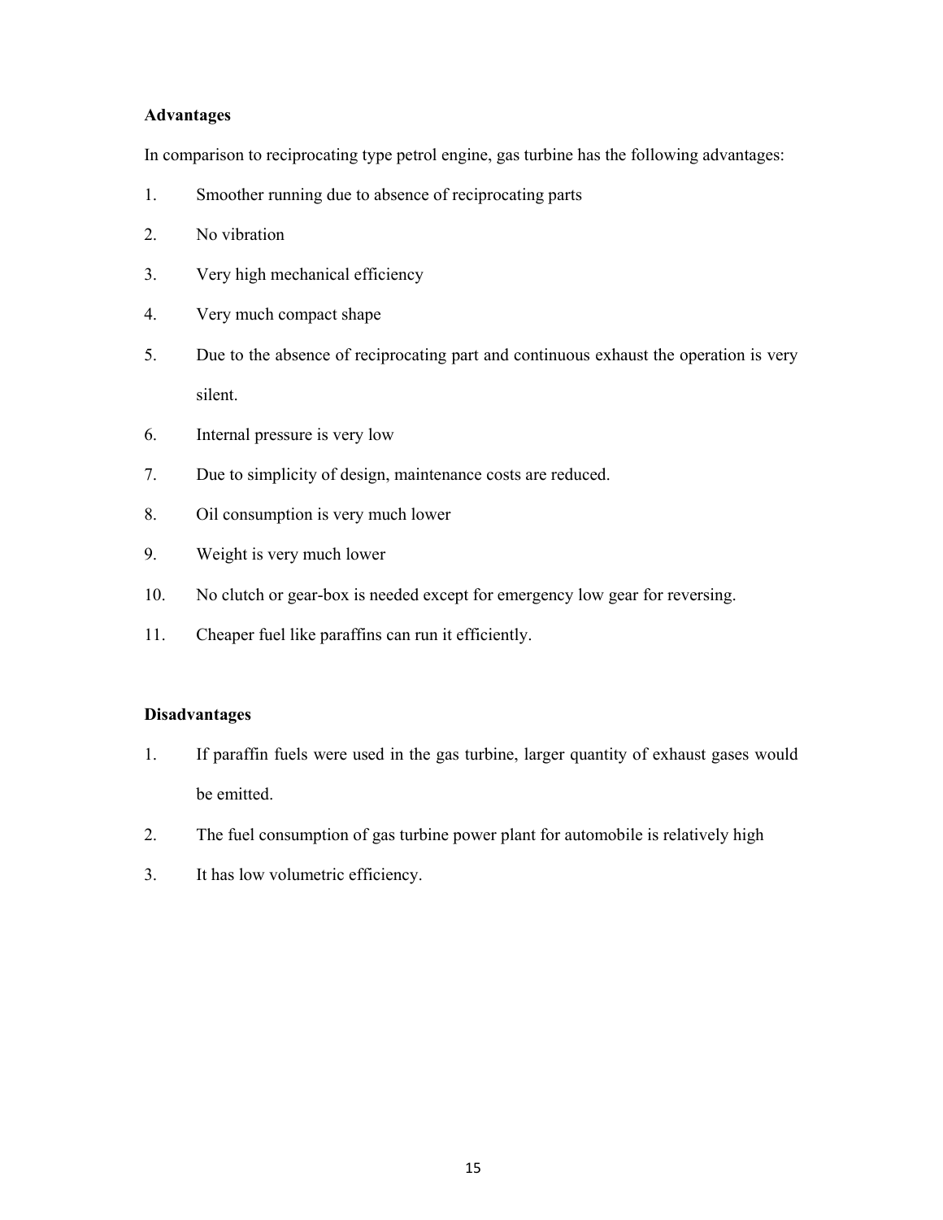**Advantages**

In comparison to reciprocating type petrol engine, gas turbine has the following advantages:

1. Smoother running due to absence of reciprocating parts
2. No vibration
3. Very high mechanical efficiency
4. Very much compact shape
5. Due to the absence of reciprocating part and continuous exhaust the operation is very silent.
6. Internal pressure is very low
7. Due to simplicity of design, maintenance costs are reduced.
8. Oil consumption is very much lower
9. Weight is very much lower
10. No clutch or gear-box is needed except for emergency low gear for reversing.
11. Cheaper fuel like paraffins can run it efficiently.

**Disadvantages**

1. If paraffin fuels were used in the gas turbine, larger quantity of exhaust gases would be emitted.
2. The fuel consumption of gas turbine power plant for automobile is relatively high
3. It has low volumetric efficiency.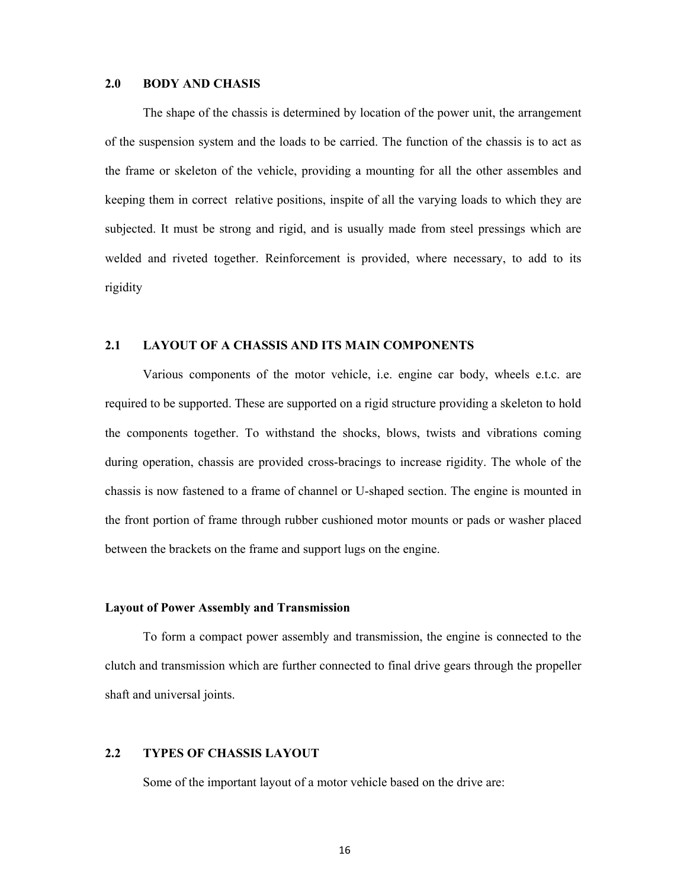## 2.0 BODY AND CHASIS

The shape of the chassis is determined by location of the power unit, the arrangement of the suspension system and the loads to be carried. The function of the chassis is to act as the frame or skeleton of the vehicle, providing a mounting for all the other assembles and keeping them in correct relative positions, inspite of all the varying loads to which they are subjected. It must be strong and rigid, and is usually made from steel pressings which are welded and riveted together. Reinforcement is provided, where necessary, to add to its rigidity

## 2.1 LAYOUT OF A CHASSIS AND ITS MAIN COMPONENTS

Various components of the motor vehicle, i.e. engine car body, wheels e.t.c. are required to be supported. These are supported on a rigid structure providing a skeleton to hold the components together. To withstand the shocks, blows, twists and vibrations coming during operation, chassis are provided cross-bracings to increase rigidity. The whole of the chassis is now fastened to a frame of channel or U-shaped section. The engine is mounted in the front portion of frame through rubber cushioned motor mounts or pads or washer placed between the brackets on the frame and support lugs on the engine.

### Layout of Power Assembly and Transmission

To form a compact power assembly and transmission, the engine is connected to the clutch and transmission which are further connected to final drive gears through the propeller shaft and universal joints.

## 2.2 TYPES OF CHASSIS LAYOUT

Some of the important layout of a motor vehicle based on the drive are: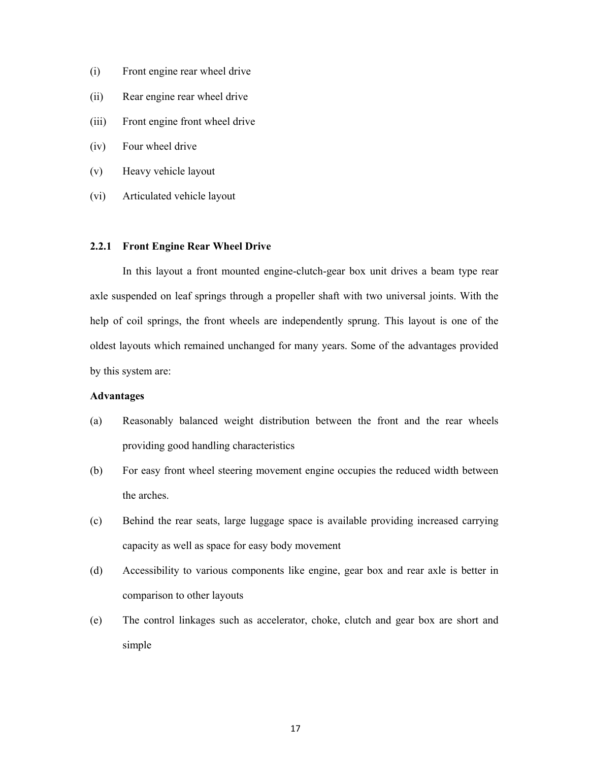(i) Front engine rear wheel drive

(ii) Rear engine rear wheel drive

(iii) Front engine front wheel drive

(iv) Four wheel drive

(v) Heavy vehicle layout

(vi) Articulated vehicle layout

### 2.2.1 Front Engine Rear Wheel Drive

In this layout a front mounted engine-clutch-gear box unit drives a beam type rear axle suspended on leaf springs through a propeller shaft with two universal joints. With the help of coil springs, the front wheels are independently sprung. This layout is one of the oldest layouts which remained unchanged for many years. Some of the advantages provided by this system are:

**Advantages**

(a) Reasonably balanced weight distribution between the front and the rear wheels providing good handling characteristics

(b) For easy front wheel steering movement engine occupies the reduced width between the arches.

(c) Behind the rear seats, large luggage space is available providing increased carrying capacity as well as space for easy body movement

(d) Accessibility to various components like engine, gear box and rear axle is better in comparison to other layouts

(e) The control linkages such as accelerator, choke, clutch and gear box are short and simple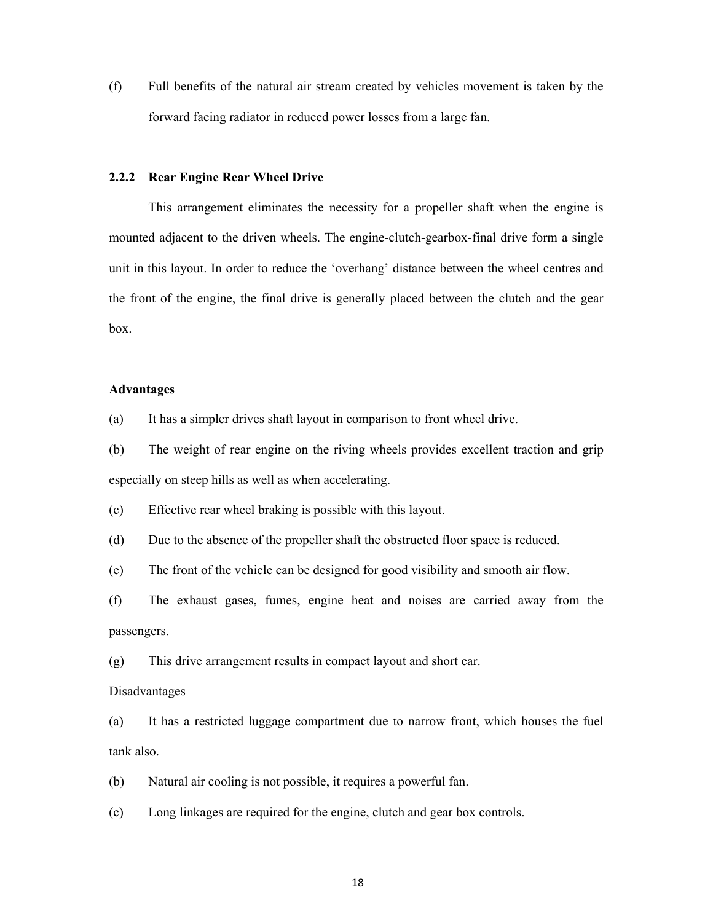(f) Full benefits of the natural air stream created by vehicles movement is taken by the forward facing radiator in reduced power losses from a large fan.

### 2.2.2 Rear Engine Rear Wheel Drive

This arrangement eliminates the necessity for a propeller shaft when the engine is mounted adjacent to the driven wheels. The engine-clutch-gearbox-final drive form a single unit in this layout. In order to reduce the 'overhang' distance between the wheel centres and the front of the engine, the final drive is generally placed between the clutch and the gear box.

**Advantages**

(a) It has a simpler drives shaft layout in comparison to front wheel drive.

(b) The weight of rear engine on the riving wheels provides excellent traction and grip especially on steep hills as well as when accelerating.

(c) Effective rear wheel braking is possible with this layout.

(d) Due to the absence of the propeller shaft the obstructed floor space is reduced.

(e) The front of the vehicle can be designed for good visibility and smooth air flow.

(f) The exhaust gases, fumes, engine heat and noises are carried away from the passengers.

(g) This drive arrangement results in compact layout and short car.

Disadvantages

(a) It has a restricted luggage compartment due to narrow front, which houses the fuel tank also.

(b) Natural air cooling is not possible, it requires a powerful fan.

(c) Long linkages are required for the engine, clutch and gear box controls.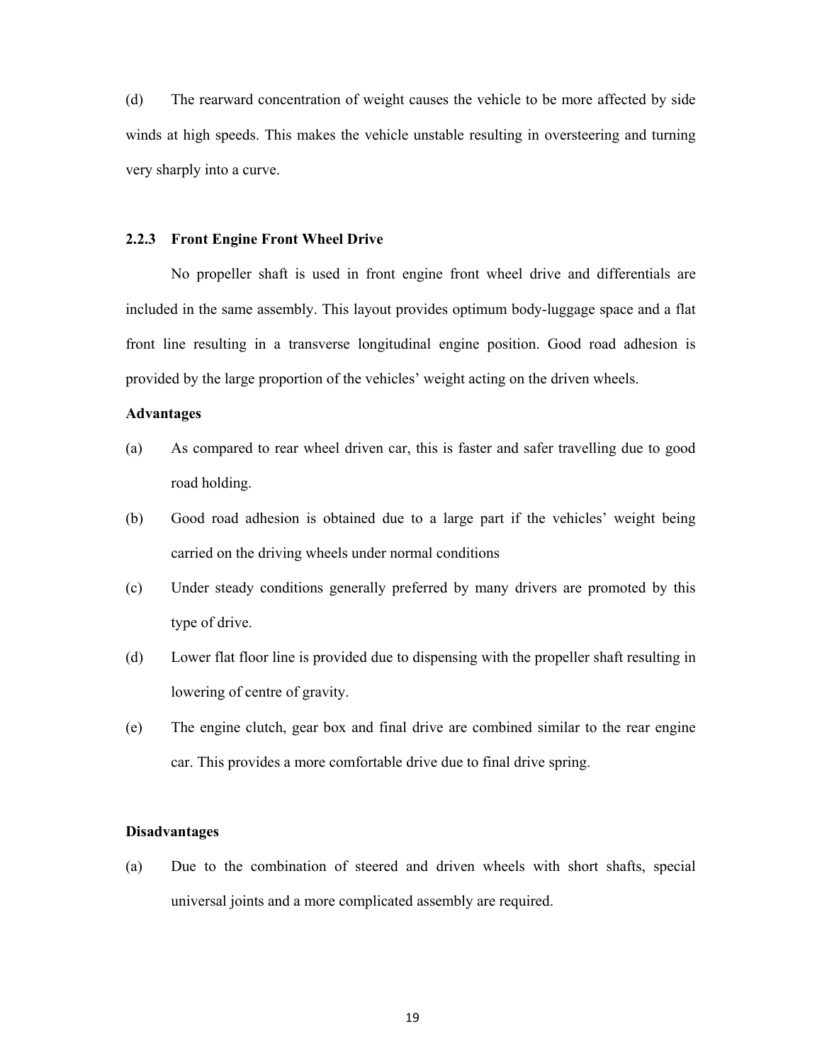(d) The rearward concentration of weight causes the vehicle to be more affected by side winds at high speeds. This makes the vehicle unstable resulting in oversteering and turning very sharply into a curve.

### 2.2.3 Front Engine Front Wheel Drive

No propeller shaft is used in front engine front wheel drive and differentials are included in the same assembly. This layout provides optimum body-luggage space and a flat front line resulting in a transverse longitudinal engine position. Good road adhesion is provided by the large proportion of the vehicles' weight acting on the driven wheels.

**Advantages**

(a) As compared to rear wheel driven car, this is faster and safer travelling due to good road holding.

(b) Good road adhesion is obtained due to a large part if the vehicles' weight being carried on the driving wheels under normal conditions

(c) Under steady conditions generally preferred by many drivers are promoted by this type of drive.

(d) Lower flat floor line is provided due to dispensing with the propeller shaft resulting in lowering of centre of gravity.

(e) The engine clutch, gear box and final drive are combined similar to the rear engine car. This provides a more comfortable drive due to final drive spring.

**Disadvantages**

(a) Due to the combination of steered and driven wheels with short shafts, special universal joints and a more complicated assembly are required.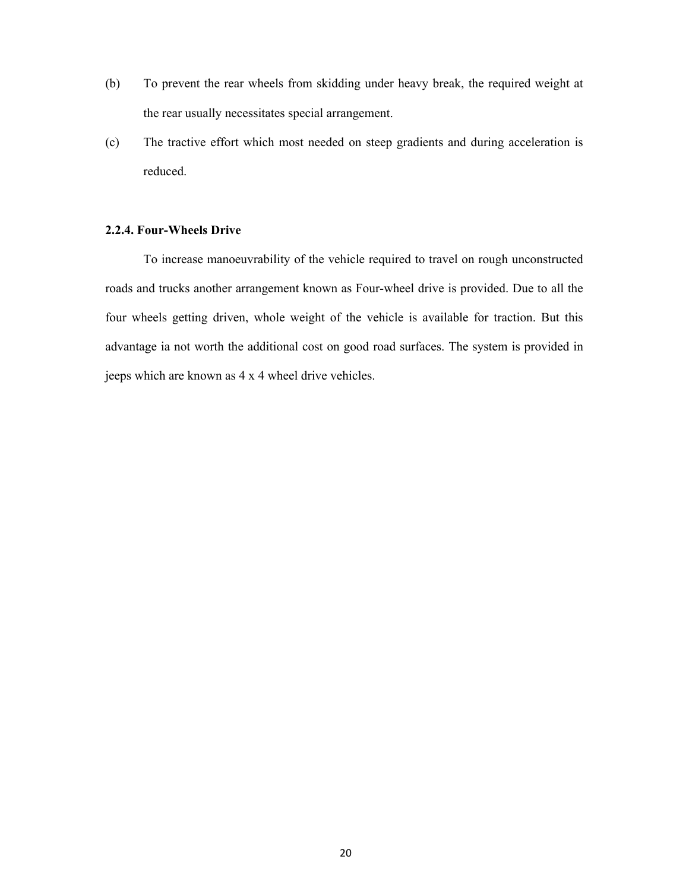(b) To prevent the rear wheels from skidding under heavy break, the required weight at the rear usually necessitates special arrangement.

(c) The tractive effort which most needed on steep gradients and during acceleration is reduced.

### 2.2.4. Four-Wheels Drive

To increase manoeuvrability of the vehicle required to travel on rough unconstructed roads and trucks another arrangement known as Four-wheel drive is provided. Due to all the four wheels getting driven, whole weight of the vehicle is available for traction. But this advantage ia not worth the additional cost on good road surfaces. The system is provided in jeeps which are known as 4 x 4 wheel drive vehicles.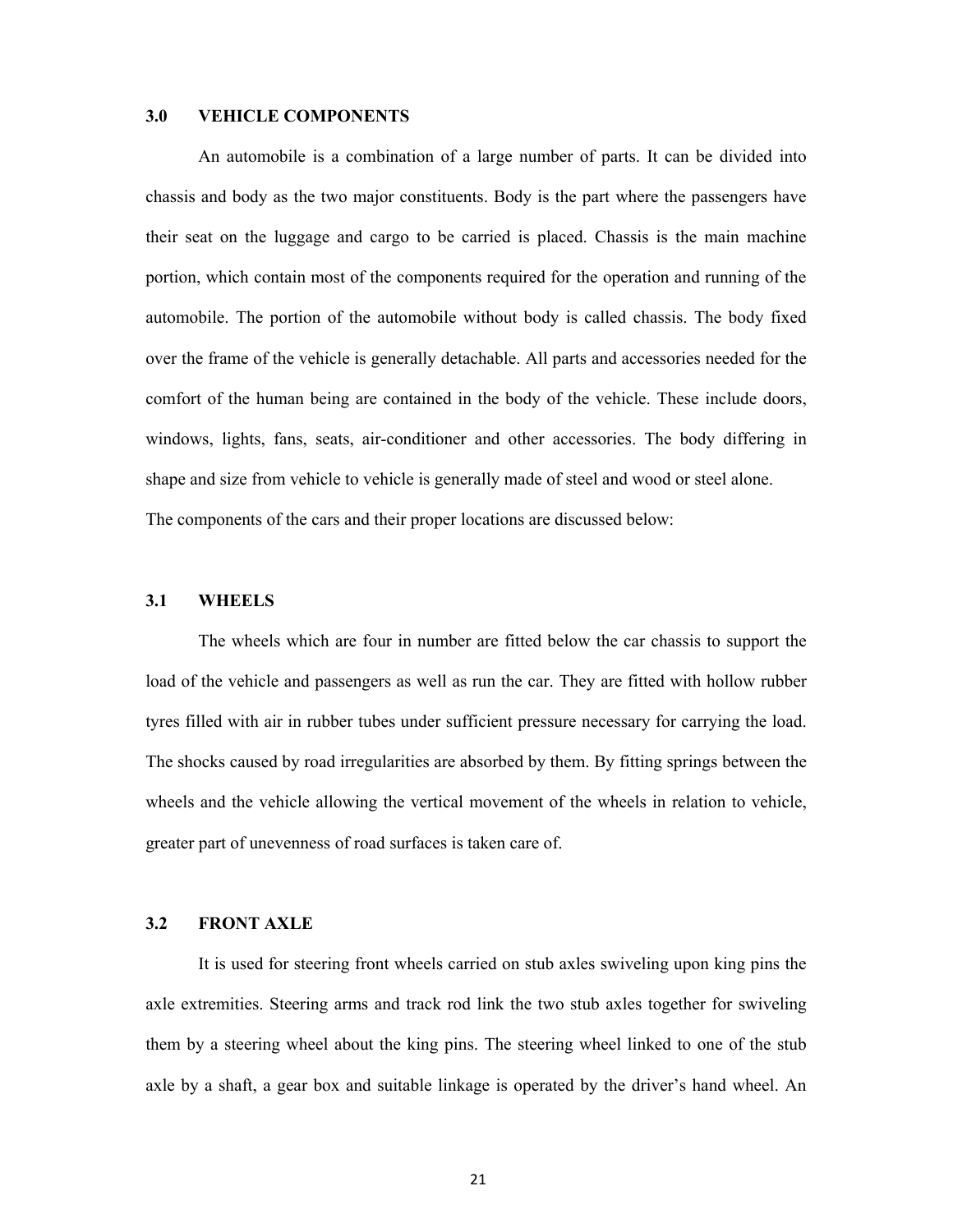## 3.0 VEHICLE COMPONENTS

An automobile is a combination of a large number of parts. It can be divided into chassis and body as the two major constituents. Body is the part where the passengers have their seat on the luggage and cargo to be carried is placed. Chassis is the main machine portion, which contain most of the components required for the operation and running of the automobile. The portion of the automobile without body is called chassis. The body fixed over the frame of the vehicle is generally detachable. All parts and accessories needed for the comfort of the human being are contained in the body of the vehicle. These include doors, windows, lights, fans, seats, air-conditioner and other accessories. The body differing in shape and size from vehicle to vehicle is generally made of steel and wood or steel alone.

The components of the cars and their proper locations are discussed below:

### 3.1 WHEELS

The wheels which are four in number are fitted below the car chassis to support the load of the vehicle and passengers as well as run the car. They are fitted with hollow rubber tyres filled with air in rubber tubes under sufficient pressure necessary for carrying the load. The shocks caused by road irregularities are absorbed by them. By fitting springs between the wheels and the vehicle allowing the vertical movement of the wheels in relation to vehicle, greater part of unevenness of road surfaces is taken care of.

### 3.2 FRONT AXLE

It is used for steering front wheels carried on stub axles swiveling upon king pins the axle extremities. Steering arms and track rod link the two stub axles together for swiveling them by a steering wheel about the king pins. The steering wheel linked to one of the stub axle by a shaft, a gear box and suitable linkage is operated by the driver's hand wheel. An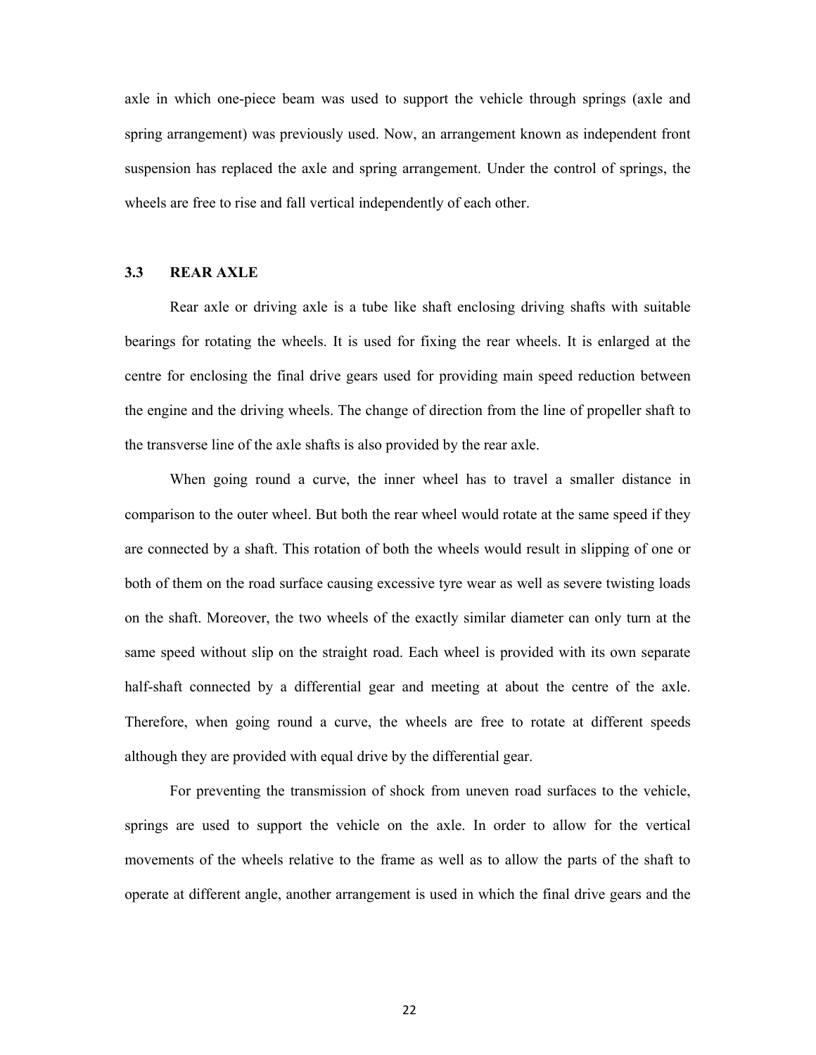axle in which one-piece beam was used to support the vehicle through springs (axle and spring arrangement) was previously used. Now, an arrangement known as independent front suspension has replaced the axle and spring arrangement. Under the control of springs, the wheels are free to rise and fall vertical independently of each other.

### 3.3 REAR AXLE

Rear axle or driving axle is a tube like shaft enclosing driving shafts with suitable bearings for rotating the wheels. It is used for fixing the rear wheels. It is enlarged at the centre for enclosing the final drive gears used for providing main speed reduction between the engine and the driving wheels. The change of direction from the line of propeller shaft to the transverse line of the axle shafts is also provided by the rear axle.

When going round a curve, the inner wheel has to travel a smaller distance in comparison to the outer wheel. But both the rear wheel would rotate at the same speed if they are connected by a shaft. This rotation of both the wheels would result in slipping of one or both of them on the road surface causing excessive tyre wear as well as severe twisting loads on the shaft. Moreover, the two wheels of the exactly similar diameter can only turn at the same speed without slip on the straight road. Each wheel is provided with its own separate half-shaft connected by a differential gear and meeting at about the centre of the axle. Therefore, when going round a curve, the wheels are free to rotate at different speeds although they are provided with equal drive by the differential gear.

For preventing the transmission of shock from uneven road surfaces to the vehicle, springs are used to support the vehicle on the axle. In order to allow for the vertical movements of the wheels relative to the frame as well as to allow the parts of the shaft to operate at different angle, another arrangement is used in which the final drive gears and the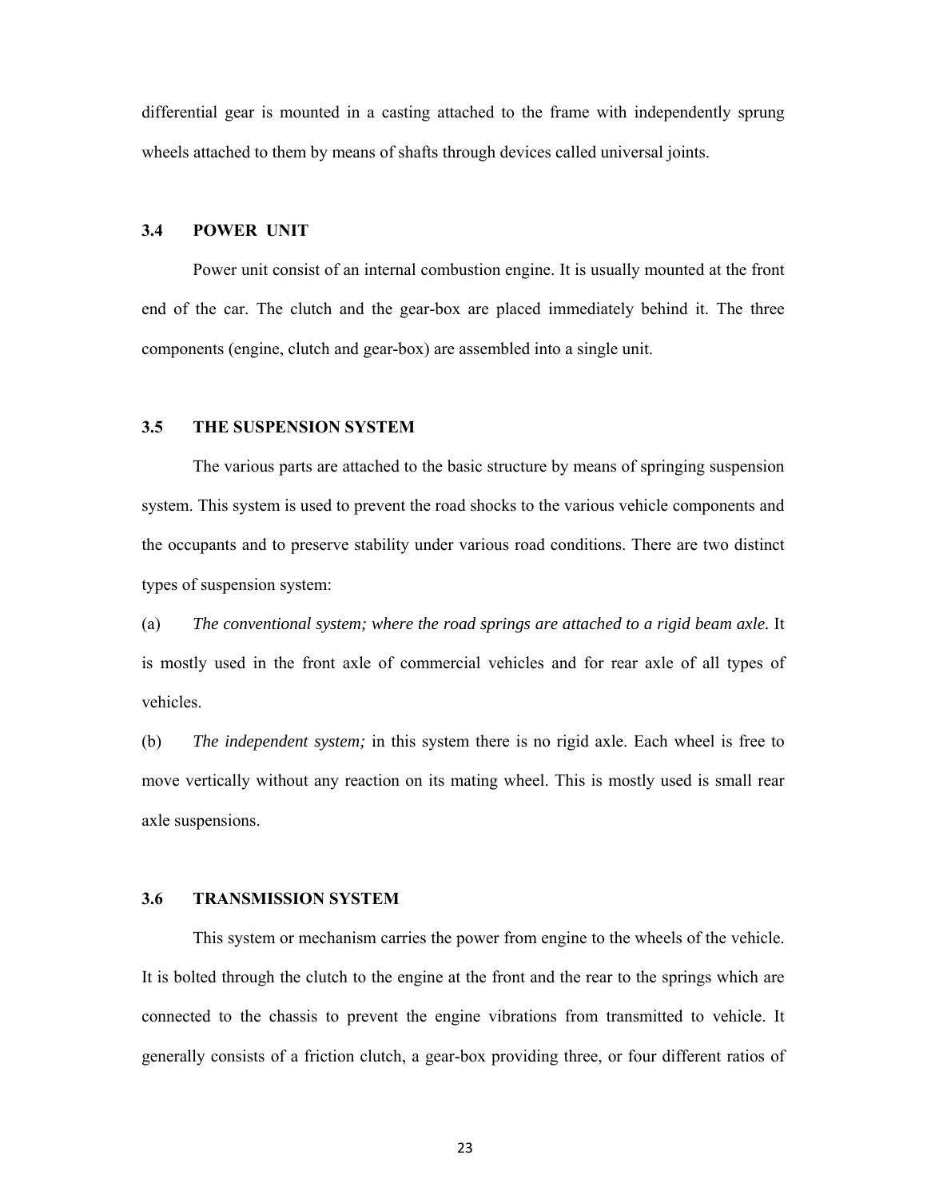differential gear is mounted in a casting attached to the frame with independently sprung wheels attached to them by means of shafts through devices called universal joints.

### 3.4 POWER UNIT

Power unit consist of an internal combustion engine. It is usually mounted at the front end of the car. The clutch and the gear-box are placed immediately behind it. The three components (engine, clutch and gear-box) are assembled into a single unit.

### 3.5 THE SUSPENSION SYSTEM

The various parts are attached to the basic structure by means of springing suspension system. This system is used to prevent the road shocks to the various vehicle components and the occupants and to preserve stability under various road conditions. There are two distinct types of suspension system:

(a) *The conventional system; where the road springs are attached to a rigid beam axle.* It is mostly used in the front axle of commercial vehicles and for rear axle of all types of vehicles.

(b) *The independent system;* in this system there is no rigid axle. Each wheel is free to move vertically without any reaction on its mating wheel. This is mostly used is small rear axle suspensions.

### 3.6 TRANSMISSION SYSTEM

This system or mechanism carries the power from engine to the wheels of the vehicle. It is bolted through the clutch to the engine at the front and the rear to the springs which are connected to the chassis to prevent the engine vibrations from transmitted to vehicle. It generally consists of a friction clutch, a gear-box providing three, or four different ratios of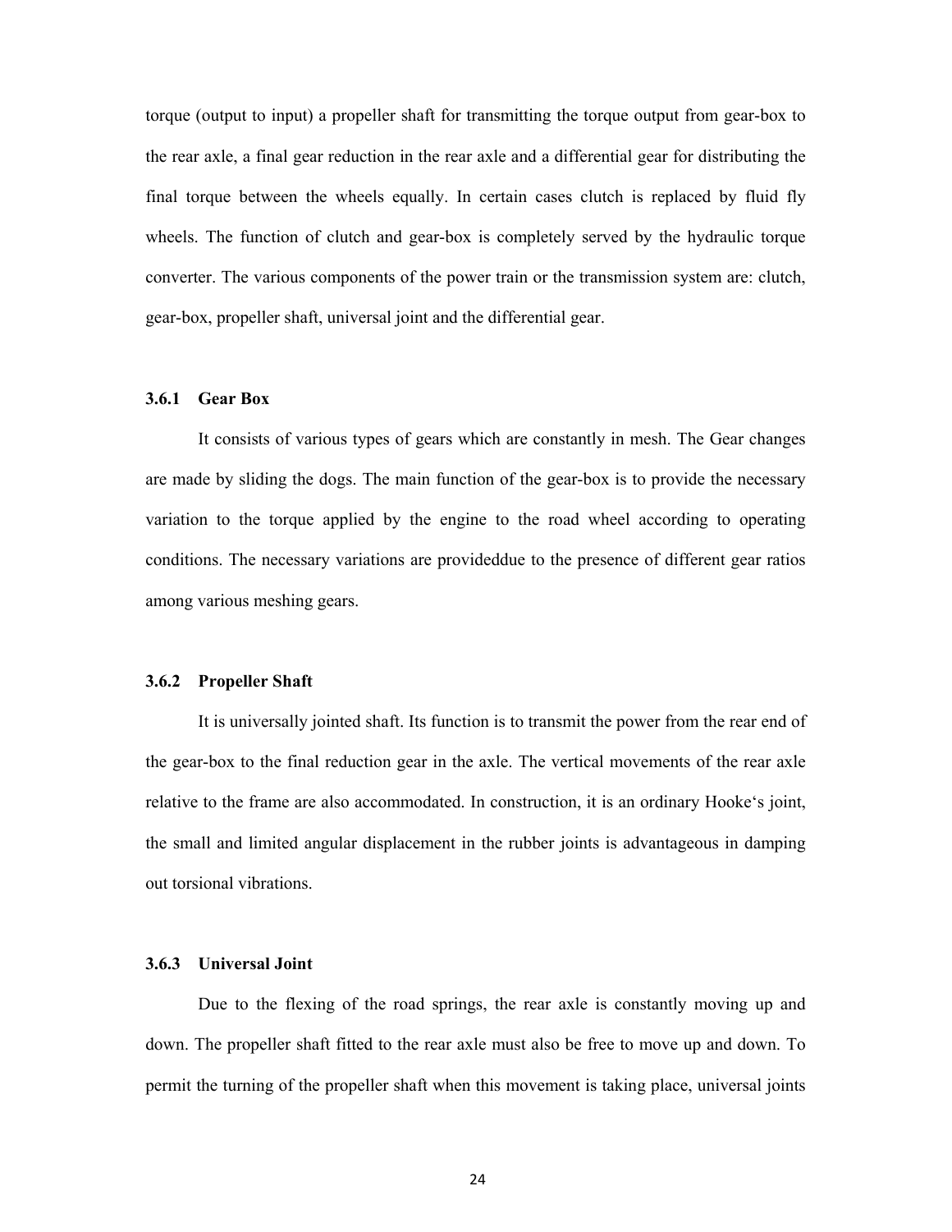torque (output to input) a propeller shaft for transmitting the torque output from gear-box to the rear axle, a final gear reduction in the rear axle and a differential gear for distributing the final torque between the wheels equally. In certain cases clutch is replaced by fluid fly wheels. The function of clutch and gear-box is completely served by the hydraulic torque converter. The various components of the power train or the transmission system are: clutch, gear-box, propeller shaft, universal joint and the differential gear.

### 3.6.1 Gear Box

It consists of various types of gears which are constantly in mesh. The Gear changes are made by sliding the dogs. The main function of the gear-box is to provide the necessary variation to the torque applied by the engine to the road wheel according to operating conditions. The necessary variations are provideddue to the presence of different gear ratios among various meshing gears.

### 3.6.2 Propeller Shaft

It is universally jointed shaft. Its function is to transmit the power from the rear end of the gear-box to the final reduction gear in the axle. The vertical movements of the rear axle relative to the frame are also accommodated. In construction, it is an ordinary Hooke‘s joint, the small and limited angular displacement in the rubber joints is advantageous in damping out torsional vibrations.

### 3.6.3 Universal Joint

Due to the flexing of the road springs, the rear axle is constantly moving up and down. The propeller shaft fitted to the rear axle must also be free to move up and down. To permit the turning of the propeller shaft when this movement is taking place, universal joints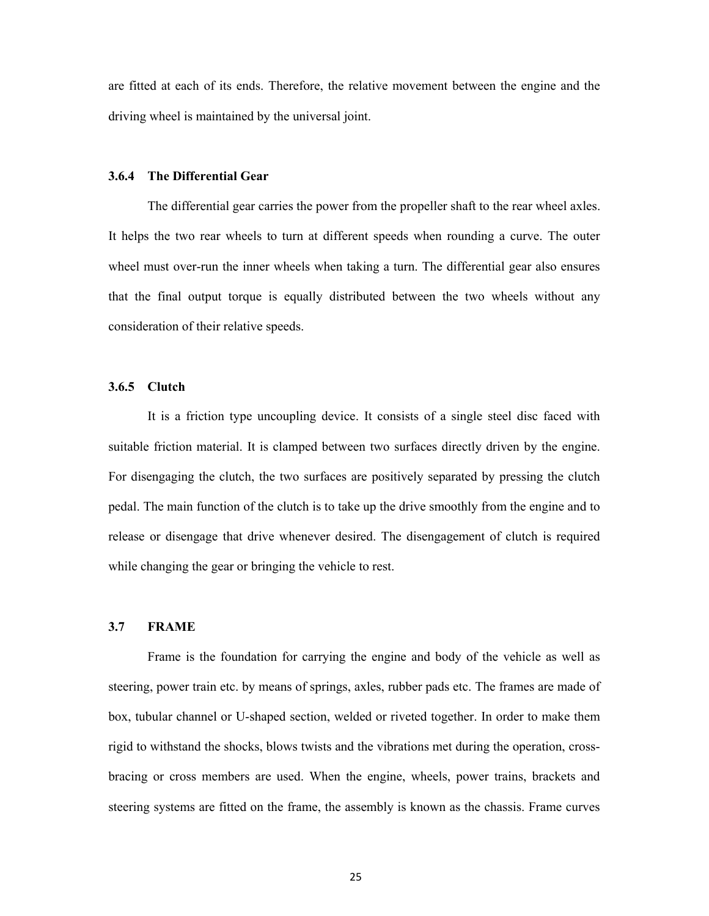are fitted at each of its ends. Therefore, the relative movement between the engine and the driving wheel is maintained by the universal joint.

### 3.6.4 The Differential Gear

The differential gear carries the power from the propeller shaft to the rear wheel axles. It helps the two rear wheels to turn at different speeds when rounding a curve. The outer wheel must over-run the inner wheels when taking a turn. The differential gear also ensures that the final output torque is equally distributed between the two wheels without any consideration of their relative speeds.

### 3.6.5 Clutch

It is a friction type uncoupling device. It consists of a single steel disc faced with suitable friction material. It is clamped between two surfaces directly driven by the engine. For disengaging the clutch, the two surfaces are positively separated by pressing the clutch pedal. The main function of the clutch is to take up the drive smoothly from the engine and to release or disengage that drive whenever desired. The disengagement of clutch is required while changing the gear or bringing the vehicle to rest.

## 3.7 FRAME

Frame is the foundation for carrying the engine and body of the vehicle as well as steering, power train etc. by means of springs, axles, rubber pads etc. The frames are made of box, tubular channel or U-shaped section, welded or riveted together. In order to make them rigid to withstand the shocks, blows twists and the vibrations met during the operation, cross-bracing or cross members are used. When the engine, wheels, power trains, brackets and steering systems are fitted on the frame, the assembly is known as the chassis. Frame curves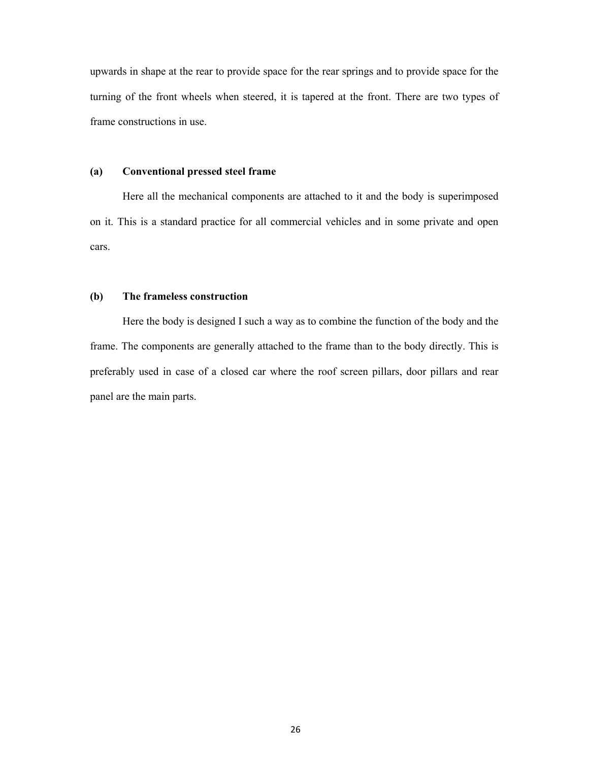upwards in shape at the rear to provide space for the rear springs and to provide space for the turning of the front wheels when steered, it is tapered at the front. There are two types of frame constructions in use.

**(a) Conventional pressed steel frame**

Here all the mechanical components are attached to it and the body is superimposed on it. This is a standard practice for all commercial vehicles and in some private and open cars.

**(b) The frameless construction**

Here the body is designed I such a way as to combine the function of the body and the frame. The components are generally attached to the frame than to the body directly. This is preferably used in case of a closed car where the roof screen pillars, door pillars and rear panel are the main parts.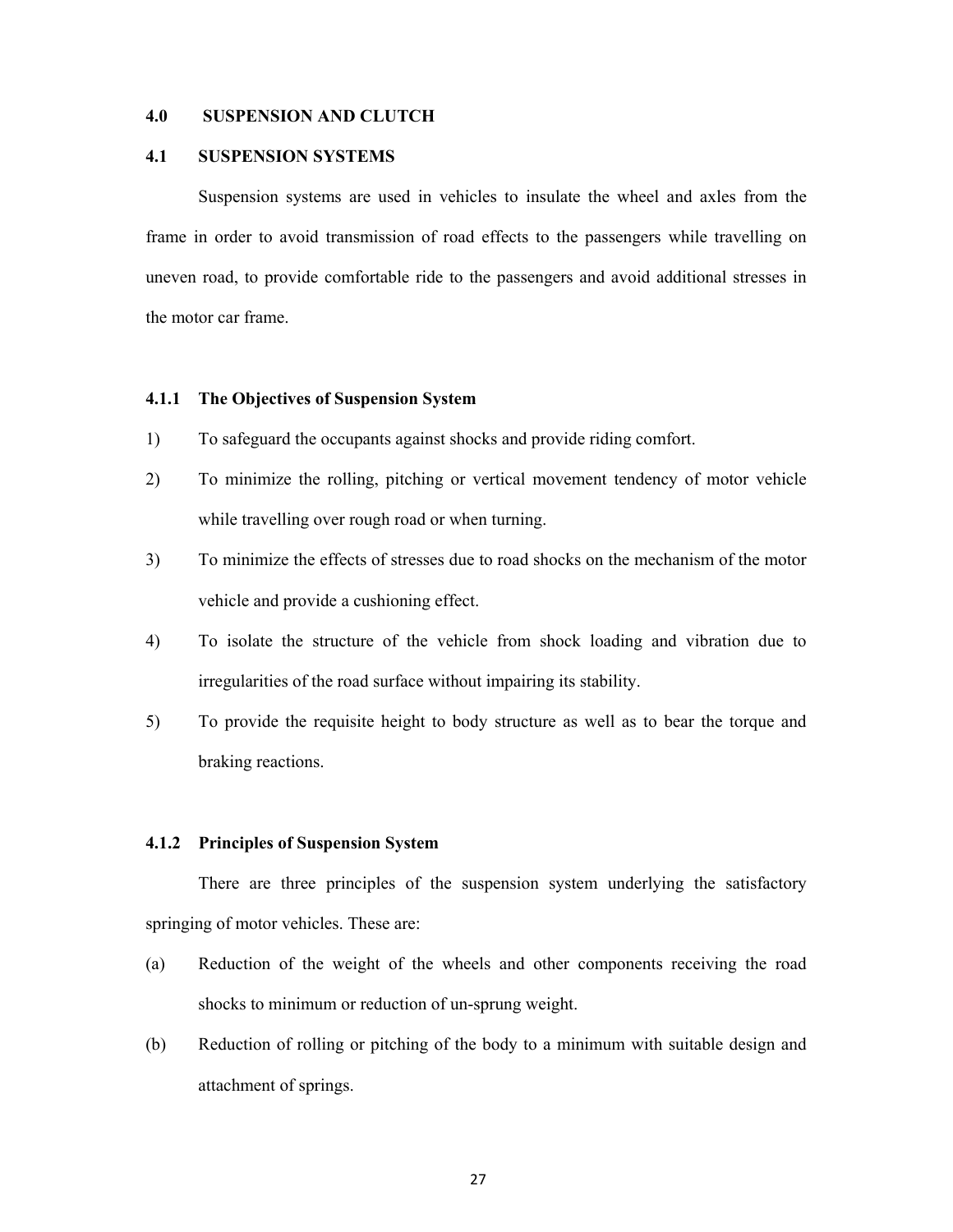## 4.0 SUSPENSION AND CLUTCH

### 4.1 SUSPENSION SYSTEMS

Suspension systems are used in vehicles to insulate the wheel and axles from the frame in order to avoid transmission of road effects to the passengers while travelling on uneven road, to provide comfortable ride to the passengers and avoid additional stresses in the motor car frame.

#### 4.1.1 The Objectives of Suspension System

1) To safeguard the occupants against shocks and provide riding comfort.
2) To minimize the rolling, pitching or vertical movement tendency of motor vehicle while travelling over rough road or when turning.
3) To minimize the effects of stresses due to road shocks on the mechanism of the motor vehicle and provide a cushioning effect.
4) To isolate the structure of the vehicle from shock loading and vibration due to irregularities of the road surface without impairing its stability.
5) To provide the requisite height to body structure as well as to bear the torque and braking reactions.

#### 4.1.2 Principles of Suspension System

There are three principles of the suspension system underlying the satisfactory springing of motor vehicles. These are:

(a) Reduction of the weight of the wheels and other components receiving the road shocks to minimum or reduction of un-sprung weight.

(b) Reduction of rolling or pitching of the body to a minimum with suitable design and attachment of springs.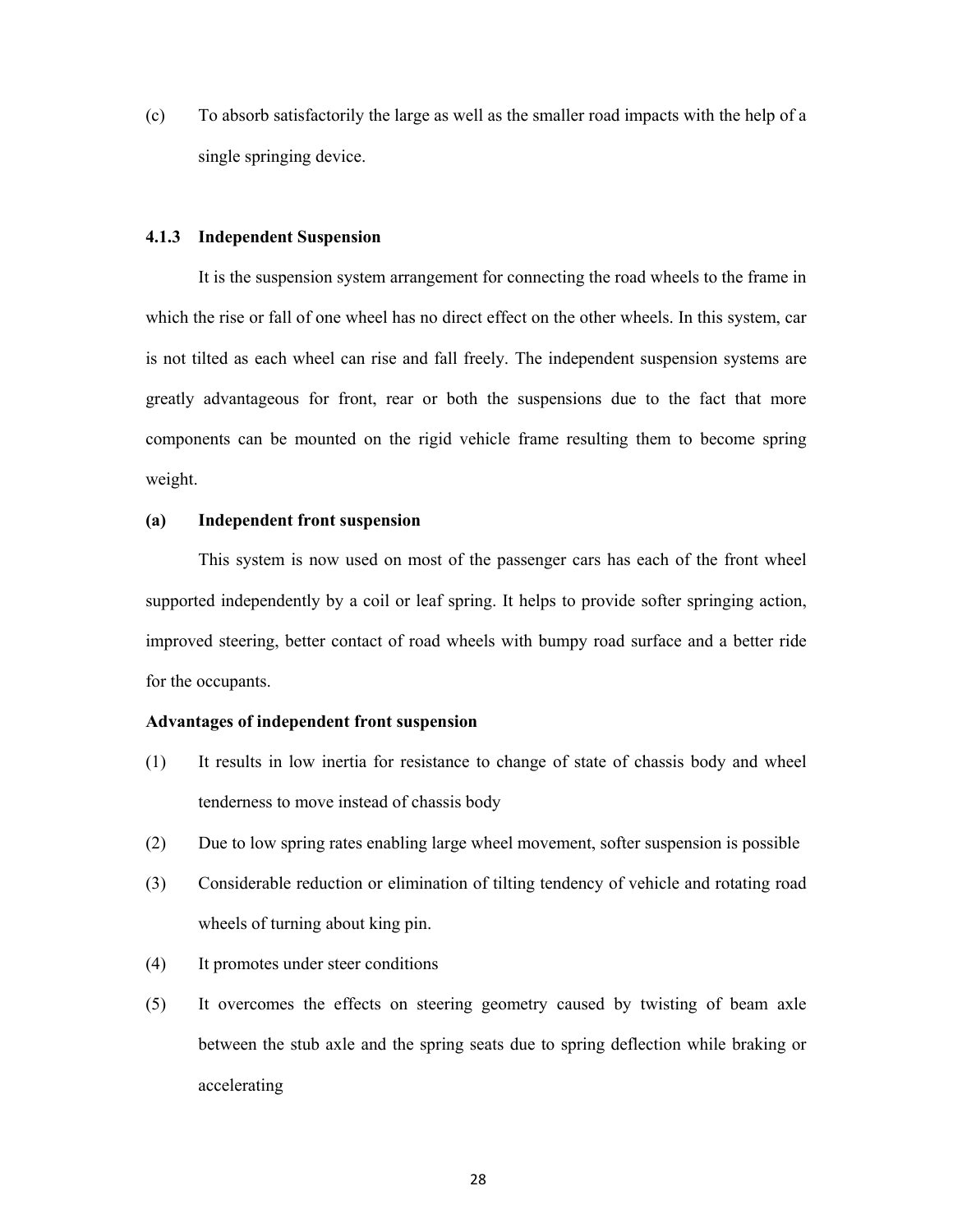(c) To absorb satisfactorily the large as well as the smaller road impacts with the help of a single springing device.

### 4.1.3 Independent Suspension

It is the suspension system arrangement for connecting the road wheels to the frame in which the rise or fall of one wheel has no direct effect on the other wheels. In this system, car is not tilted as each wheel can rise and fall freely. The independent suspension systems are greatly advantageous for front, rear or both the suspensions due to the fact that more components can be mounted on the rigid vehicle frame resulting them to become spring weight.

**(a) Independent front suspension**

This system is now used on most of the passenger cars has each of the front wheel supported independently by a coil or leaf spring. It helps to provide softer springing action, improved steering, better contact of road wheels with bumpy road surface and a better ride for the occupants.

**Advantages of independent front suspension**

(1) It results in low inertia for resistance to change of state of chassis body and wheel tenderness to move instead of chassis body

(2) Due to low spring rates enabling large wheel movement, softer suspension is possible

(3) Considerable reduction or elimination of tilting tendency of vehicle and rotating road wheels of turning about king pin.

(4) It promotes under steer conditions

(5) It overcomes the effects on steering geometry caused by twisting of beam axle between the stub axle and the spring seats due to spring deflection while braking or accelerating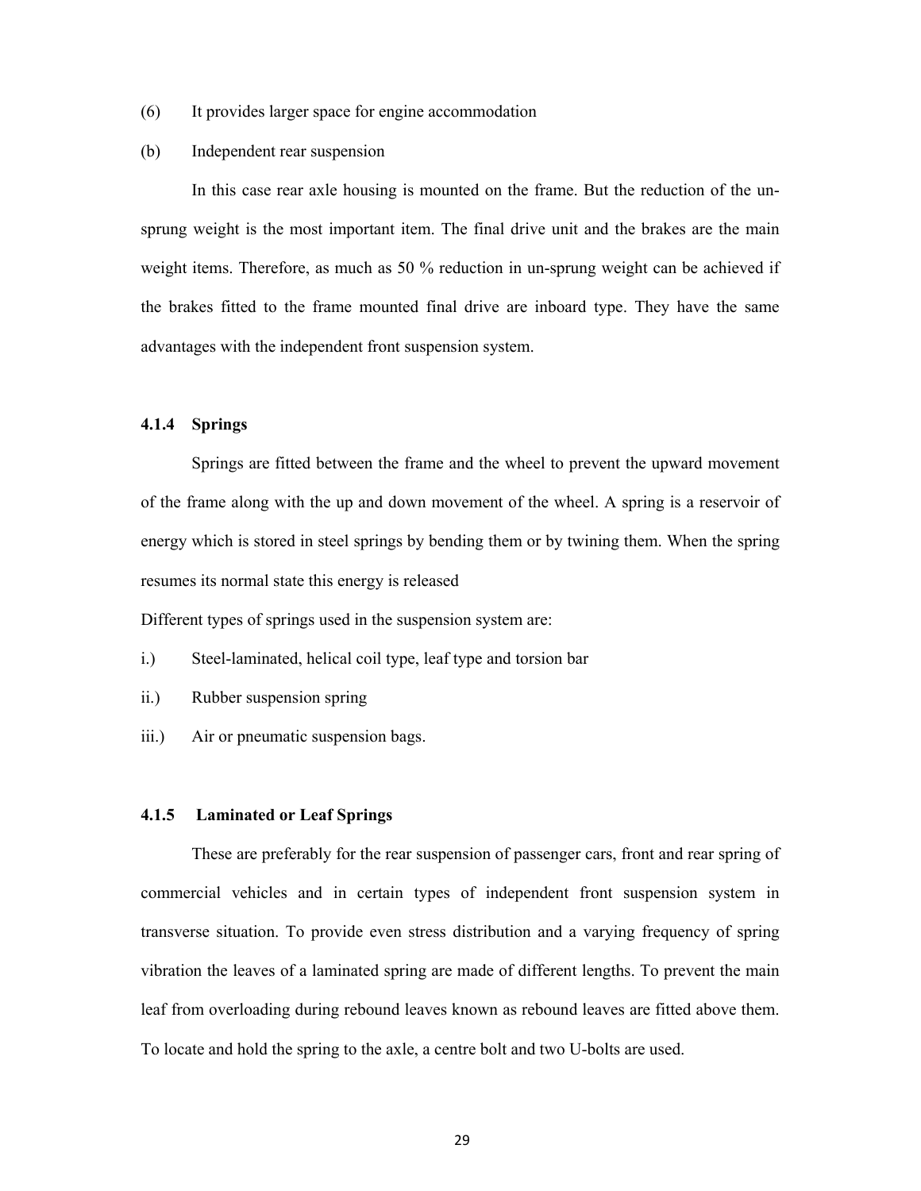(6) It provides larger space for engine accommodation

(b) Independent rear suspension

In this case rear axle housing is mounted on the frame. But the reduction of the un-sprung weight is the most important item. The final drive unit and the brakes are the main weight items. Therefore, as much as 50 % reduction in un-sprung weight can be achieved if the brakes fitted to the frame mounted final drive are inboard type. They have the same advantages with the independent front suspension system.

### 4.1.4 Springs

Springs are fitted between the frame and the wheel to prevent the upward movement of the frame along with the up and down movement of the wheel. A spring is a reservoir of energy which is stored in steel springs by bending them or by twining them. When the spring resumes its normal state this energy is released

Different types of springs used in the suspension system are:

i.) Steel-laminated, helical coil type, leaf type and torsion bar

ii.) Rubber suspension spring

iii.) Air or pneumatic suspension bags.

### 4.1.5 Laminated or Leaf Springs

These are preferably for the rear suspension of passenger cars, front and rear spring of commercial vehicles and in certain types of independent front suspension system in transverse situation. To provide even stress distribution and a varying frequency of spring vibration the leaves of a laminated spring are made of different lengths. To prevent the main leaf from overloading during rebound leaves known as rebound leaves are fitted above them. To locate and hold the spring to the axle, a centre bolt and two U-bolts are used.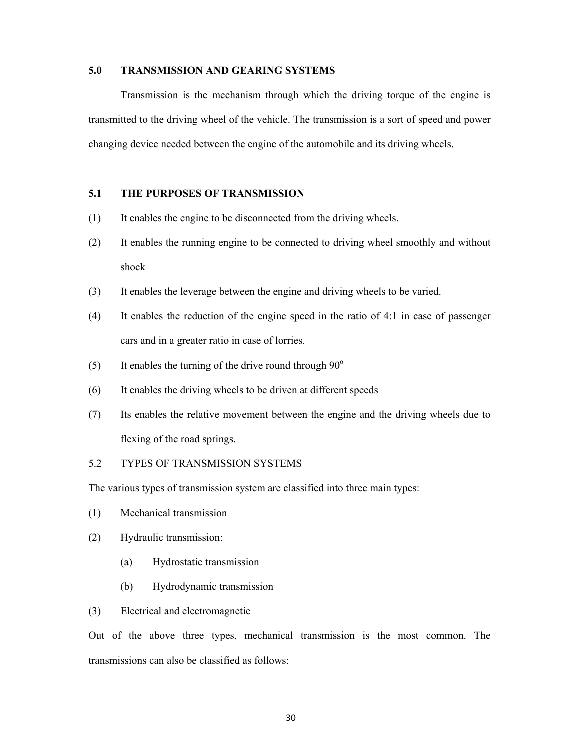## 5.0 TRANSMISSION AND GEARING SYSTEMS

Transmission is the mechanism through which the driving torque of the engine is transmitted to the driving wheel of the vehicle. The transmission is a sort of speed and power changing device needed between the engine of the automobile and its driving wheels.

## 5.1 THE PURPOSES OF TRANSMISSION

(1) It enables the engine to be disconnected from the driving wheels.

(2) It enables the running engine to be connected to driving wheel smoothly and without shock

(3) It enables the leverage between the engine and driving wheels to be varied.

(4) It enables the reduction of the engine speed in the ratio of 4:1 in case of passenger cars and in a greater ratio in case of lorries.

(5) It enables the turning of the drive round through $90^o$

(6) It enables the driving wheels to be driven at different speeds

(7) Its enables the relative movement between the engine and the driving wheels due to flexing of the road springs.

5.2 TYPES OF TRANSMISSION SYSTEMS

The various types of transmission system are classified into three main types:

(1) Mechanical transmission

(2) Hydraulic transmission:

  (a) Hydrostatic transmission

  (b) Hydrodynamic transmission

(3) Electrical and electromagnetic

Out of the above three types, mechanical transmission is the most common. The transmissions can also be classified as follows: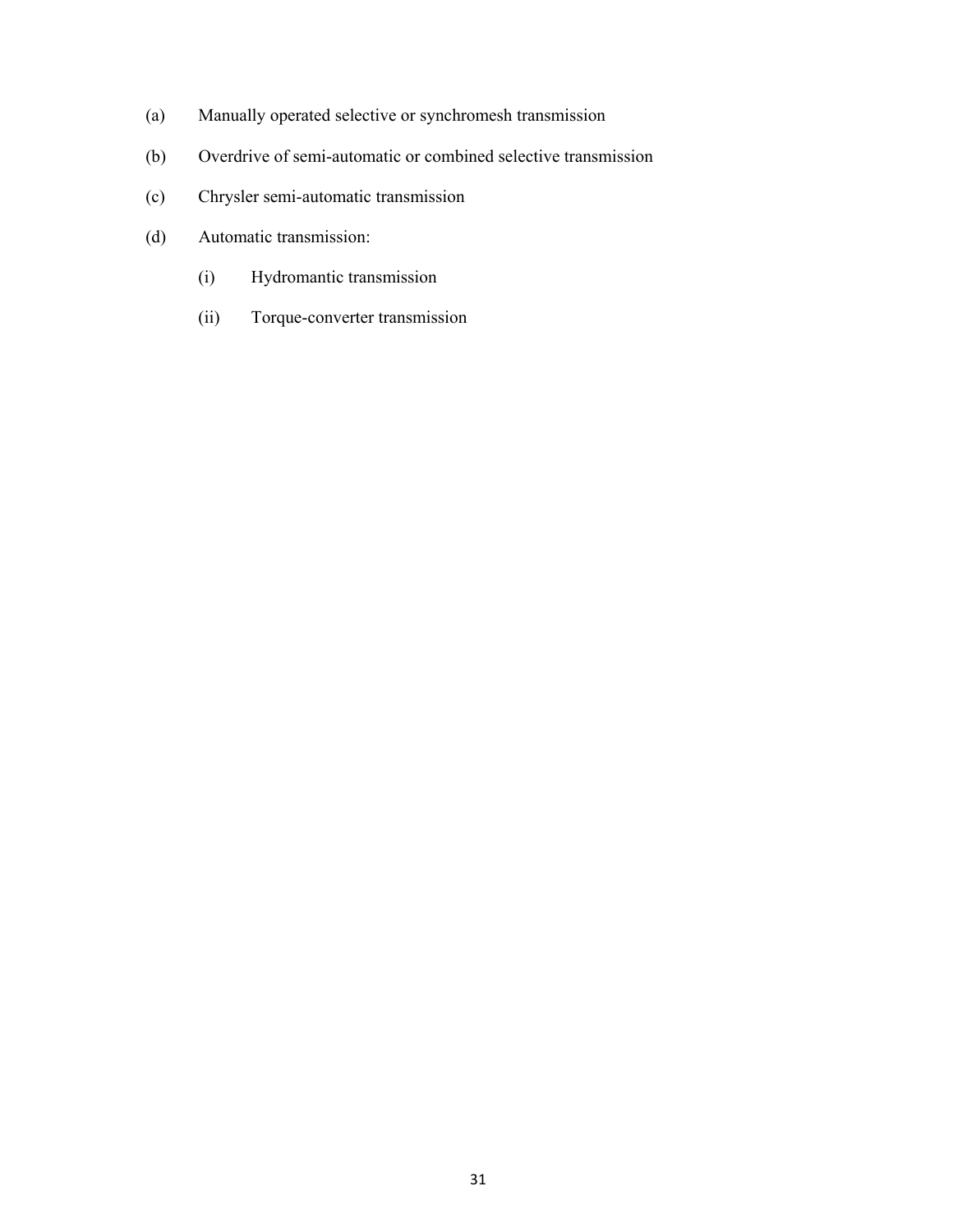(a) Manually operated selective or synchromesh transmission

(b) Overdrive of semi-automatic or combined selective transmission

(c) Chrysler semi-automatic transmission

(d) Automatic transmission:

  (i) Hydromantic transmission

  (ii) Torque-converter transmission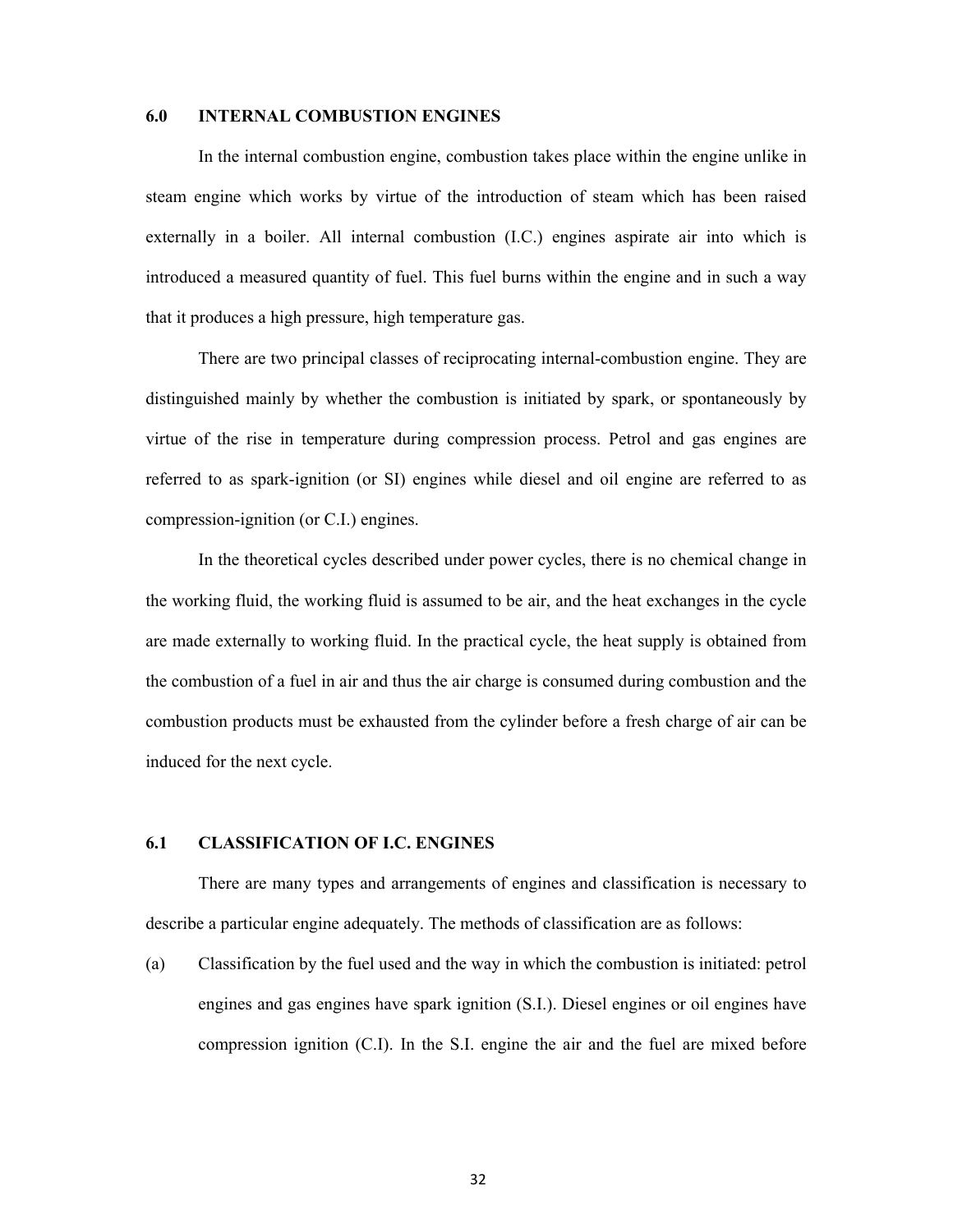## 6.0 INTERNAL COMBUSTION ENGINES

In the internal combustion engine, combustion takes place within the engine unlike in steam engine which works by virtue of the introduction of steam which has been raised externally in a boiler. All internal combustion (I.C.) engines aspirate air into which is introduced a measured quantity of fuel. This fuel burns within the engine and in such a way that it produces a high pressure, high temperature gas.

There are two principal classes of reciprocating internal-combustion engine. They are distinguished mainly by whether the combustion is initiated by spark, or spontaneously by virtue of the rise in temperature during compression process. Petrol and gas engines are referred to as spark-ignition (or SI) engines while diesel and oil engine are referred to as compression-ignition (or C.I.) engines.

In the theoretical cycles described under power cycles, there is no chemical change in the working fluid, the working fluid is assumed to be air, and the heat exchanges in the cycle are made externally to working fluid. In the practical cycle, the heat supply is obtained from the combustion of a fuel in air and thus the air charge is consumed during combustion and the combustion products must be exhausted from the cylinder before a fresh charge of air can be induced for the next cycle.

## 6.1 CLASSIFICATION OF I.C. ENGINES

There are many types and arrangements of engines and classification is necessary to describe a particular engine adequately. The methods of classification are as follows:

(a) Classification by the fuel used and the way in which the combustion is initiated: petrol engines and gas engines have spark ignition (S.I.). Diesel engines or oil engines have compression ignition (C.I). In the S.I. engine the air and the fuel are mixed before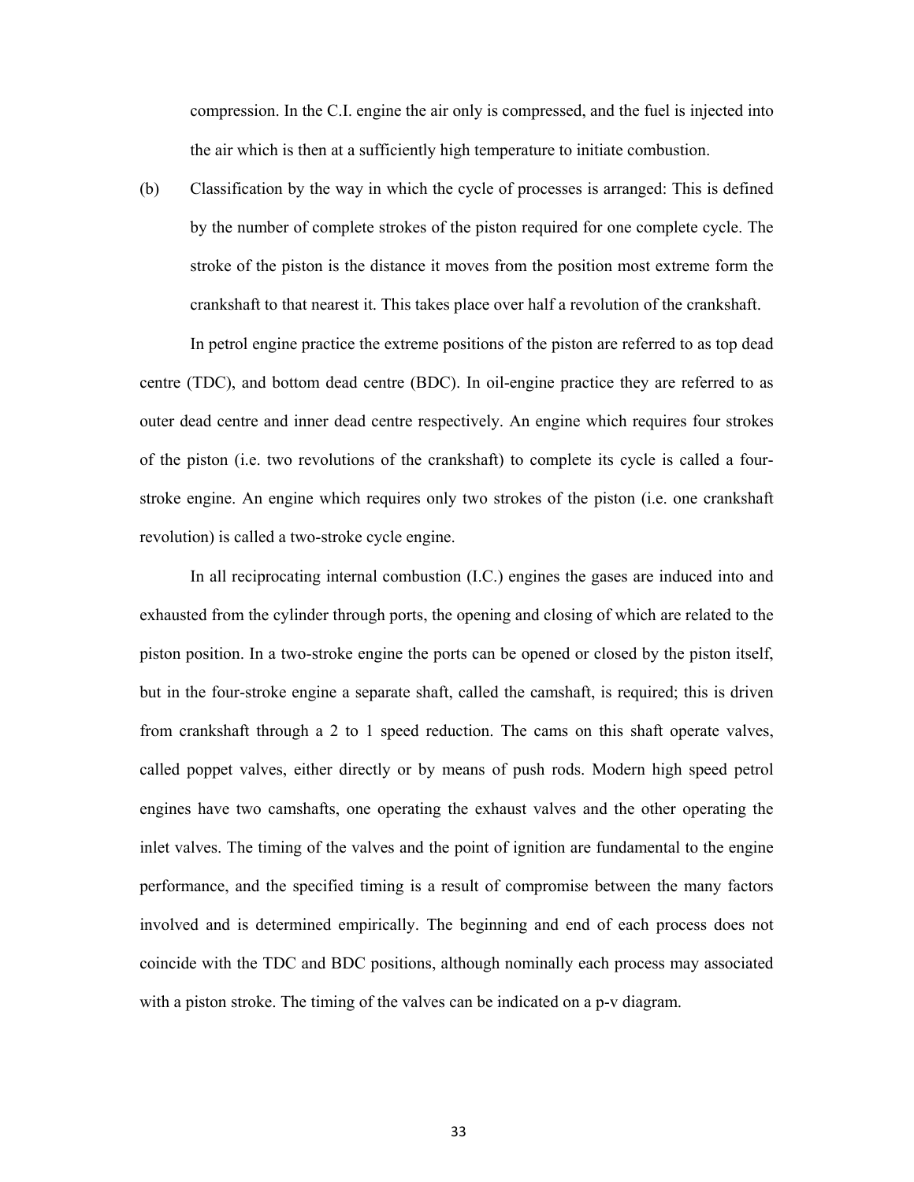compression. In the C.I. engine the air only is compressed, and the fuel is injected into the air which is then at a sufficiently high temperature to initiate combustion.

(b) Classification by the way in which the cycle of processes is arranged: This is defined by the number of complete strokes of the piston required for one complete cycle. The stroke of the piston is the distance it moves from the position most extreme form the crankshaft to that nearest it. This takes place over half a revolution of the crankshaft.

In petrol engine practice the extreme positions of the piston are referred to as top dead centre (TDC), and bottom dead centre (BDC). In oil-engine practice they are referred to as outer dead centre and inner dead centre respectively. An engine which requires four strokes of the piston (i.e. two revolutions of the crankshaft) to complete its cycle is called a four-stroke engine. An engine which requires only two strokes of the piston (i.e. one crankshaft revolution) is called a two-stroke cycle engine.

In all reciprocating internal combustion (I.C.) engines the gases are induced into and exhausted from the cylinder through ports, the opening and closing of which are related to the piston position. In a two-stroke engine the ports can be opened or closed by the piston itself, but in the four-stroke engine a separate shaft, called the camshaft, is required; this is driven from crankshaft through a 2 to 1 speed reduction. The cams on this shaft operate valves, called poppet valves, either directly or by means of push rods. Modern high speed petrol engines have two camshafts, one operating the exhaust valves and the other operating the inlet valves. The timing of the valves and the point of ignition are fundamental to the engine performance, and the specified timing is a result of compromise between the many factors involved and is determined empirically. The beginning and end of each process does not coincide with the TDC and BDC positions, although nominally each process may associated with a piston stroke. The timing of the valves can be indicated on a p-v diagram.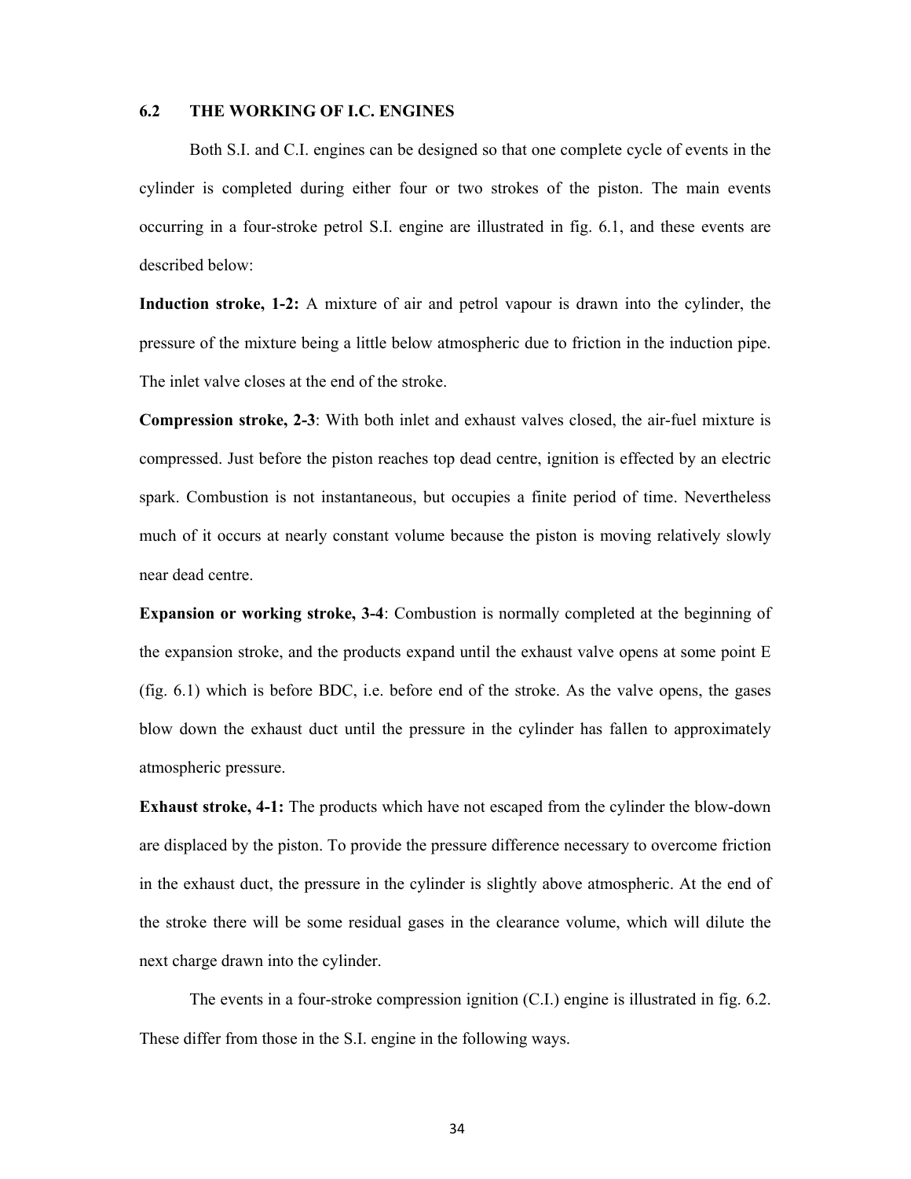## 6.2 THE WORKING OF I.C. ENGINES

Both S.I. and C.I. engines can be designed so that one complete cycle of events in the cylinder is completed during either four or two strokes of the piston. The main events occurring in a four-stroke petrol S.I. engine are illustrated in fig. 6.1, and these events are described below:

**Induction stroke, 1-2:** A mixture of air and petrol vapour is drawn into the cylinder, the pressure of the mixture being a little below atmospheric due to friction in the induction pipe. The inlet valve closes at the end of the stroke.

**Compression stroke, 2-3**: With both inlet and exhaust valves closed, the air-fuel mixture is compressed. Just before the piston reaches top dead centre, ignition is effected by an electric spark. Combustion is not instantaneous, but occupies a finite period of time. Nevertheless much of it occurs at nearly constant volume because the piston is moving relatively slowly near dead centre.

**Expansion or working stroke, 3-4**: Combustion is normally completed at the beginning of the expansion stroke, and the products expand until the exhaust valve opens at some point E (fig. 6.1) which is before BDC, i.e. before end of the stroke. As the valve opens, the gases blow down the exhaust duct until the pressure in the cylinder has fallen to approximately atmospheric pressure.

**Exhaust stroke, 4-1:** The products which have not escaped from the cylinder the blow-down are displaced by the piston. To provide the pressure difference necessary to overcome friction in the exhaust duct, the pressure in the cylinder is slightly above atmospheric. At the end of the stroke there will be some residual gases in the clearance volume, which will dilute the next charge drawn into the cylinder.

The events in a four-stroke compression ignition (C.I.) engine is illustrated in fig. 6.2. These differ from those in the S.I. engine in the following ways.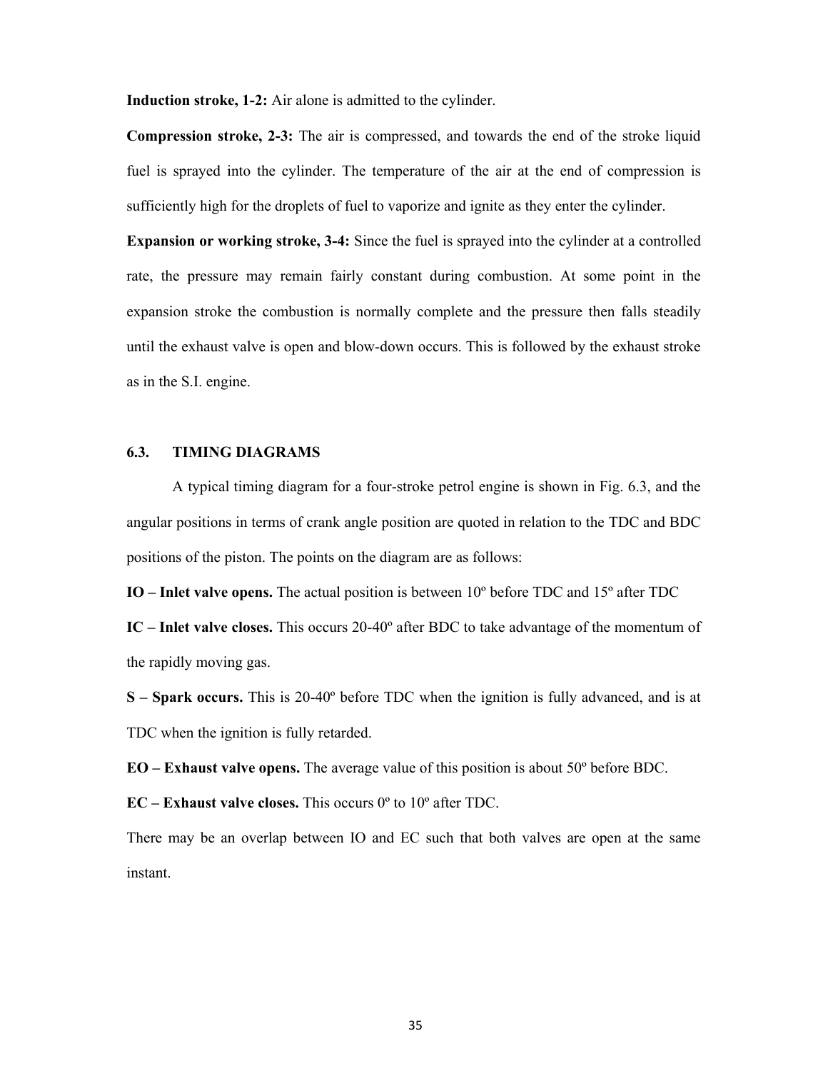**Induction stroke, 1-2:** Air alone is admitted to the cylinder.

**Compression stroke, 2-3:** The air is compressed, and towards the end of the stroke liquid fuel is sprayed into the cylinder. The temperature of the air at the end of compression is sufficiently high for the droplets of fuel to vaporize and ignite as they enter the cylinder.

**Expansion or working stroke, 3-4:** Since the fuel is sprayed into the cylinder at a controlled rate, the pressure may remain fairly constant during combustion. At some point in the expansion stroke the combustion is normally complete and the pressure then falls steadily until the exhaust valve is open and blow-down occurs. This is followed by the exhaust stroke as in the S.I. engine.

### 6.3. TIMING DIAGRAMS

A typical timing diagram for a four-stroke petrol engine is shown in Fig. 6.3, and the angular positions in terms of crank angle position are quoted in relation to the TDC and BDC positions of the piston. The points on the diagram are as follows:

**IO – Inlet valve opens.** The actual position is between 10º before TDC and 15º after TDC

**IC – Inlet valve closes.** This occurs 20-40º after BDC to take advantage of the momentum of the rapidly moving gas.

**S – Spark occurs.** This is 20-40º before TDC when the ignition is fully advanced, and is at TDC when the ignition is fully retarded.

**EO – Exhaust valve opens.** The average value of this position is about 50º before BDC.

**EC – Exhaust valve closes.** This occurs 0º to 10º after TDC.

There may be an overlap between IO and EC such that both valves are open at the same instant.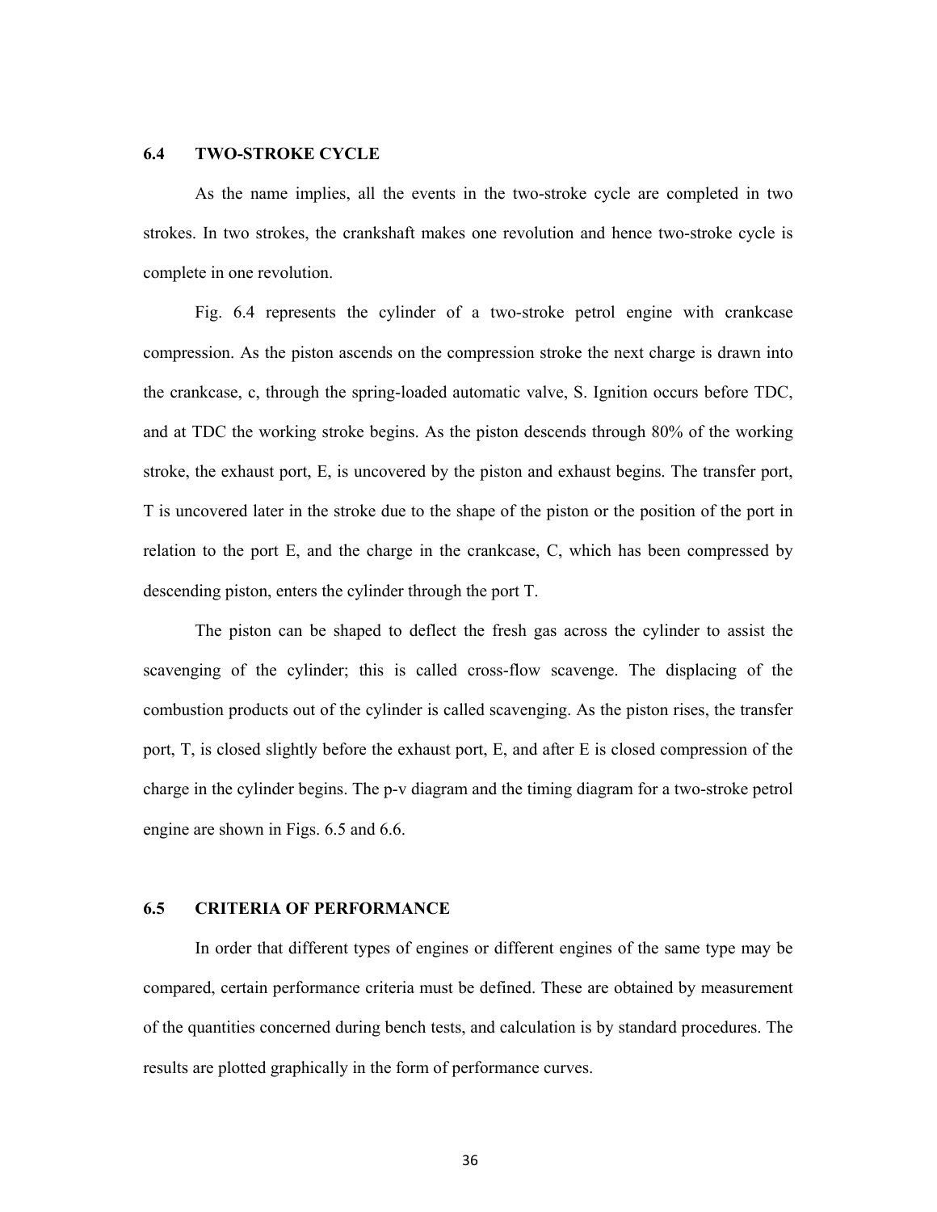### 6.4 TWO-STROKE CYCLE

As the name implies, all the events in the two-stroke cycle are completed in two strokes. In two strokes, the crankshaft makes one revolution and hence two-stroke cycle is complete in one revolution.

Fig. 6.4 represents the cylinder of a two-stroke petrol engine with crankcase compression. As the piston ascends on the compression stroke the next charge is drawn into the crankcase, c, through the spring-loaded automatic valve, S. Ignition occurs before TDC, and at TDC the working stroke begins. As the piston descends through 80% of the working stroke, the exhaust port, E, is uncovered by the piston and exhaust begins. The transfer port, T is uncovered later in the stroke due to the shape of the piston or the position of the port in relation to the port E, and the charge in the crankcase, C, which has been compressed by descending piston, enters the cylinder through the port T.

The piston can be shaped to deflect the fresh gas across the cylinder to assist the scavenging of the cylinder; this is called cross-flow scavenge. The displacing of the combustion products out of the cylinder is called scavenging. As the piston rises, the transfer port, T, is closed slightly before the exhaust port, E, and after E is closed compression of the charge in the cylinder begins. The p-v diagram and the timing diagram for a two-stroke petrol engine are shown in Figs. 6.5 and 6.6.

### 6.5 CRITERIA OF PERFORMANCE

In order that different types of engines or different engines of the same type may be compared, certain performance criteria must be defined. These are obtained by measurement of the quantities concerned during bench tests, and calculation is by standard procedures. The results are plotted graphically in the form of performance curves.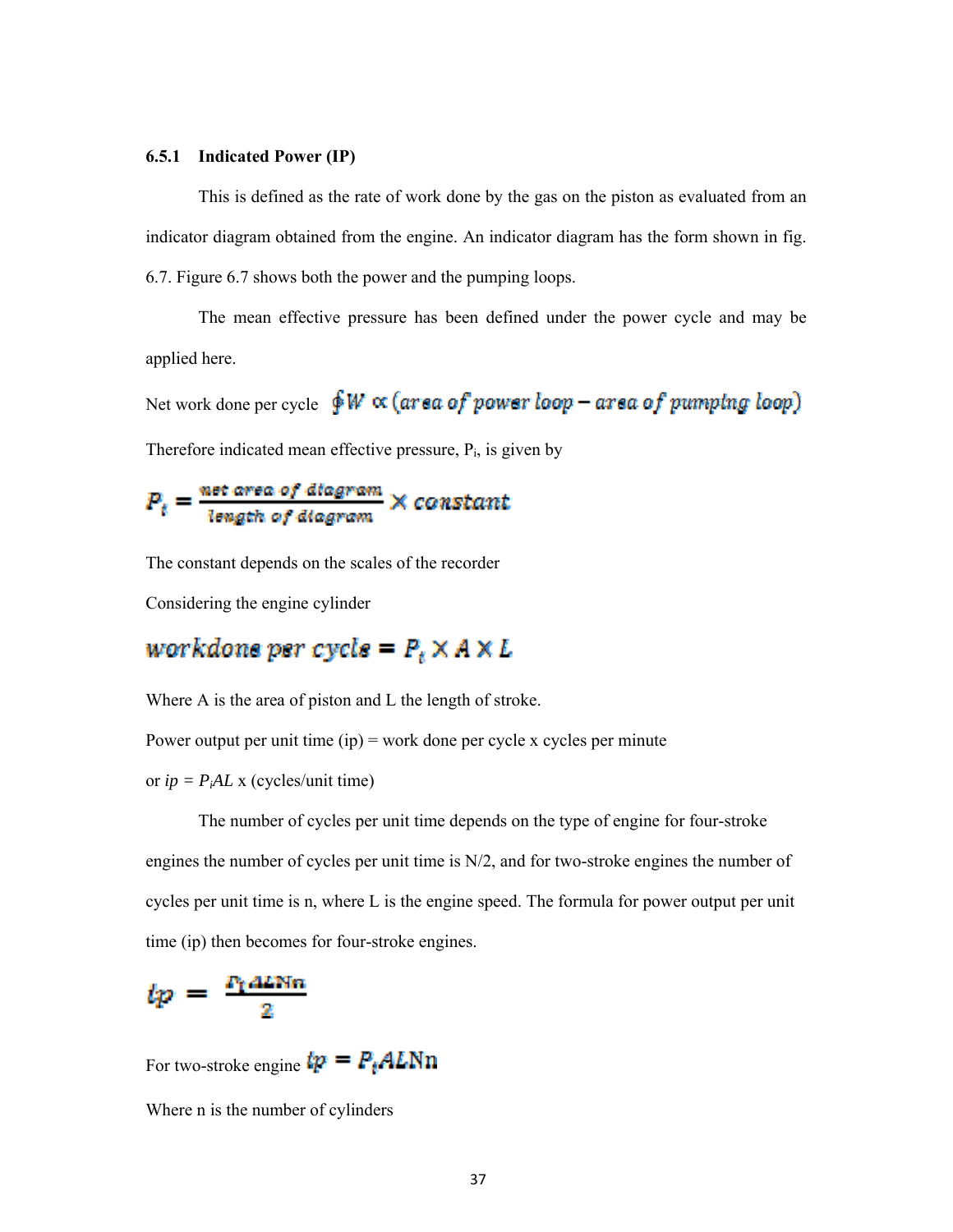### 6.5.1 Indicated Power (IP)

This is defined as the rate of work done by the gas on the piston as evaluated from an indicator diagram obtained from the engine. An indicator diagram has the form shown in fig. 6.7. Figure 6.7 shows both the power and the pumping loops.

The mean effective pressure has been defined under the power cycle and may be applied here.

Net work done per cycle $\oint W \propto (area\ of\ power\ loop - area\ of\ pumping\ loop)$

Therefore indicated mean effective pressure, $P_i$, is given by

$$P_i = \frac{net\ area\ of\ diagram}{length\ of\ diagram} \times constant$$

The constant depends on the scales of the recorder

Considering the engine cylinder

$$workdone\ per\ cycle = P_i \times A \times L$$

Where A is the area of piston and L the length of stroke.

Power output per unit time (ip) = work done per cycle x cycles per minute

or $ip = P_i AL$ x (cycles/unit time)

The number of cycles per unit time depends on the type of engine for four-stroke engines the number of cycles per unit time is N/2, and for two-stroke engines the number of cycles per unit time is n, where L is the engine speed. The formula for power output per unit time (ip) then becomes for four-stroke engines.

$$ip = \frac{P_i ALNn}{2}$$

For two-stroke engine $ip = P_i ALNn$

Where n is the number of cylinders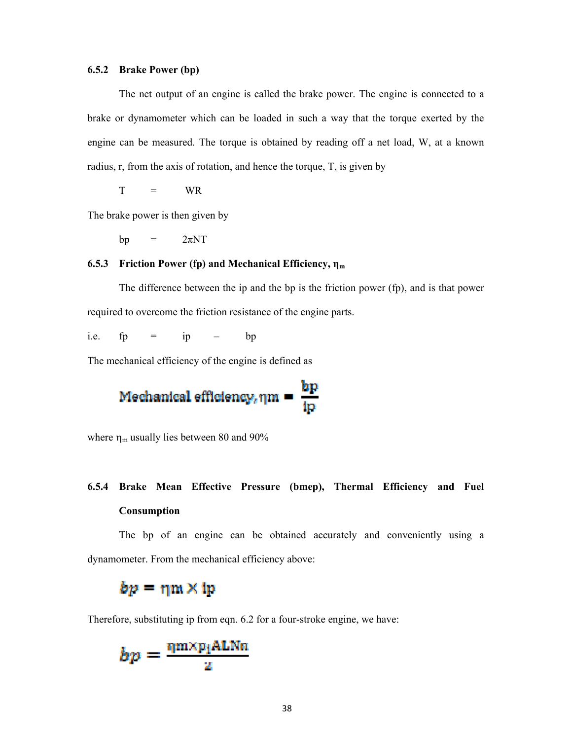### 6.5.2 Brake Power (bp)

The net output of an engine is called the brake power. The engine is connected to a brake or dynamometer which can be loaded in such a way that the torque exerted by the engine can be measured. The torque is obtained by reading off a net load, W, at a known radius, r, from the axis of rotation, and hence the torque, T, is given by

$$T = WR$$

The brake power is then given by

$$bp = 2\pi NT$$

### 6.5.3 Friction Power (fp) and Mechanical Efficiency, $\eta_m$

The difference between the ip and the bp is the friction power (fp), and is that power required to overcome the friction resistance of the engine parts.

i.e. $fp = ip - bp$

The mechanical efficiency of the engine is defined as

$$\text{Mechanical efficiency}, \eta m = \frac{bp}{ip}$$

where $\eta_m$ usually lies between 80 and 90%

### 6.5.4 Brake Mean Effective Pressure (bmep), Thermal Efficiency and Fuel Consumption

The bp of an engine can be obtained accurately and conveniently using a dynamometer. From the mechanical efficiency above:

$$bp = \eta m \times ip$$

Therefore, substituting ip from eqn. 6.2 for a four-stroke engine, we have:

$$bp = \frac{\eta m \times p_i ALNn}{2}$$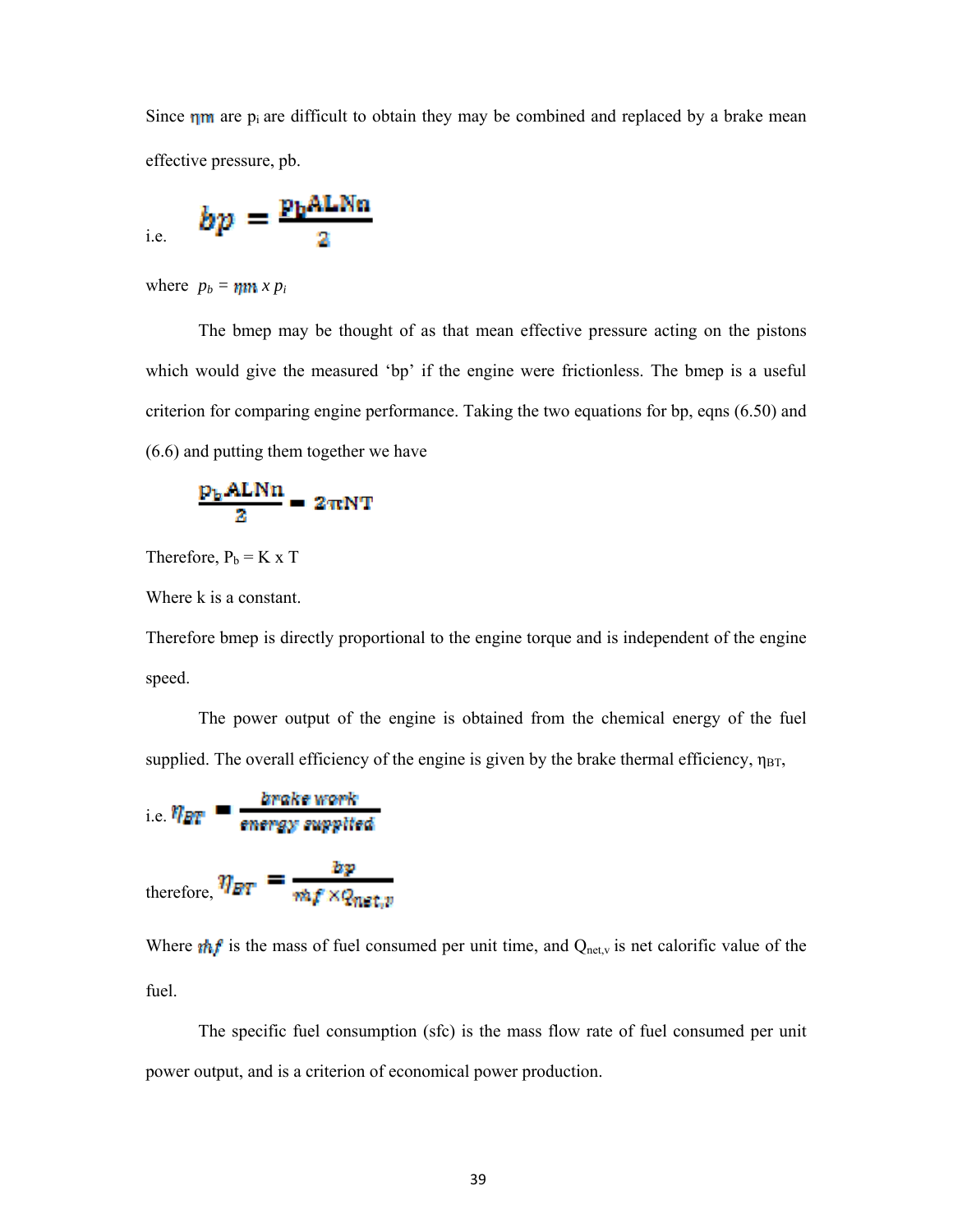Since $\eta m$ are $p_i$ are difficult to obtain they may be combined and replaced by a brake mean effective pressure, pb.

i.e. $$bp = \frac{p_b ALNn}{2}$$

where $p_b = \eta m \times p_i$

The bmep may be thought of as that mean effective pressure acting on the pistons which would give the measured 'bp' if the engine were frictionless. The bmep is a useful criterion for comparing engine performance. Taking the two equations for bp, eqns (6.50) and (6.6) and putting them together we have

$$\frac{p_b ALNn}{2} = 2\pi NT$$

Therefore, $P_b = K \times T$

Where k is a constant.

Therefore bmep is directly proportional to the engine torque and is independent of the engine speed.

The power output of the engine is obtained from the chemical energy of the fuel supplied. The overall efficiency of the engine is given by the brake thermal efficiency, $\eta_{BT}$,

i.e. $$\eta_{BT} = \frac{\text{brake work}}{\text{energy supplied}}$$

therefore, $$\eta_{BT} = \frac{bp}{\dot{m}f \times Q_{net,v}}$$

Where $\dot{m}f$ is the mass of fuel consumed per unit time, and $Q_{net,v}$ is net calorific value of the fuel.

The specific fuel consumption (sfc) is the mass flow rate of fuel consumed per unit power output, and is a criterion of economical power production.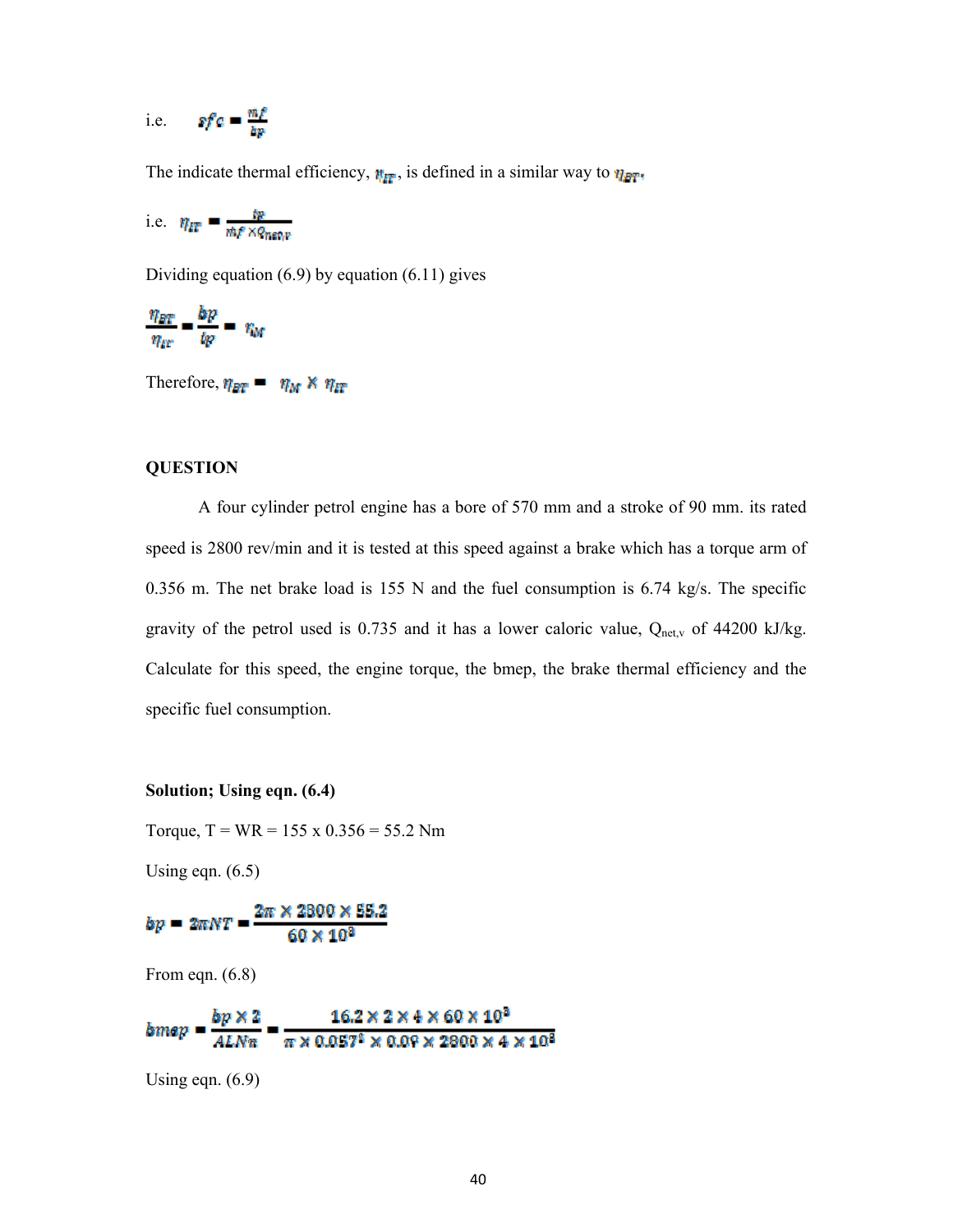i.e. $sfc = \frac{mf}{bp}$

The indicate thermal efficiency, $\eta_{IT}$, is defined in a similar way to $\eta_{BT}$,

i.e. $\eta_{IT} = \frac{ip}{mf \times Q_{net,v}}$

Dividing equation (6.9) by equation (6.11) gives

$$\frac{\eta_{BT}}{\eta_{IT}} = \frac{bp}{ip} = \eta_M$$

Therefore, $\eta_{BT} = \eta_M \times \eta_{IT}$

**QUESTION**

A four cylinder petrol engine has a bore of 570 mm and a stroke of 90 mm. its rated speed is 2800 rev/min and it is tested at this speed against a brake which has a torque arm of 0.356 m. The net brake load is 155 N and the fuel consumption is 6.74 kg/s. The specific gravity of the petrol used is 0.735 and it has a lower caloric value, $Q_{net,v}$ of 44200 kJ/kg. Calculate for this speed, the engine torque, the bmep, the brake thermal efficiency and the specific fuel consumption.

**Solution; Using eqn. (6.4)**

Torque, T = WR = 155 x 0.356 = 55.2 Nm

Using eqn. (6.5)

$$bp = 2\pi NT = \frac{2\pi \times 2800 \times 55.2}{60 \times 10^3}$$

From eqn. (6.8)

$$bmep = \frac{bp \times 2}{ALNn} = \frac{16.2 \times 2 \times 4 \times 60 \times 10^3}{\pi \times 0.057^2 \times 0.09 \times 2800 \times 4 \times 10^3}$$

Using eqn. (6.9)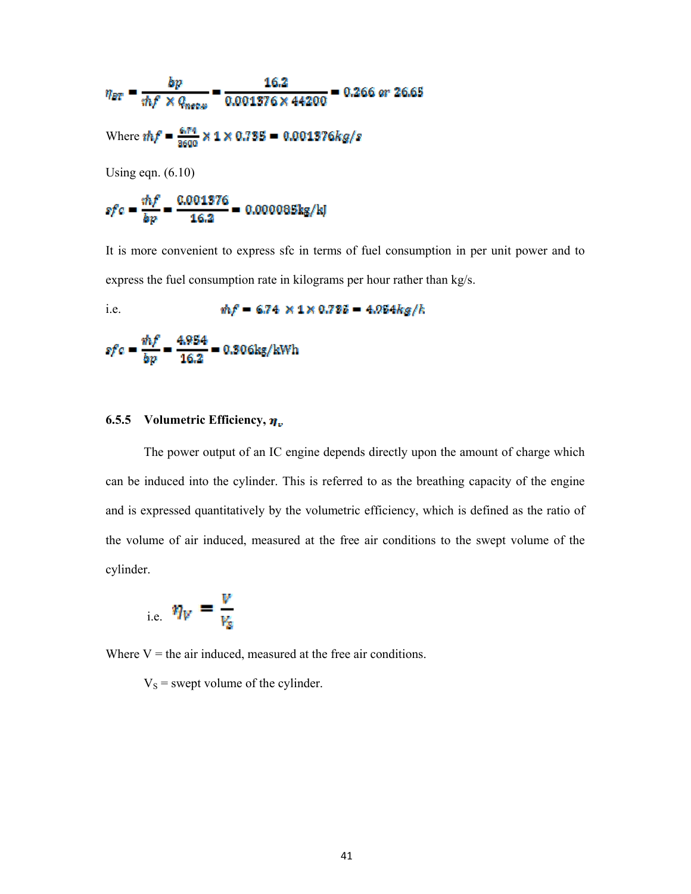$$\eta_{BT} = \frac{bp}{\dot{m}f \times Q_{netv}} = \frac{16.2}{0.001376 \times 44200} = 0.266 \text{ or } 26.65$$

Where $\dot{m}f = \frac{6.74}{3600} \times 1 \times 0.735 = 0.001376 kg/s$

Using eqn. (6.10)

$$sfc = \frac{\dot{m}f}{bp} = \frac{0.001376}{16.2} = 0.000085 \text{kg/kJ}$$

It is more convenient to express sfc in terms of fuel consumption in per unit power and to express the fuel consumption rate in kilograms per hour rather than kg/s.

i.e. $\dot{m}f = 6.74 \times 1 \times 0.735 = 4.954 kg/h$

$$sfc = \frac{\dot{m}f}{bp} = \frac{4.954}{16.2} = 0.306 \text{kg/kWh}$$

### 6.5.5 Volumetric Efficiency, $\eta_v$

The power output of an IC engine depends directly upon the amount of charge which can be induced into the cylinder. This is referred to as the breathing capacity of the engine and is expressed quantitatively by the volumetric efficiency, which is defined as the ratio of the volume of air induced, measured at the free air conditions to the swept volume of the cylinder.

i.e. $$\eta_V = \frac{V}{V_S}$$

Where V = the air induced, measured at the free air conditions.

$V_S$ = swept volume of the cylinder.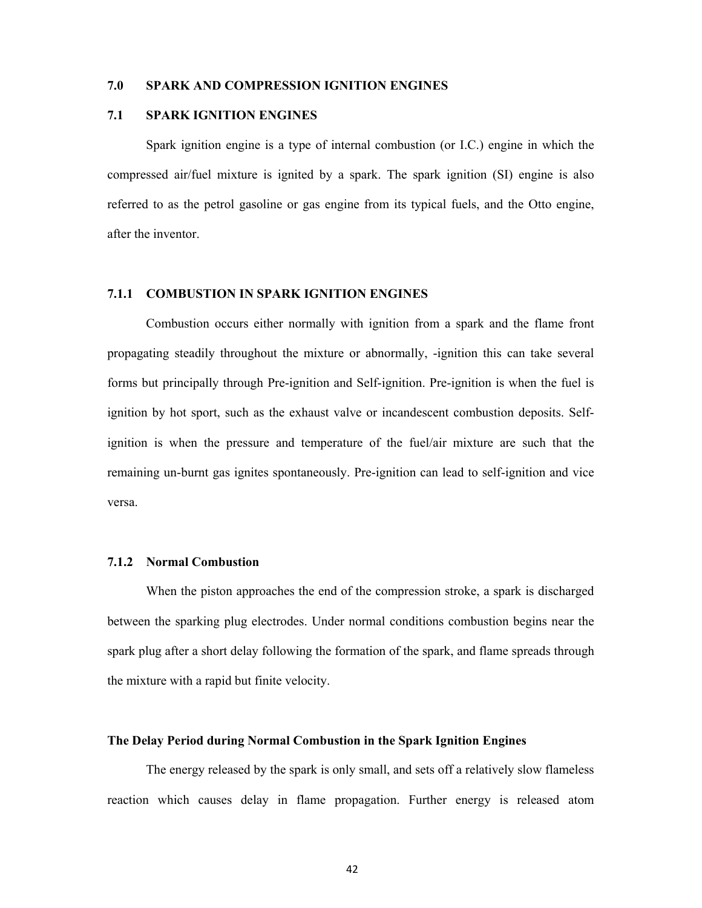## 7.0 SPARK AND COMPRESSION IGNITION ENGINES

### 7.1 SPARK IGNITION ENGINES

Spark ignition engine is a type of internal combustion (or I.C.) engine in which the compressed air/fuel mixture is ignited by a spark. The spark ignition (SI) engine is also referred to as the petrol gasoline or gas engine from its typical fuels, and the Otto engine, after the inventor.

#### 7.1.1 COMBUSTION IN SPARK IGNITION ENGINES

Combustion occurs either normally with ignition from a spark and the flame front propagating steadily throughout the mixture or abnormally, -ignition this can take several forms but principally through Pre-ignition and Self-ignition. Pre-ignition is when the fuel is ignition by hot sport, such as the exhaust valve or incandescent combustion deposits. Self-ignition is when the pressure and temperature of the fuel/air mixture are such that the remaining un-burnt gas ignites spontaneously. Pre-ignition can lead to self-ignition and vice versa.

#### 7.1.2 Normal Combustion

When the piston approaches the end of the compression stroke, a spark is discharged between the sparking plug electrodes. Under normal conditions combustion begins near the spark plug after a short delay following the formation of the spark, and flame spreads through the mixture with a rapid but finite velocity.

**The Delay Period during Normal Combustion in the Spark Ignition Engines**

The energy released by the spark is only small, and sets off a relatively slow flameless reaction which causes delay in flame propagation. Further energy is released atom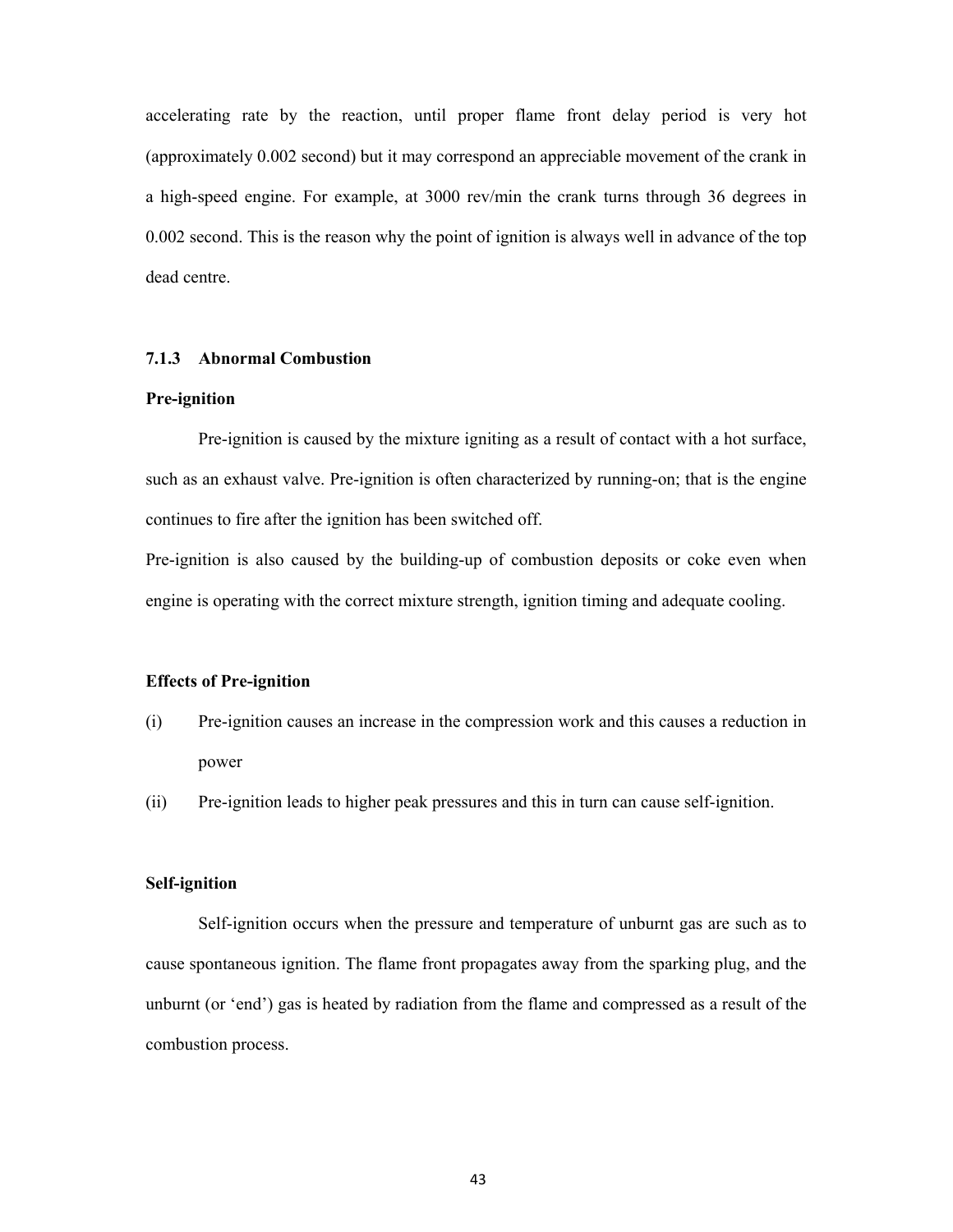accelerating rate by the reaction, until proper flame front delay period is very hot (approximately 0.002 second) but it may correspond an appreciable movement of the crank in a high-speed engine. For example, at 3000 rev/min the crank turns through 36 degrees in 0.002 second. This is the reason why the point of ignition is always well in advance of the top dead centre.

### 7.1.3 Abnormal Combustion

**Pre-ignition**

Pre-ignition is caused by the mixture igniting as a result of contact with a hot surface, such as an exhaust valve. Pre-ignition is often characterized by running-on; that is the engine continues to fire after the ignition has been switched off.

Pre-ignition is also caused by the building-up of combustion deposits or coke even when engine is operating with the correct mixture strength, ignition timing and adequate cooling.

**Effects of Pre-ignition**

(i) Pre-ignition causes an increase in the compression work and this causes a reduction in power

(ii) Pre-ignition leads to higher peak pressures and this in turn can cause self-ignition.

**Self-ignition**

Self-ignition occurs when the pressure and temperature of unburnt gas are such as to cause spontaneous ignition. The flame front propagates away from the sparking plug, and the unburnt (or 'end') gas is heated by radiation from the flame and compressed as a result of the combustion process.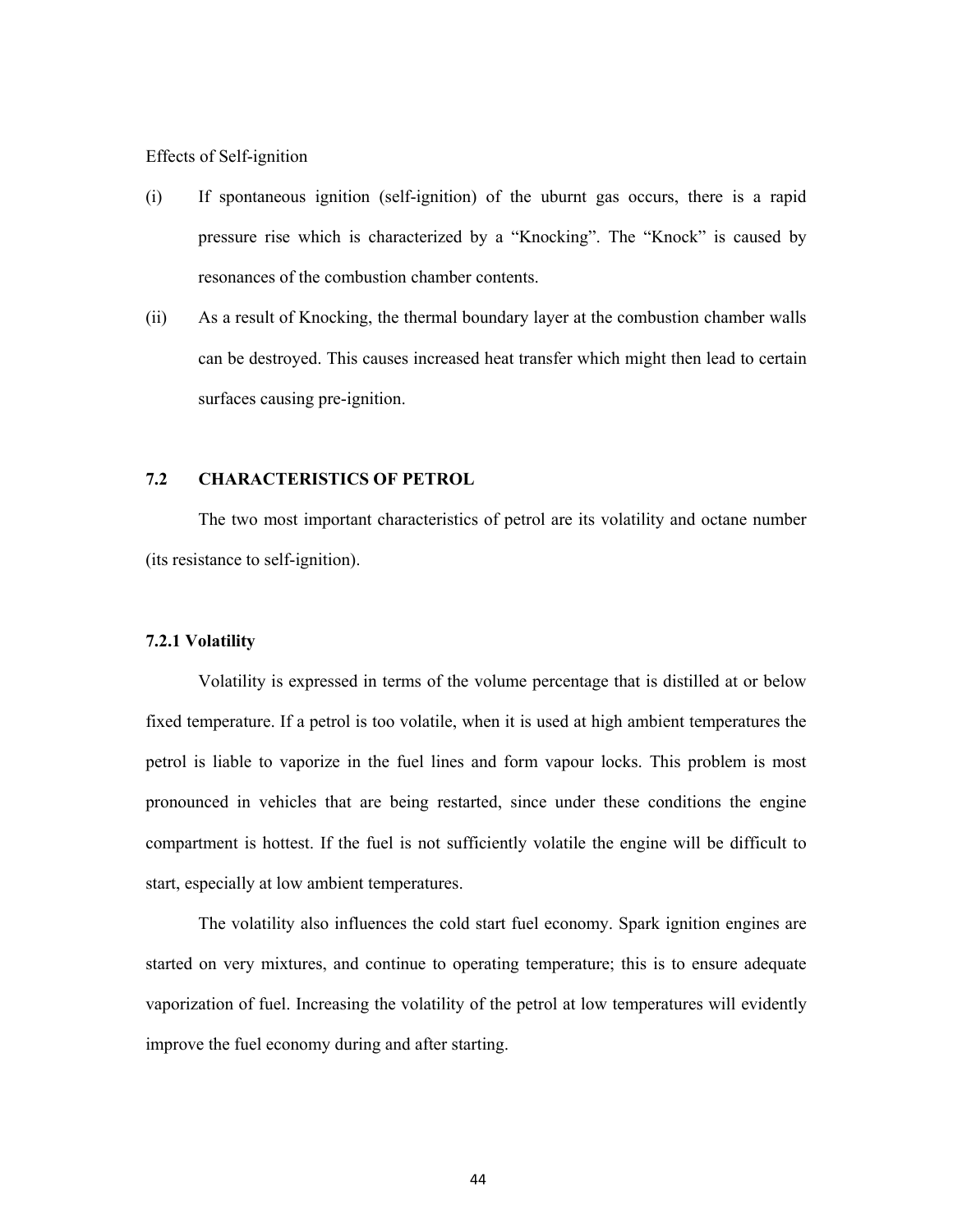Effects of Self-ignition

(i) If spontaneous ignition (self-ignition) of the uburnt gas occurs, there is a rapid pressure rise which is characterized by a “Knocking”. The “Knock” is caused by resonances of the combustion chamber contents.

(ii) As a result of Knocking, the thermal boundary layer at the combustion chamber walls can be destroyed. This causes increased heat transfer which might then lead to certain surfaces causing pre-ignition.

## 7.2 CHARACTERISTICS OF PETROL

The two most important characteristics of petrol are its volatility and octane number (its resistance to self-ignition).

### 7.2.1 Volatility

Volatility is expressed in terms of the volume percentage that is distilled at or below fixed temperature. If a petrol is too volatile, when it is used at high ambient temperatures the petrol is liable to vaporize in the fuel lines and form vapour locks. This problem is most pronounced in vehicles that are being restarted, since under these conditions the engine compartment is hottest. If the fuel is not sufficiently volatile the engine will be difficult to start, especially at low ambient temperatures.

The volatility also influences the cold start fuel economy. Spark ignition engines are started on very mixtures, and continue to operating temperature; this is to ensure adequate vaporization of fuel. Increasing the volatility of the petrol at low temperatures will evidently improve the fuel economy during and after starting.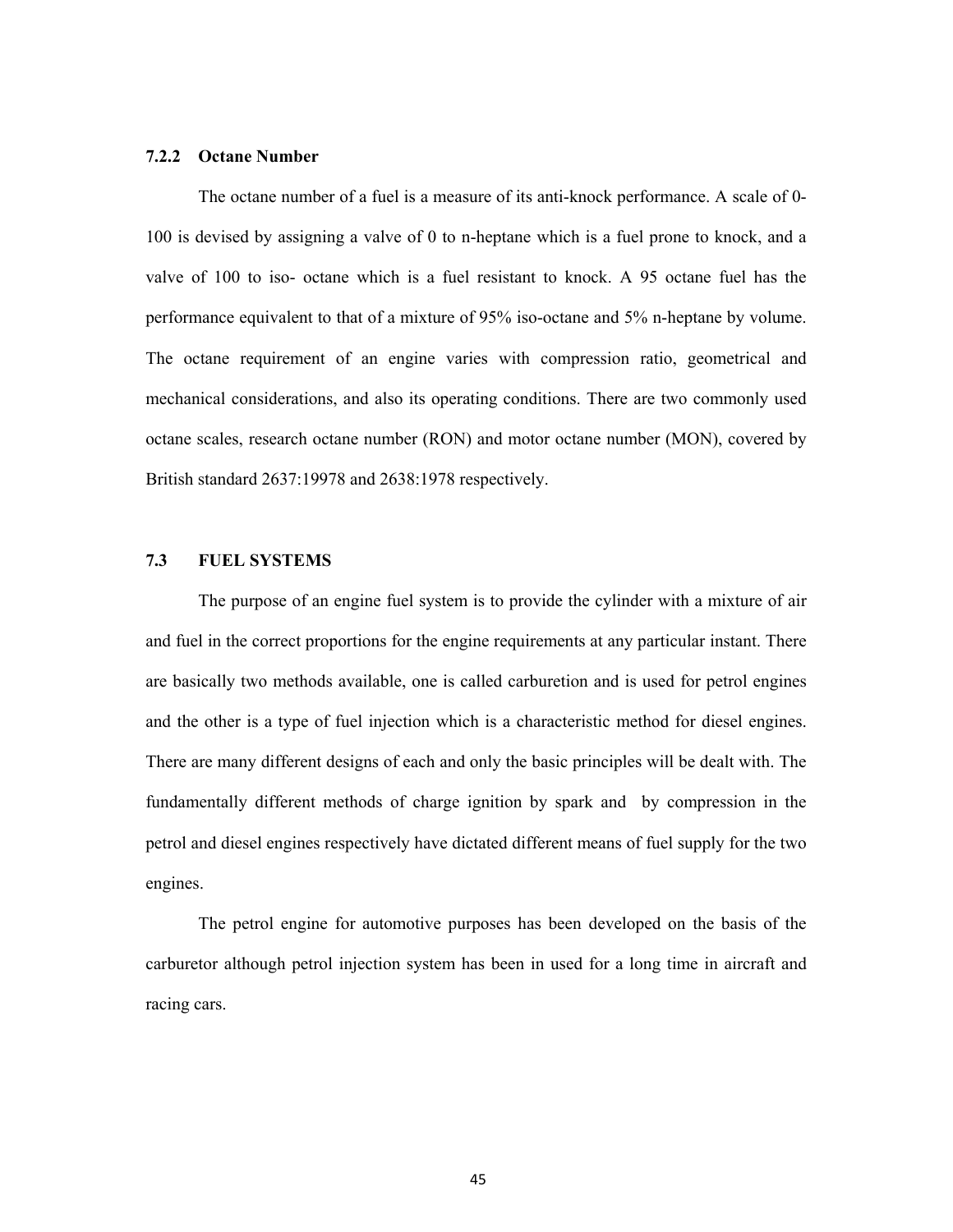### 7.2.2 Octane Number

The octane number of a fuel is a measure of its anti-knock performance. A scale of 0-100 is devised by assigning a valve of 0 to n-heptane which is a fuel prone to knock, and a valve of 100 to iso- octane which is a fuel resistant to knock. A 95 octane fuel has the performance equivalent to that of a mixture of 95% iso-octane and 5% n-heptane by volume. The octane requirement of an engine varies with compression ratio, geometrical and mechanical considerations, and also its operating conditions. There are two commonly used octane scales, research octane number (RON) and motor octane number (MON), covered by British standard 2637:19978 and 2638:1978 respectively.

## 7.3 FUEL SYSTEMS

The purpose of an engine fuel system is to provide the cylinder with a mixture of air and fuel in the correct proportions for the engine requirements at any particular instant. There are basically two methods available, one is called carburetion and is used for petrol engines and the other is a type of fuel injection which is a characteristic method for diesel engines. There are many different designs of each and only the basic principles will be dealt with. The fundamentally different methods of charge ignition by spark and by compression in the petrol and diesel engines respectively have dictated different means of fuel supply for the two engines.

The petrol engine for automotive purposes has been developed on the basis of the carburetor although petrol injection system has been in used for a long time in aircraft and racing cars.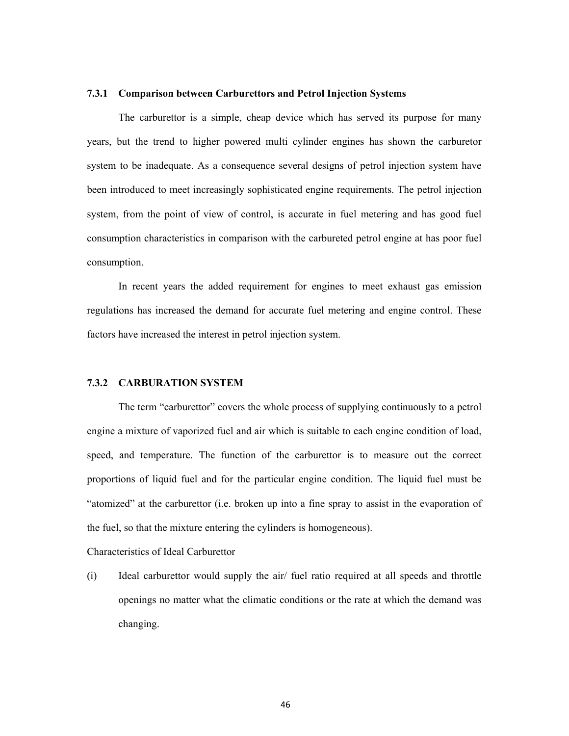### 7.3.1 Comparison between Carburettors and Petrol Injection Systems

The carburettor is a simple, cheap device which has served its purpose for many years, but the trend to higher powered multi cylinder engines has shown the carburetor system to be inadequate. As a consequence several designs of petrol injection system have been introduced to meet increasingly sophisticated engine requirements. The petrol injection system, from the point of view of control, is accurate in fuel metering and has good fuel consumption characteristics in comparison with the carbureted petrol engine at has poor fuel consumption.

In recent years the added requirement for engines to meet exhaust gas emission regulations has increased the demand for accurate fuel metering and engine control. These factors have increased the interest in petrol injection system.

### 7.3.2 CARBURATION SYSTEM

The term "carburettor" covers the whole process of supplying continuously to a petrol engine a mixture of vaporized fuel and air which is suitable to each engine condition of load, speed, and temperature. The function of the carburettor is to measure out the correct proportions of liquid fuel and for the particular engine condition. The liquid fuel must be "atomized" at the carburettor (i.e. broken up into a fine spray to assist in the evaporation of the fuel, so that the mixture entering the cylinders is homogeneous).

Characteristics of Ideal Carburettor

(i) Ideal carburettor would supply the air/ fuel ratio required at all speeds and throttle openings no matter what the climatic conditions or the rate at which the demand was changing.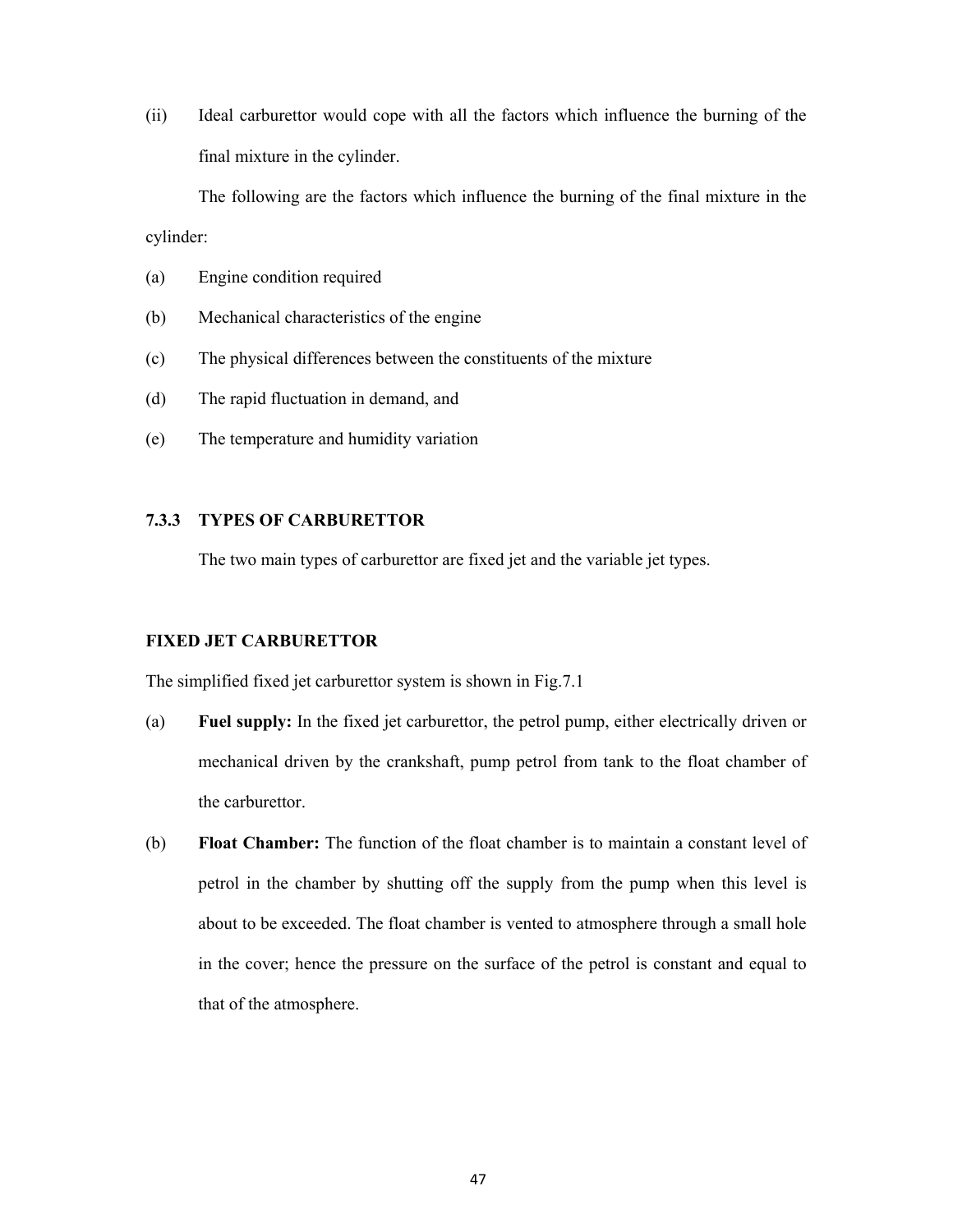(ii) Ideal carburettor would cope with all the factors which influence the burning of the final mixture in the cylinder.

The following are the factors which influence the burning of the final mixture in the cylinder:

(a) Engine condition required

(b) Mechanical characteristics of the engine

(c) The physical differences between the constituents of the mixture

(d) The rapid fluctuation in demand, and

(e) The temperature and humidity variation

### 7.3.3 TYPES OF CARBURETTOR

The two main types of carburettor are fixed jet and the variable jet types.

#### FIXED JET CARBURETTOR

The simplified fixed jet carburettor system is shown in Fig.7.1

(a) **Fuel supply:** In the fixed jet carburettor, the petrol pump, either electrically driven or mechanical driven by the crankshaft, pump petrol from tank to the float chamber of the carburettor.

(b) **Float Chamber:** The function of the float chamber is to maintain a constant level of petrol in the chamber by shutting off the supply from the pump when this level is about to be exceeded. The float chamber is vented to atmosphere through a small hole in the cover; hence the pressure on the surface of the petrol is constant and equal to that of the atmosphere.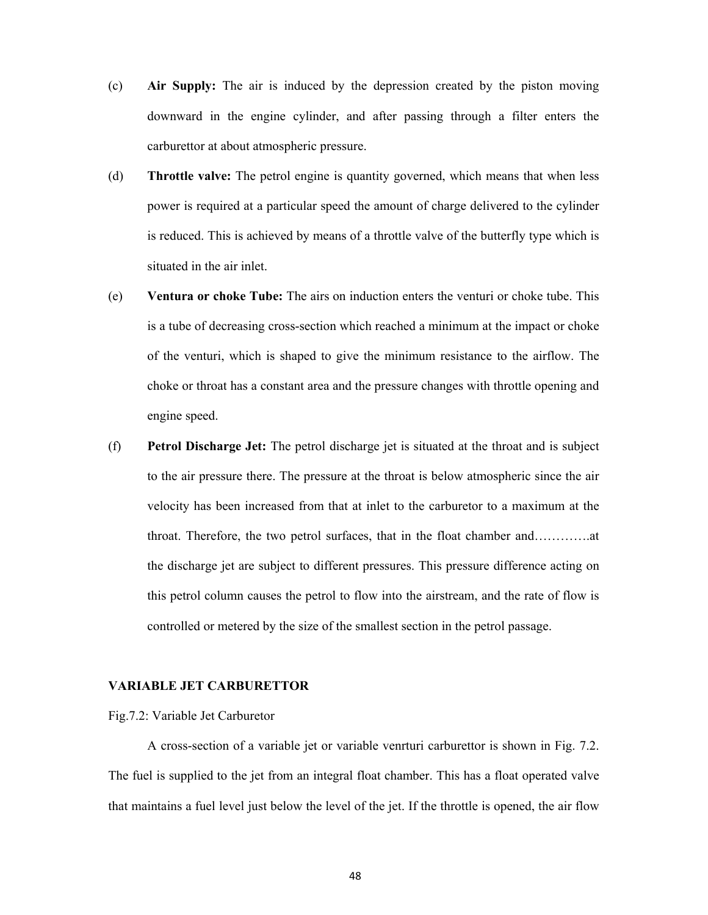(c) **Air Supply:** The air is induced by the depression created by the piston moving downward in the engine cylinder, and after passing through a filter enters the carburettor at about atmospheric pressure.

(d) **Throttle valve:** The petrol engine is quantity governed, which means that when less power is required at a particular speed the amount of charge delivered to the cylinder is reduced. This is achieved by means of a throttle valve of the butterfly type which is situated in the air inlet.

(e) **Ventura or choke Tube:** The airs on induction enters the venturi or choke tube. This is a tube of decreasing cross-section which reached a minimum at the impact or choke of the venturi, which is shaped to give the minimum resistance to the airflow. The choke or throat has a constant area and the pressure changes with throttle opening and engine speed.

(f) **Petrol Discharge Jet:** The petrol discharge jet is situated at the throat and is subject to the air pressure there. The pressure at the throat is below atmospheric since the air velocity has been increased from that at inlet to the carburetor to a maximum at the throat. Therefore, the two petrol surfaces, that in the float chamber and………….at the discharge jet are subject to different pressures. This pressure difference acting on this petrol column causes the petrol to flow into the airstream, and the rate of flow is controlled or metered by the size of the smallest section in the petrol passage.

**VARIABLE JET CARBURETTOR**

Fig.7.2: Variable Jet Carburetor

A cross-section of a variable jet or variable venrturi carburettor is shown in Fig. 7.2. The fuel is supplied to the jet from an integral float chamber. This has a float operated valve that maintains a fuel level just below the level of the jet. If the throttle is opened, the air flow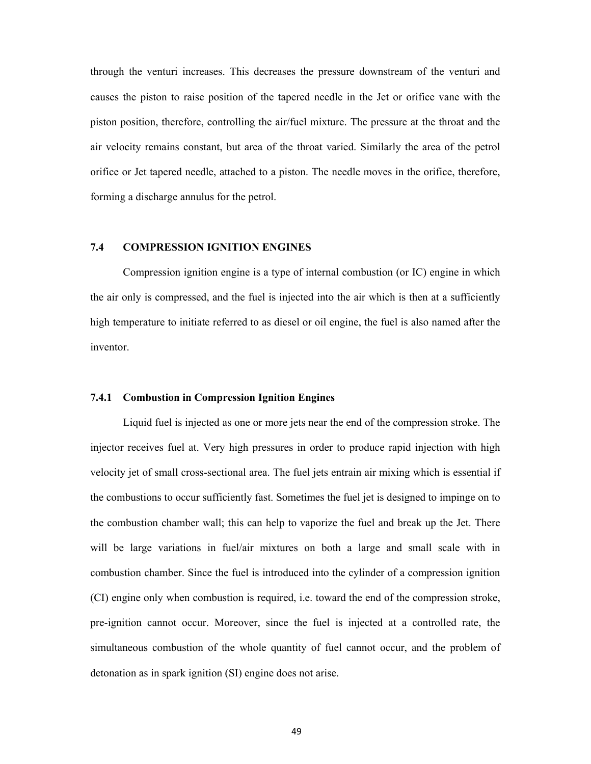through the venturi increases. This decreases the pressure downstream of the venturi and causes the piston to raise position of the tapered needle in the Jet or orifice vane with the piston position, therefore, controlling the air/fuel mixture. The pressure at the throat and the air velocity remains constant, but area of the throat varied. Similarly the area of the petrol orifice or Jet tapered needle, attached to a piston. The needle moves in the orifice, therefore, forming a discharge annulus for the petrol.

### 7.4 COMPRESSION IGNITION ENGINES

Compression ignition engine is a type of internal combustion (or IC) engine in which the air only is compressed, and the fuel is injected into the air which is then at a sufficiently high temperature to initiate referred to as diesel or oil engine, the fuel is also named after the inventor.

#### 7.4.1 Combustion in Compression Ignition Engines

Liquid fuel is injected as one or more jets near the end of the compression stroke. The injector receives fuel at. Very high pressures in order to produce rapid injection with high velocity jet of small cross-sectional area. The fuel jets entrain air mixing which is essential if the combustions to occur sufficiently fast. Sometimes the fuel jet is designed to impinge on to the combustion chamber wall; this can help to vaporize the fuel and break up the Jet. There will be large variations in fuel/air mixtures on both a large and small scale with in combustion chamber. Since the fuel is introduced into the cylinder of a compression ignition (CI) engine only when combustion is required, i.e. toward the end of the compression stroke, pre-ignition cannot occur. Moreover, since the fuel is injected at a controlled rate, the simultaneous combustion of the whole quantity of fuel cannot occur, and the problem of detonation as in spark ignition (SI) engine does not arise.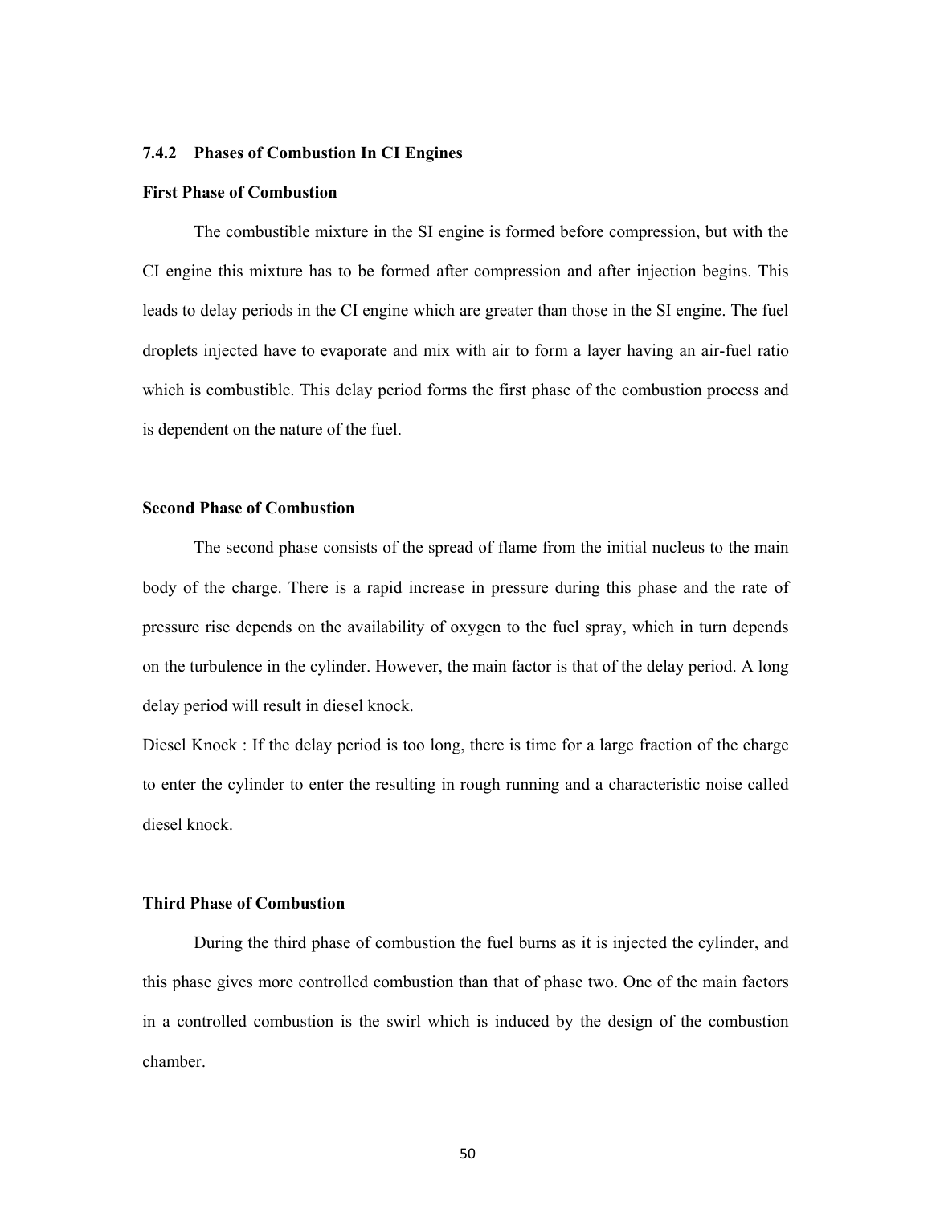### 7.4.2 Phases of Combustion In CI Engines

**First Phase of Combustion**

The combustible mixture in the SI engine is formed before compression, but with the CI engine this mixture has to be formed after compression and after injection begins. This leads to delay periods in the CI engine which are greater than those in the SI engine. The fuel droplets injected have to evaporate and mix with air to form a layer having an air-fuel ratio which is combustible. This delay period forms the first phase of the combustion process and is dependent on the nature of the fuel.

**Second Phase of Combustion**

The second phase consists of the spread of flame from the initial nucleus to the main body of the charge. There is a rapid increase in pressure during this phase and the rate of pressure rise depends on the availability of oxygen to the fuel spray, which in turn depends on the turbulence in the cylinder. However, the main factor is that of the delay period. A long delay period will result in diesel knock.

Diesel Knock : If the delay period is too long, there is time for a large fraction of the charge to enter the cylinder to enter the resulting in rough running and a characteristic noise called diesel knock.

**Third Phase of Combustion**

During the third phase of combustion the fuel burns as it is injected the cylinder, and this phase gives more controlled combustion than that of phase two. One of the main factors in a controlled combustion is the swirl which is induced by the design of the combustion chamber.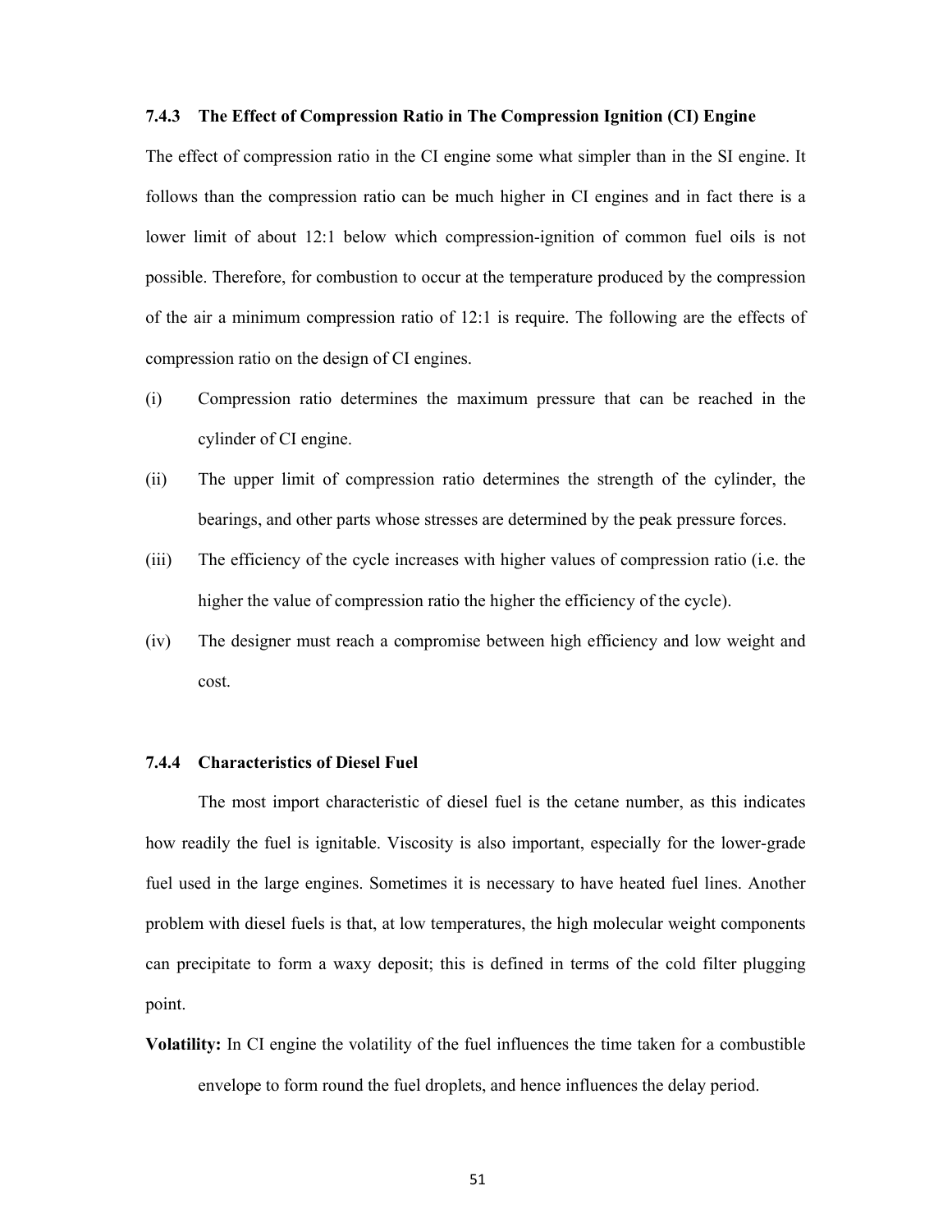### 7.4.3 The Effect of Compression Ratio in The Compression Ignition (CI) Engine

The effect of compression ratio in the CI engine some what simpler than in the SI engine. It follows than the compression ratio can be much higher in CI engines and in fact there is a lower limit of about 12:1 below which compression-ignition of common fuel oils is not possible. Therefore, for combustion to occur at the temperature produced by the compression of the air a minimum compression ratio of 12:1 is require. The following are the effects of compression ratio on the design of CI engines.

(i) Compression ratio determines the maximum pressure that can be reached in the cylinder of CI engine.

(ii) The upper limit of compression ratio determines the strength of the cylinder, the bearings, and other parts whose stresses are determined by the peak pressure forces.

(iii) The efficiency of the cycle increases with higher values of compression ratio (i.e. the higher the value of compression ratio the higher the efficiency of the cycle).

(iv) The designer must reach a compromise between high efficiency and low weight and cost.

### 7.4.4 Characteristics of Diesel Fuel

The most import characteristic of diesel fuel is the cetane number, as this indicates how readily the fuel is ignitable. Viscosity is also important, especially for the lower-grade fuel used in the large engines. Sometimes it is necessary to have heated fuel lines. Another problem with diesel fuels is that, at low temperatures, the high molecular weight components can precipitate to form a waxy deposit; this is defined in terms of the cold filter plugging point.

**Volatility:** In CI engine the volatility of the fuel influences the time taken for a combustible envelope to form round the fuel droplets, and hence influences the delay period.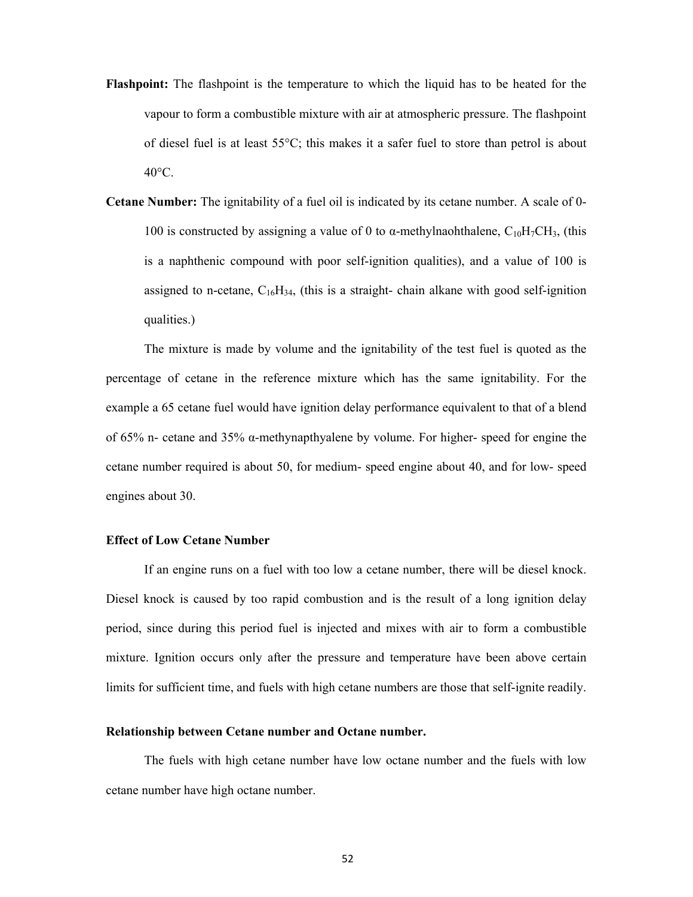**Flashpoint:** The flashpoint is the temperature to which the liquid has to be heated for the vapour to form a combustible mixture with air at atmospheric pressure. The flashpoint of diesel fuel is at least 55°C; this makes it a safer fuel to store than petrol is about 40°C.

**Cetane Number:** The ignitability of a fuel oil is indicated by its cetane number. A scale of 0-100 is constructed by assigning a value of 0 to α-methylnaohthalene, $C_{10}H_7CH_3$, (this is a naphthenic compound with poor self-ignition qualities), and a value of 100 is assigned to n-cetane, $C_{16}H_{34}$, (this is a straight- chain alkane with good self-ignition qualities.)

The mixture is made by volume and the ignitability of the test fuel is quoted as the percentage of cetane in the reference mixture which has the same ignitability. For the example a 65 cetane fuel would have ignition delay performance equivalent to that of a blend of 65% n- cetane and 35% α-methynapthyalene by volume. For higher- speed for engine the cetane number required is about 50, for medium- speed engine about 40, and for low- speed engines about 30.

### Effect of Low Cetane Number

If an engine runs on a fuel with too low a cetane number, there will be diesel knock. Diesel knock is caused by too rapid combustion and is the result of a long ignition delay period, since during this period fuel is injected and mixes with air to form a combustible mixture. Ignition occurs only after the pressure and temperature have been above certain limits for sufficient time, and fuels with high cetane numbers are those that self-ignite readily.

### Relationship between Cetane number and Octane number.

The fuels with high cetane number have low octane number and the fuels with low cetane number have high octane number.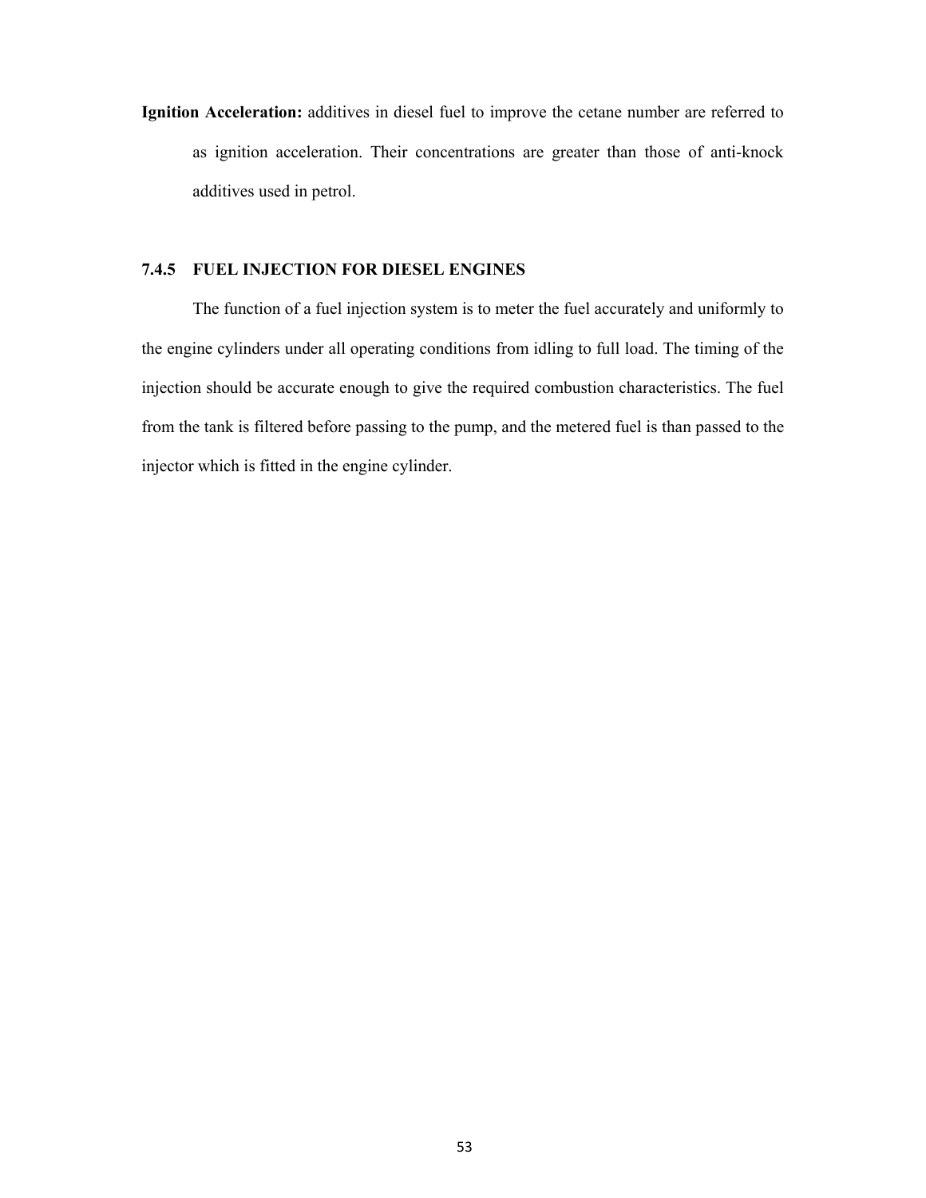**Ignition Acceleration:** additives in diesel fuel to improve the cetane number are referred to as ignition acceleration. Their concentrations are greater than those of anti-knock additives used in petrol.

### 7.4.5 FUEL INJECTION FOR DIESEL ENGINES

The function of a fuel injection system is to meter the fuel accurately and uniformly to the engine cylinders under all operating conditions from idling to full load. The timing of the injection should be accurate enough to give the required combustion characteristics. The fuel from the tank is filtered before passing to the pump, and the metered fuel is than passed to the injector which is fitted in the engine cylinder.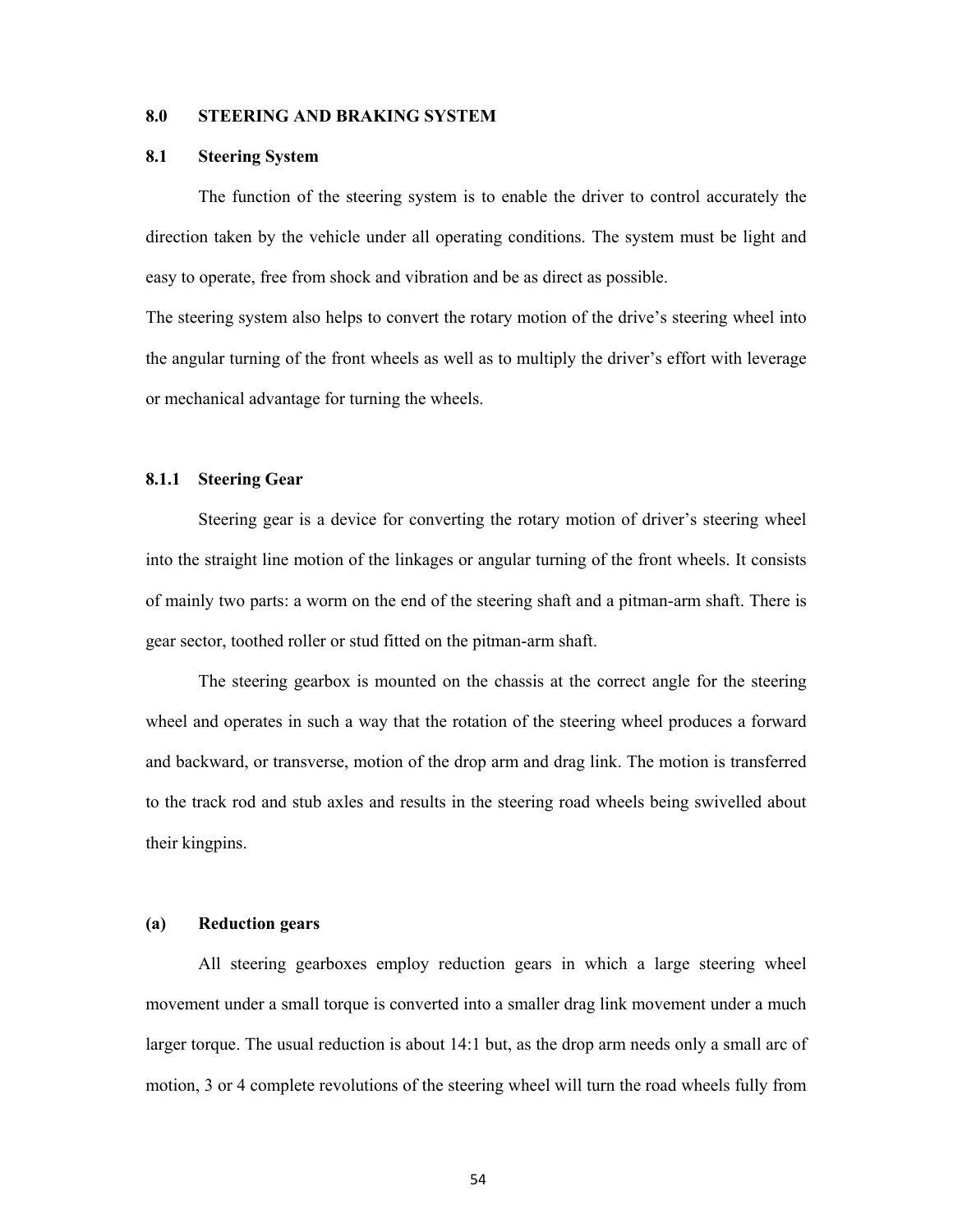## 8.0 STEERING AND BRAKING SYSTEM

### 8.1 Steering System

The function of the steering system is to enable the driver to control accurately the direction taken by the vehicle under all operating conditions. The system must be light and easy to operate, free from shock and vibration and be as direct as possible.

The steering system also helps to convert the rotary motion of the drive's steering wheel into the angular turning of the front wheels as well as to multiply the driver's effort with leverage or mechanical advantage for turning the wheels.

#### 8.1.1 Steering Gear

Steering gear is a device for converting the rotary motion of driver's steering wheel into the straight line motion of the linkages or angular turning of the front wheels. It consists of mainly two parts: a worm on the end of the steering shaft and a pitman-arm shaft. There is gear sector, toothed roller or stud fitted on the pitman-arm shaft.

The steering gearbox is mounted on the chassis at the correct angle for the steering wheel and operates in such a way that the rotation of the steering wheel produces a forward and backward, or transverse, motion of the drop arm and drag link. The motion is transferred to the track rod and stub axles and results in the steering road wheels being swivelled about their kingpins.

**(a) Reduction gears**

All steering gearboxes employ reduction gears in which a large steering wheel movement under a small torque is converted into a smaller drag link movement under a much larger torque. The usual reduction is about 14:1 but, as the drop arm needs only a small arc of motion, 3 or 4 complete revolutions of the steering wheel will turn the road wheels fully from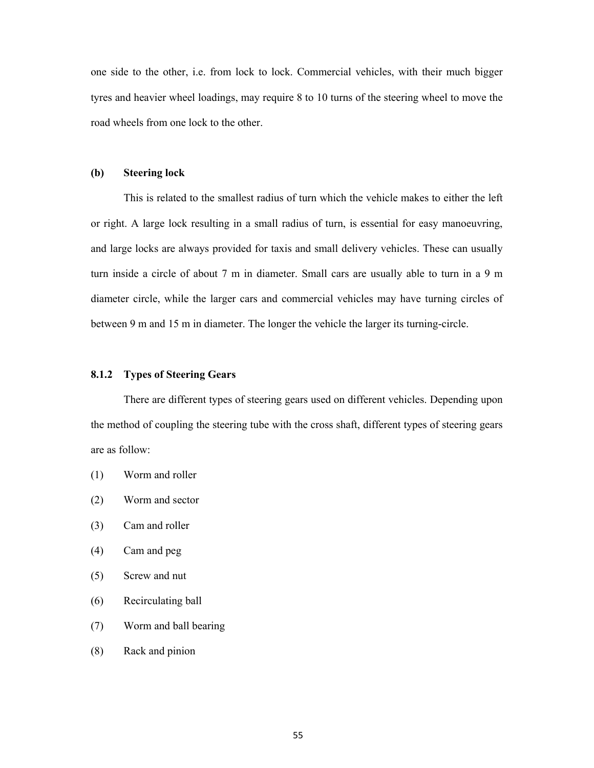one side to the other, i.e. from lock to lock. Commercial vehicles, with their much bigger tyres and heavier wheel loadings, may require 8 to 10 turns of the steering wheel to move the road wheels from one lock to the other.

**(b) Steering lock**

This is related to the smallest radius of turn which the vehicle makes to either the left or right. A large lock resulting in a small radius of turn, is essential for easy manoeuvring, and large locks are always provided for taxis and small delivery vehicles. These can usually turn inside a circle of about 7 m in diameter. Small cars are usually able to turn in a 9 m diameter circle, while the larger cars and commercial vehicles may have turning circles of between 9 m and 15 m in diameter. The longer the vehicle the larger its turning-circle.

### 8.1.2 Types of Steering Gears

There are different types of steering gears used on different vehicles. Depending upon the method of coupling the steering tube with the cross shaft, different types of steering gears are as follow:

(1) Worm and roller

(2) Worm and sector

(3) Cam and roller

(4) Cam and peg

(5) Screw and nut

(6) Recirculating ball

(7) Worm and ball bearing

(8) Rack and pinion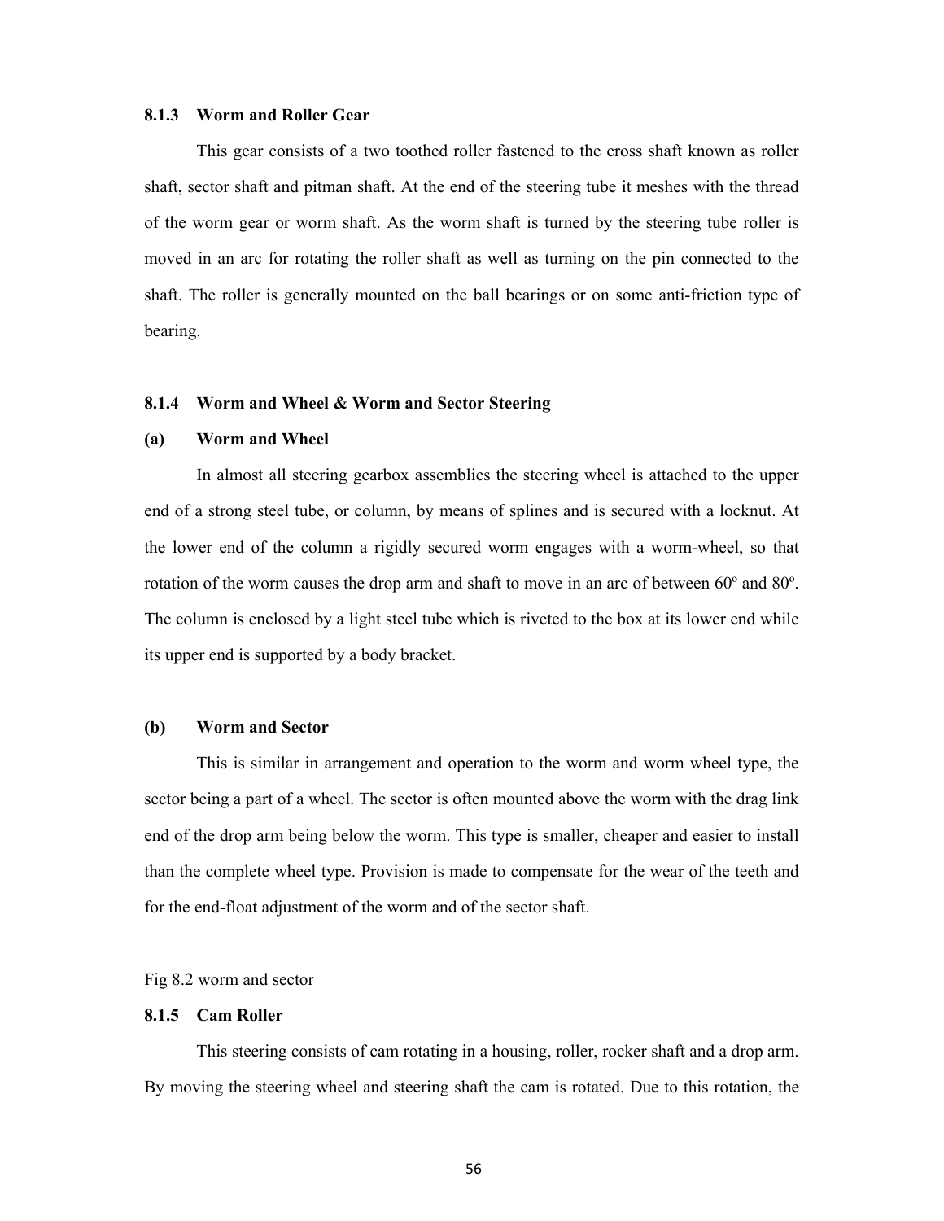### 8.1.3 Worm and Roller Gear

This gear consists of a two toothed roller fastened to the cross shaft known as roller shaft, sector shaft and pitman shaft. At the end of the steering tube it meshes with the thread of the worm gear or worm shaft. As the worm shaft is turned by the steering tube roller is moved in an arc for rotating the roller shaft as well as turning on the pin connected to the shaft. The roller is generally mounted on the ball bearings or on some anti-friction type of bearing.

### 8.1.4 Worm and Wheel & Worm and Sector Steering

**(a) Worm and Wheel**

In almost all steering gearbox assemblies the steering wheel is attached to the upper end of a strong steel tube, or column, by means of splines and is secured with a locknut. At the lower end of the column a rigidly secured worm engages with a worm-wheel, so that rotation of the worm causes the drop arm and shaft to move in an arc of between 60º and 80º. The column is enclosed by a light steel tube which is riveted to the box at its lower end while its upper end is supported by a body bracket.

**(b) Worm and Sector**

This is similar in arrangement and operation to the worm and worm wheel type, the sector being a part of a wheel. The sector is often mounted above the worm with the drag link end of the drop arm being below the worm. This type is smaller, cheaper and easier to install than the complete wheel type. Provision is made to compensate for the wear of the teeth and for the end-float adjustment of the worm and of the sector shaft.

Fig 8.2 worm and sector

### 8.1.5 Cam Roller

This steering consists of cam rotating in a housing, roller, rocker shaft and a drop arm. By moving the steering wheel and steering shaft the cam is rotated. Due to this rotation, the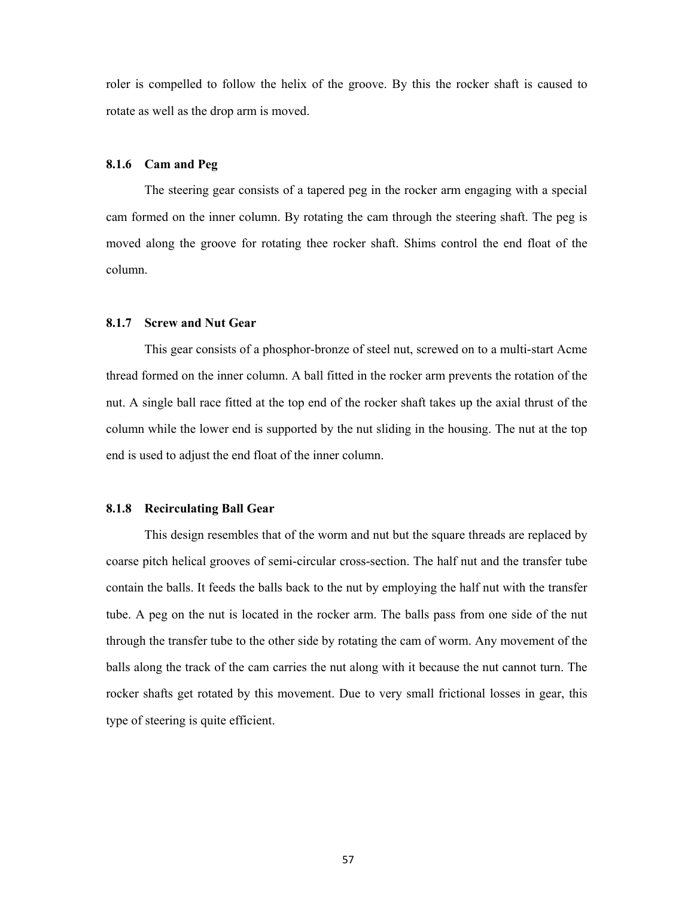roler is compelled to follow the helix of the groove. By this the rocker shaft is caused to rotate as well as the drop arm is moved.

### 8.1.6 Cam and Peg

The steering gear consists of a tapered peg in the rocker arm engaging with a special cam formed on the inner column. By rotating the cam through the steering shaft. The peg is moved along the groove for rotating thee rocker shaft. Shims control the end float of the column.

### 8.1.7 Screw and Nut Gear

This gear consists of a phosphor-bronze of steel nut, screwed on to a multi-start Acme thread formed on the inner column. A ball fitted in the rocker arm prevents the rotation of the nut. A single ball race fitted at the top end of the rocker shaft takes up the axial thrust of the column while the lower end is supported by the nut sliding in the housing. The nut at the top end is used to adjust the end float of the inner column.

### 8.1.8 Recirculating Ball Gear

This design resembles that of the worm and nut but the square threads are replaced by coarse pitch helical grooves of semi-circular cross-section. The half nut and the transfer tube contain the balls. It feeds the balls back to the nut by employing the half nut with the transfer tube. A peg on the nut is located in the rocker arm. The balls pass from one side of the nut through the transfer tube to the other side by rotating the cam of worm. Any movement of the balls along the track of the cam carries the nut along with it because the nut cannot turn. The rocker shafts get rotated by this movement. Due to very small frictional losses in gear, this type of steering is quite efficient.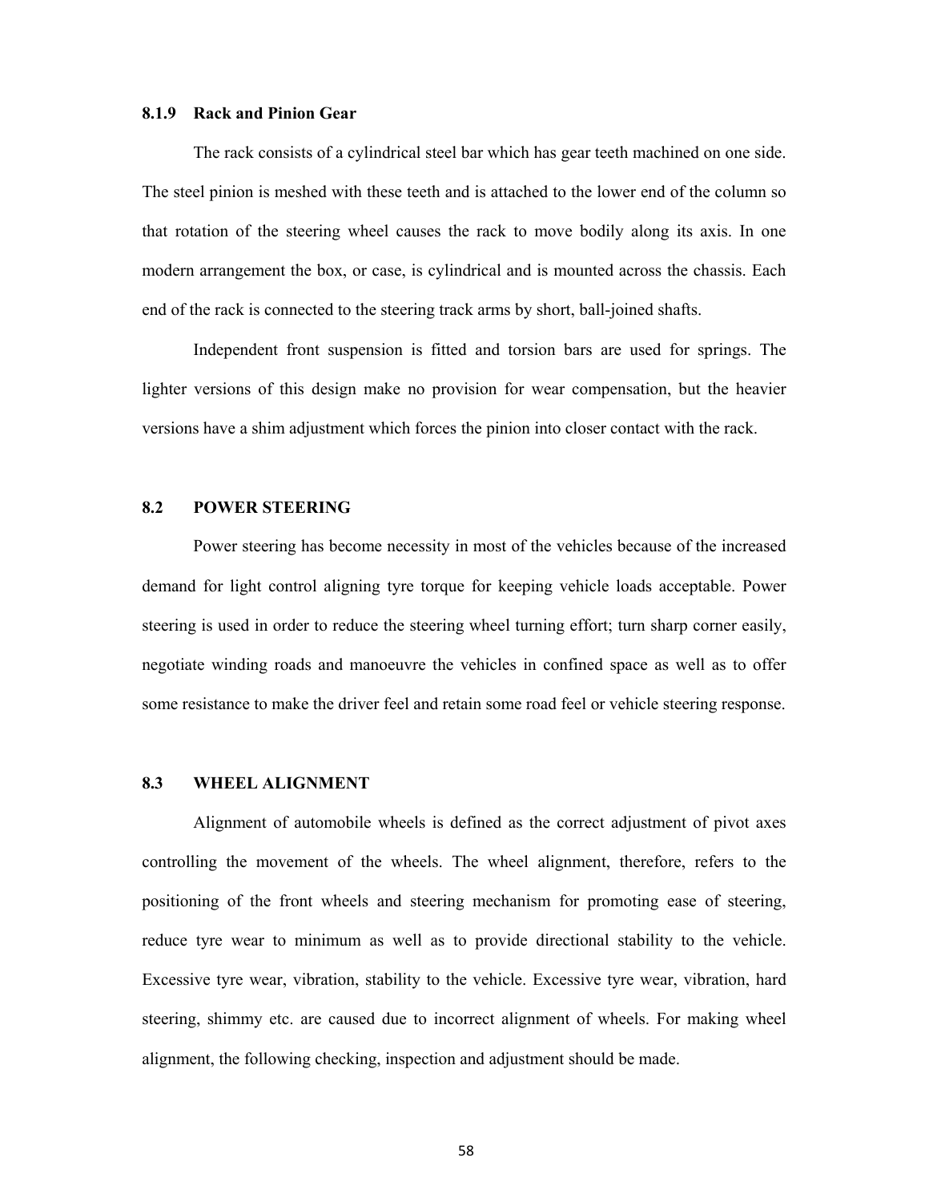### 8.1.9 Rack and Pinion Gear

The rack consists of a cylindrical steel bar which has gear teeth machined on one side. The steel pinion is meshed with these teeth and is attached to the lower end of the column so that rotation of the steering wheel causes the rack to move bodily along its axis. In one modern arrangement the box, or case, is cylindrical and is mounted across the chassis. Each end of the rack is connected to the steering track arms by short, ball-joined shafts.

Independent front suspension is fitted and torsion bars are used for springs. The lighter versions of this design make no provision for wear compensation, but the heavier versions have a shim adjustment which forces the pinion into closer contact with the rack.

## 8.2 POWER STEERING

Power steering has become necessity in most of the vehicles because of the increased demand for light control aligning tyre torque for keeping vehicle loads acceptable. Power steering is used in order to reduce the steering wheel turning effort; turn sharp corner easily, negotiate winding roads and manoeuvre the vehicles in confined space as well as to offer some resistance to make the driver feel and retain some road feel or vehicle steering response.

## 8.3 WHEEL ALIGNMENT

Alignment of automobile wheels is defined as the correct adjustment of pivot axes controlling the movement of the wheels. The wheel alignment, therefore, refers to the positioning of the front wheels and steering mechanism for promoting ease of steering, reduce tyre wear to minimum as well as to provide directional stability to the vehicle. Excessive tyre wear, vibration, stability to the vehicle. Excessive tyre wear, vibration, hard steering, shimmy etc. are caused due to incorrect alignment of wheels. For making wheel alignment, the following checking, inspection and adjustment should be made.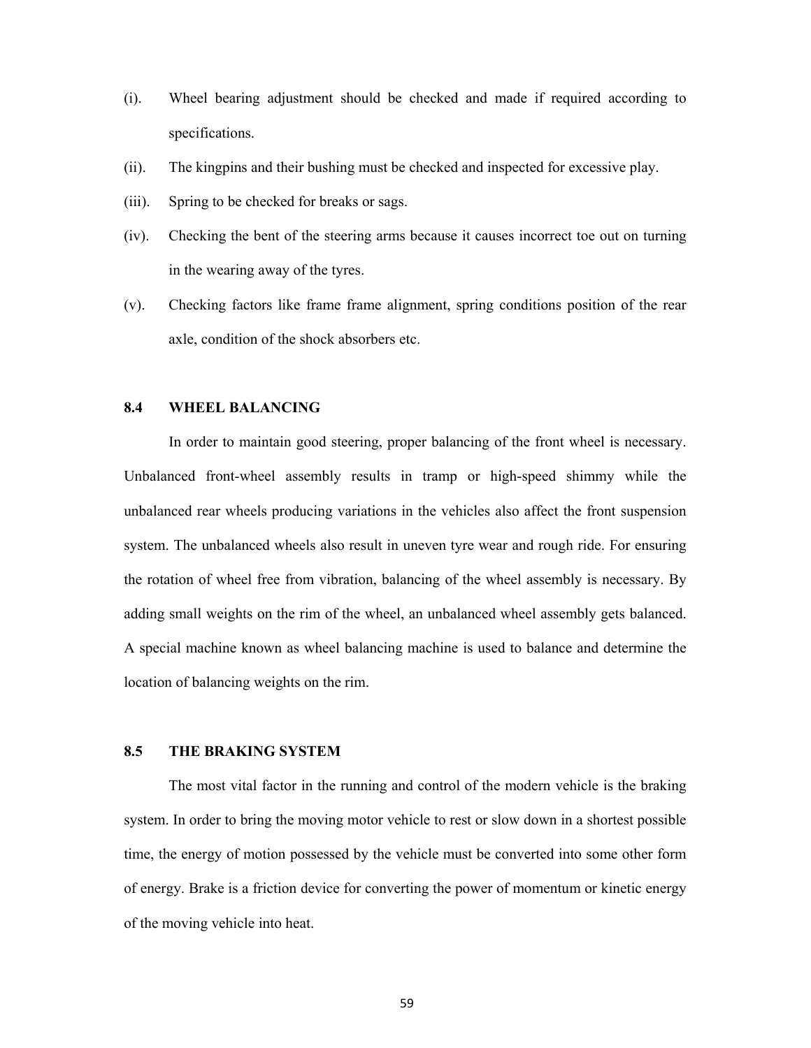(i). Wheel bearing adjustment should be checked and made if required according to specifications.

(ii). The kingpins and their bushing must be checked and inspected for excessive play.

(iii). Spring to be checked for breaks or sags.

(iv). Checking the bent of the steering arms because it causes incorrect toe out on turning in the wearing away of the tyres.

(v). Checking factors like frame frame alignment, spring conditions position of the rear axle, condition of the shock absorbers etc.

## 8.4 WHEEL BALANCING

In order to maintain good steering, proper balancing of the front wheel is necessary. Unbalanced front-wheel assembly results in tramp or high-speed shimmy while the unbalanced rear wheels producing variations in the vehicles also affect the front suspension system. The unbalanced wheels also result in uneven tyre wear and rough ride. For ensuring the rotation of wheel free from vibration, balancing of the wheel assembly is necessary. By adding small weights on the rim of the wheel, an unbalanced wheel assembly gets balanced. A special machine known as wheel balancing machine is used to balance and determine the location of balancing weights on the rim.

## 8.5 THE BRAKING SYSTEM

The most vital factor in the running and control of the modern vehicle is the braking system. In order to bring the moving motor vehicle to rest or slow down in a shortest possible time, the energy of motion possessed by the vehicle must be converted into some other form of energy. Brake is a friction device for converting the power of momentum or kinetic energy of the moving vehicle into heat.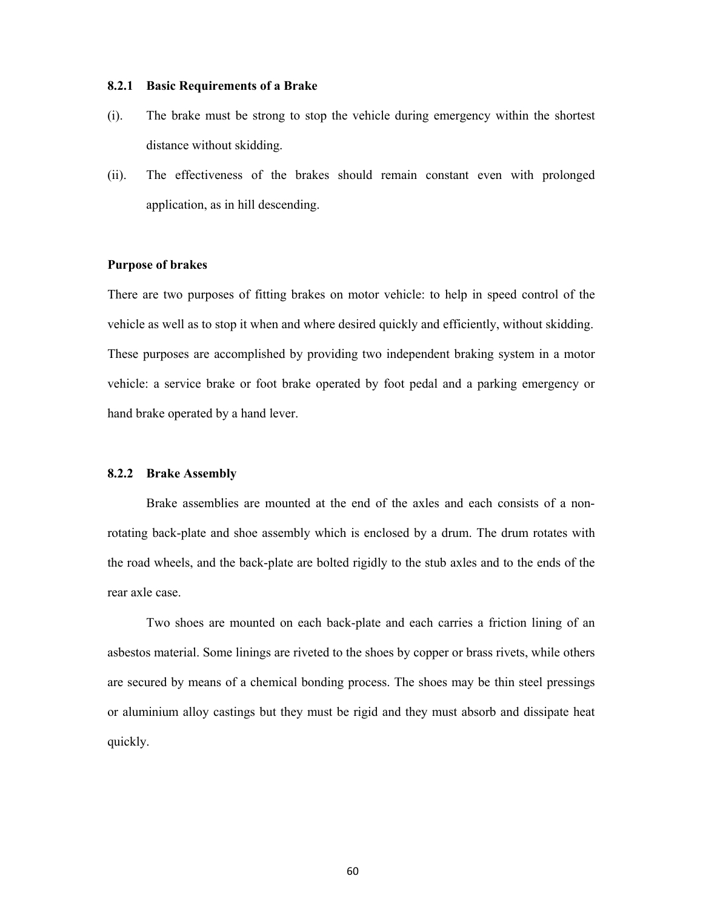### 8.2.1 Basic Requirements of a Brake

(i). The brake must be strong to stop the vehicle during emergency within the shortest distance without skidding.

(ii). The effectiveness of the brakes should remain constant even with prolonged application, as in hill descending.

**Purpose of brakes**

There are two purposes of fitting brakes on motor vehicle: to help in speed control of the vehicle as well as to stop it when and where desired quickly and efficiently, without skidding. These purposes are accomplished by providing two independent braking system in a motor vehicle: a service brake or foot brake operated by foot pedal and a parking emergency or hand brake operated by a hand lever.

### 8.2.2 Brake Assembly

Brake assemblies are mounted at the end of the axles and each consists of a non-rotating back-plate and shoe assembly which is enclosed by a drum. The drum rotates with the road wheels, and the back-plate are bolted rigidly to the stub axles and to the ends of the rear axle case.

Two shoes are mounted on each back-plate and each carries a friction lining of an asbestos material. Some linings are riveted to the shoes by copper or brass rivets, while others are secured by means of a chemical bonding process. The shoes may be thin steel pressings or aluminium alloy castings but they must be rigid and they must absorb and dissipate heat quickly.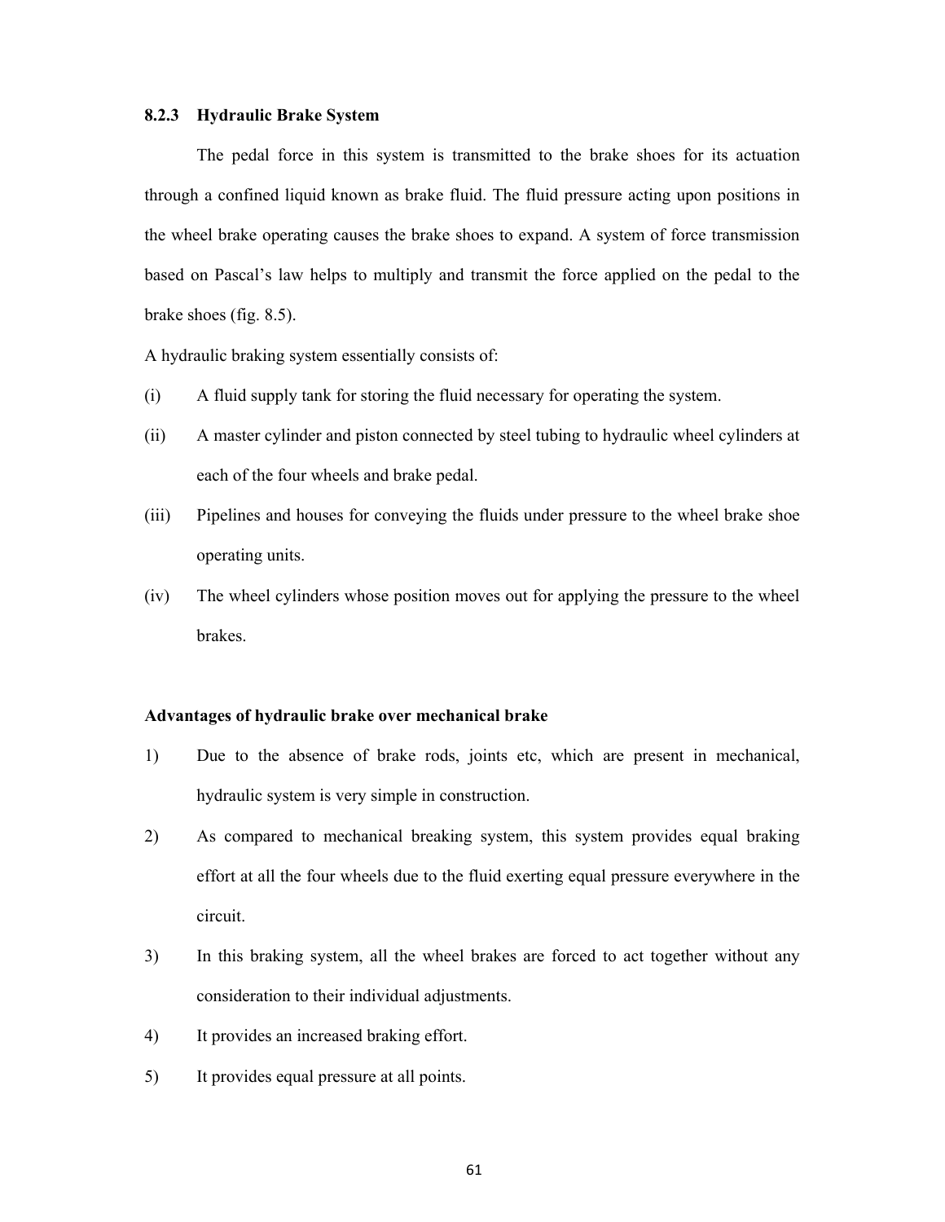### 8.2.3 Hydraulic Brake System

The pedal force in this system is transmitted to the brake shoes for its actuation through a confined liquid known as brake fluid. The fluid pressure acting upon positions in the wheel brake operating causes the brake shoes to expand. A system of force transmission based on Pascal's law helps to multiply and transmit the force applied on the pedal to the brake shoes (fig. 8.5).

A hydraulic braking system essentially consists of:

(i) A fluid supply tank for storing the fluid necessary for operating the system.

(ii) A master cylinder and piston connected by steel tubing to hydraulic wheel cylinders at each of the four wheels and brake pedal.

(iii) Pipelines and houses for conveying the fluids under pressure to the wheel brake shoe operating units.

(iv) The wheel cylinders whose position moves out for applying the pressure to the wheel brakes.

**Advantages of hydraulic brake over mechanical brake**

1) Due to the absence of brake rods, joints etc, which are present in mechanical, hydraulic system is very simple in construction.

2) As compared to mechanical breaking system, this system provides equal braking effort at all the four wheels due to the fluid exerting equal pressure everywhere in the circuit.

3) In this braking system, all the wheel brakes are forced to act together without any consideration to their individual adjustments.

4) It provides an increased braking effort.

5) It provides equal pressure at all points.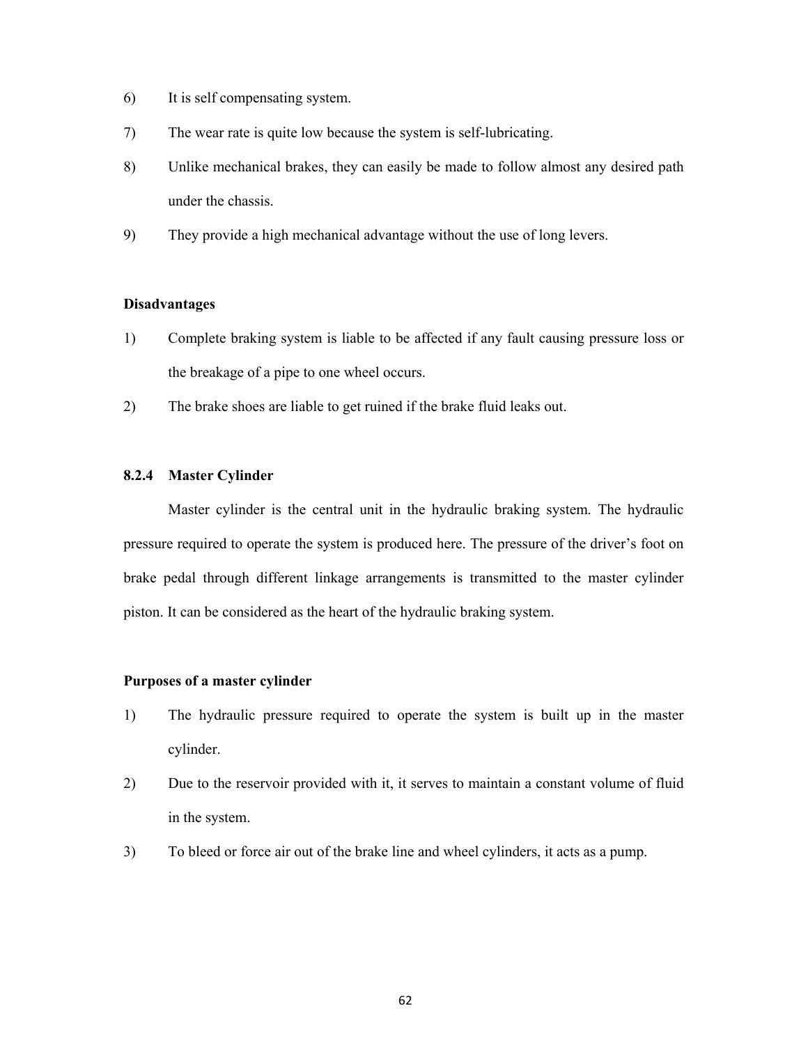6) It is self compensating system.

7) The wear rate is quite low because the system is self-lubricating.

8) Unlike mechanical brakes, they can easily be made to follow almost any desired path under the chassis.

9) They provide a high mechanical advantage without the use of long levers.

**Disadvantages**

1) Complete braking system is liable to be affected if any fault causing pressure loss or the breakage of a pipe to one wheel occurs.

2) The brake shoes are liable to get ruined if the brake fluid leaks out.

### 8.2.4 Master Cylinder

Master cylinder is the central unit in the hydraulic braking system. The hydraulic pressure required to operate the system is produced here. The pressure of the driver's foot on brake pedal through different linkage arrangements is transmitted to the master cylinder piston. It can be considered as the heart of the hydraulic braking system.

**Purposes of a master cylinder**

1) The hydraulic pressure required to operate the system is built up in the master cylinder.

2) Due to the reservoir provided with it, it serves to maintain a constant volume of fluid in the system.

3) To bleed or force air out of the brake line and wheel cylinders, it acts as a pump.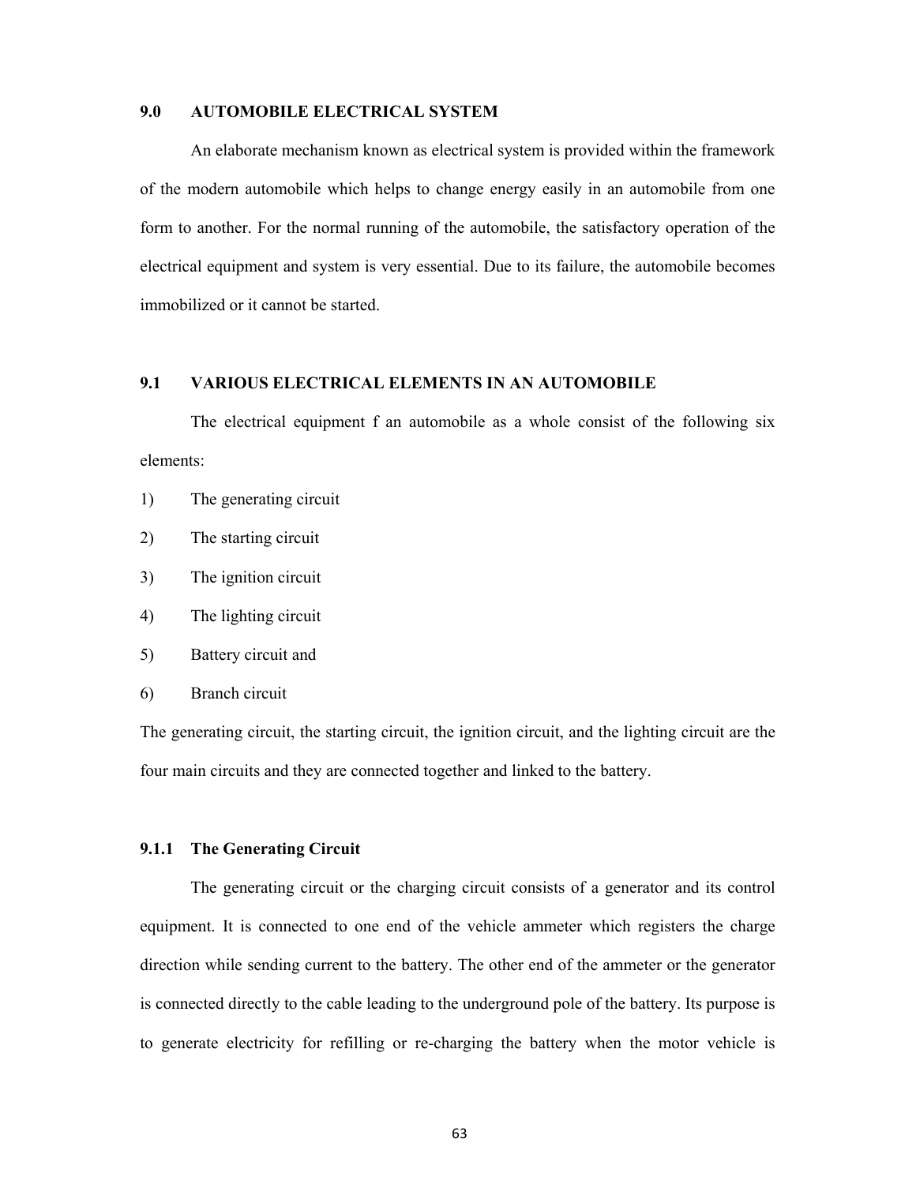## 9.0 AUTOMOBILE ELECTRICAL SYSTEM

An elaborate mechanism known as electrical system is provided within the framework of the modern automobile which helps to change energy easily in an automobile from one form to another. For the normal running of the automobile, the satisfactory operation of the electrical equipment and system is very essential. Due to its failure, the automobile becomes immobilized or it cannot be started.

## 9.1 VARIOUS ELECTRICAL ELEMENTS IN AN AUTOMOBILE

The electrical equipment f an automobile as a whole consist of the following six elements:

1) The generating circuit
2) The starting circuit
3) The ignition circuit
4) The lighting circuit
5) Battery circuit and
6) Branch circuit

The generating circuit, the starting circuit, the ignition circuit, and the lighting circuit are the four main circuits and they are connected together and linked to the battery.

### 9.1.1 The Generating Circuit

The generating circuit or the charging circuit consists of a generator and its control equipment. It is connected to one end of the vehicle ammeter which registers the charge direction while sending current to the battery. The other end of the ammeter or the generator is connected directly to the cable leading to the underground pole of the battery. Its purpose is to generate electricity for refilling or re-charging the battery when the motor vehicle is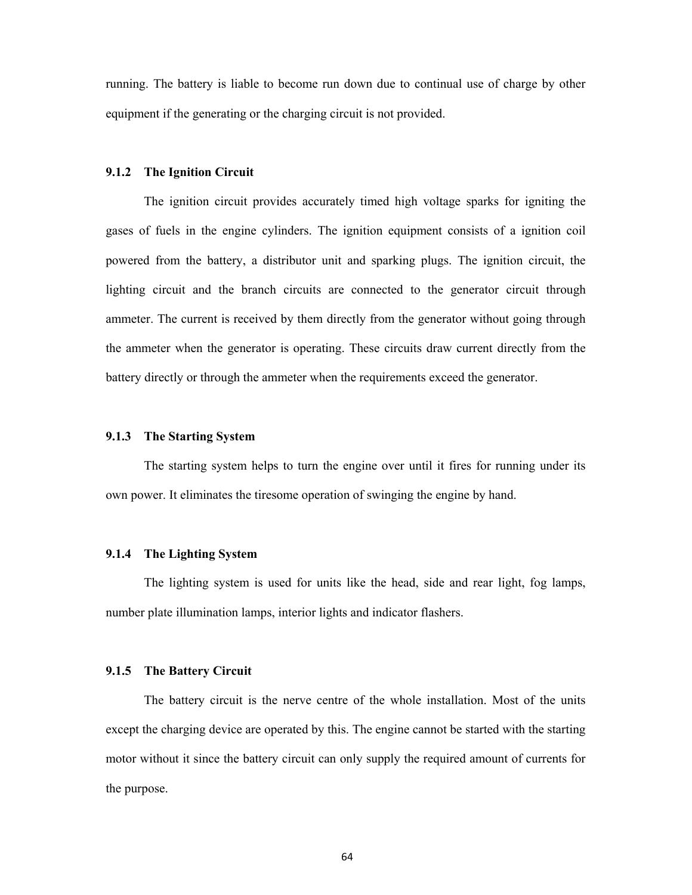running. The battery is liable to become run down due to continual use of charge by other equipment if the generating or the charging circuit is not provided.

### 9.1.2 The Ignition Circuit

The ignition circuit provides accurately timed high voltage sparks for igniting the gases of fuels in the engine cylinders. The ignition equipment consists of a ignition coil powered from the battery, a distributor unit and sparking plugs. The ignition circuit, the lighting circuit and the branch circuits are connected to the generator circuit through ammeter. The current is received by them directly from the generator without going through the ammeter when the generator is operating. These circuits draw current directly from the battery directly or through the ammeter when the requirements exceed the generator.

### 9.1.3 The Starting System

The starting system helps to turn the engine over until it fires for running under its own power. It eliminates the tiresome operation of swinging the engine by hand.

### 9.1.4 The Lighting System

The lighting system is used for units like the head, side and rear light, fog lamps, number plate illumination lamps, interior lights and indicator flashers.

### 9.1.5 The Battery Circuit

The battery circuit is the nerve centre of the whole installation. Most of the units except the charging device are operated by this. The engine cannot be started with the starting motor without it since the battery circuit can only supply the required amount of currents for the purpose.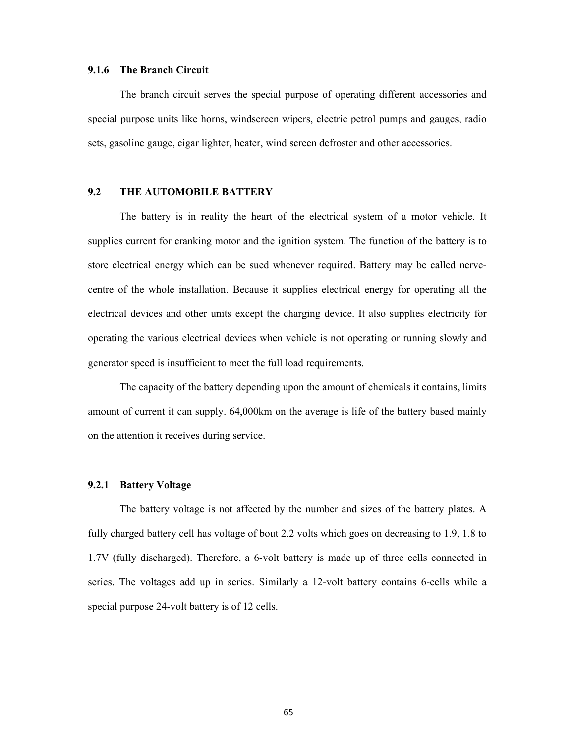### 9.1.6 The Branch Circuit

The branch circuit serves the special purpose of operating different accessories and special purpose units like horns, windscreen wipers, electric petrol pumps and gauges, radio sets, gasoline gauge, cigar lighter, heater, wind screen defroster and other accessories.

## 9.2 THE AUTOMOBILE BATTERY

The battery is in reality the heart of the electrical system of a motor vehicle. It supplies current for cranking motor and the ignition system. The function of the battery is to store electrical energy which can be sued whenever required. Battery may be called nerve-centre of the whole installation. Because it supplies electrical energy for operating all the electrical devices and other units except the charging device. It also supplies electricity for operating the various electrical devices when vehicle is not operating or running slowly and generator speed is insufficient to meet the full load requirements.

The capacity of the battery depending upon the amount of chemicals it contains, limits amount of current it can supply. 64,000km on the average is life of the battery based mainly on the attention it receives during service.

### 9.2.1 Battery Voltage

The battery voltage is not affected by the number and sizes of the battery plates. A fully charged battery cell has voltage of bout 2.2 volts which goes on decreasing to 1.9, 1.8 to 1.7V (fully discharged). Therefore, a 6-volt battery is made up of three cells connected in series. The voltages add up in series. Similarly a 12-volt battery contains 6-cells while a special purpose 24-volt battery is of 12 cells.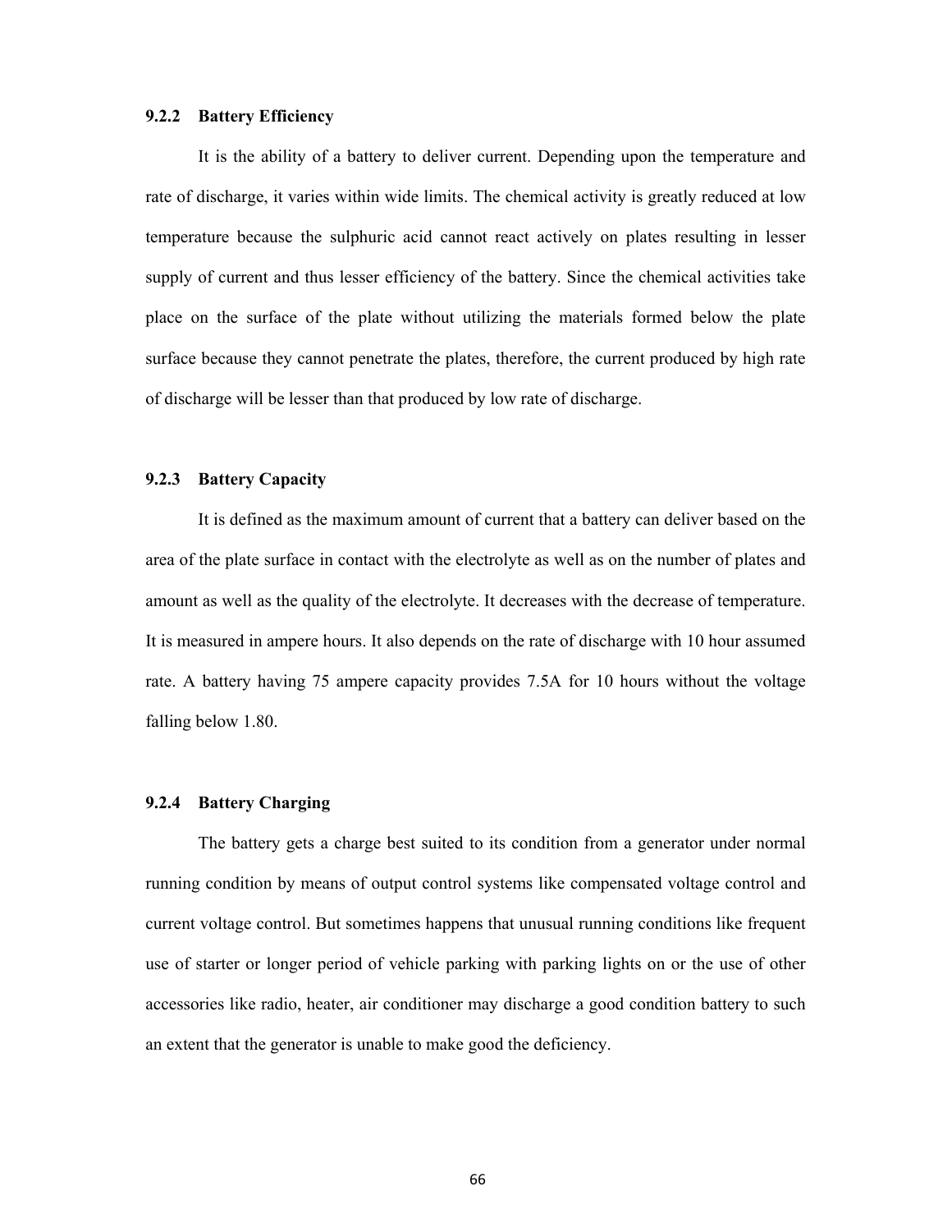### 9.2.2 Battery Efficiency

It is the ability of a battery to deliver current. Depending upon the temperature and rate of discharge, it varies within wide limits. The chemical activity is greatly reduced at low temperature because the sulphuric acid cannot react actively on plates resulting in lesser supply of current and thus lesser efficiency of the battery. Since the chemical activities take place on the surface of the plate without utilizing the materials formed below the plate surface because they cannot penetrate the plates, therefore, the current produced by high rate of discharge will be lesser than that produced by low rate of discharge.

### 9.2.3 Battery Capacity

It is defined as the maximum amount of current that a battery can deliver based on the area of the plate surface in contact with the electrolyte as well as on the number of plates and amount as well as the quality of the electrolyte. It decreases with the decrease of temperature. It is measured in ampere hours. It also depends on the rate of discharge with 10 hour assumed rate. A battery having 75 ampere capacity provides 7.5A for 10 hours without the voltage falling below 1.80.

### 9.2.4 Battery Charging

The battery gets a charge best suited to its condition from a generator under normal running condition by means of output control systems like compensated voltage control and current voltage control. But sometimes happens that unusual running conditions like frequent use of starter or longer period of vehicle parking with parking lights on or the use of other accessories like radio, heater, air conditioner may discharge a good condition battery to such an extent that the generator is unable to make good the deficiency.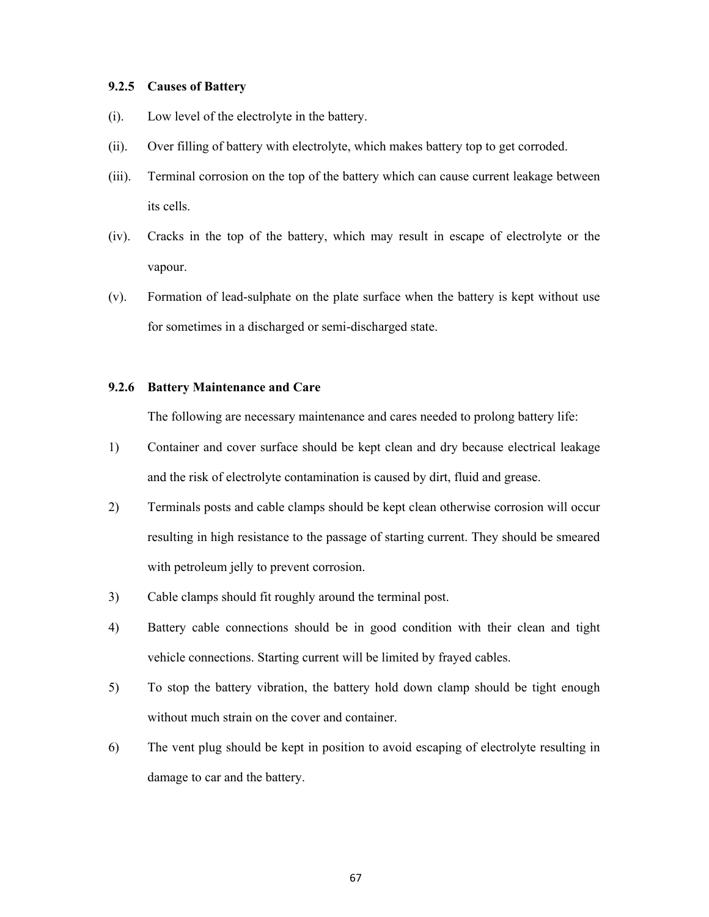### 9.2.5 Causes of Battery

(i). Low level of the electrolyte in the battery.

(ii). Over filling of battery with electrolyte, which makes battery top to get corroded.

(iii). Terminal corrosion on the top of the battery which can cause current leakage between its cells.

(iv). Cracks in the top of the battery, which may result in escape of electrolyte or the vapour.

(v). Formation of lead-sulphate on the plate surface when the battery is kept without use for sometimes in a discharged or semi-discharged state.

### 9.2.6 Battery Maintenance and Care

The following are necessary maintenance and cares needed to prolong battery life:

1) Container and cover surface should be kept clean and dry because electrical leakage and the risk of electrolyte contamination is caused by dirt, fluid and grease.

2) Terminals posts and cable clamps should be kept clean otherwise corrosion will occur resulting in high resistance to the passage of starting current. They should be smeared with petroleum jelly to prevent corrosion.

3) Cable clamps should fit roughly around the terminal post.

4) Battery cable connections should be in good condition with their clean and tight vehicle connections. Starting current will be limited by frayed cables.

5) To stop the battery vibration, the battery hold down clamp should be tight enough without much strain on the cover and container.

6) The vent plug should be kept in position to avoid escaping of electrolyte resulting in damage to car and the battery.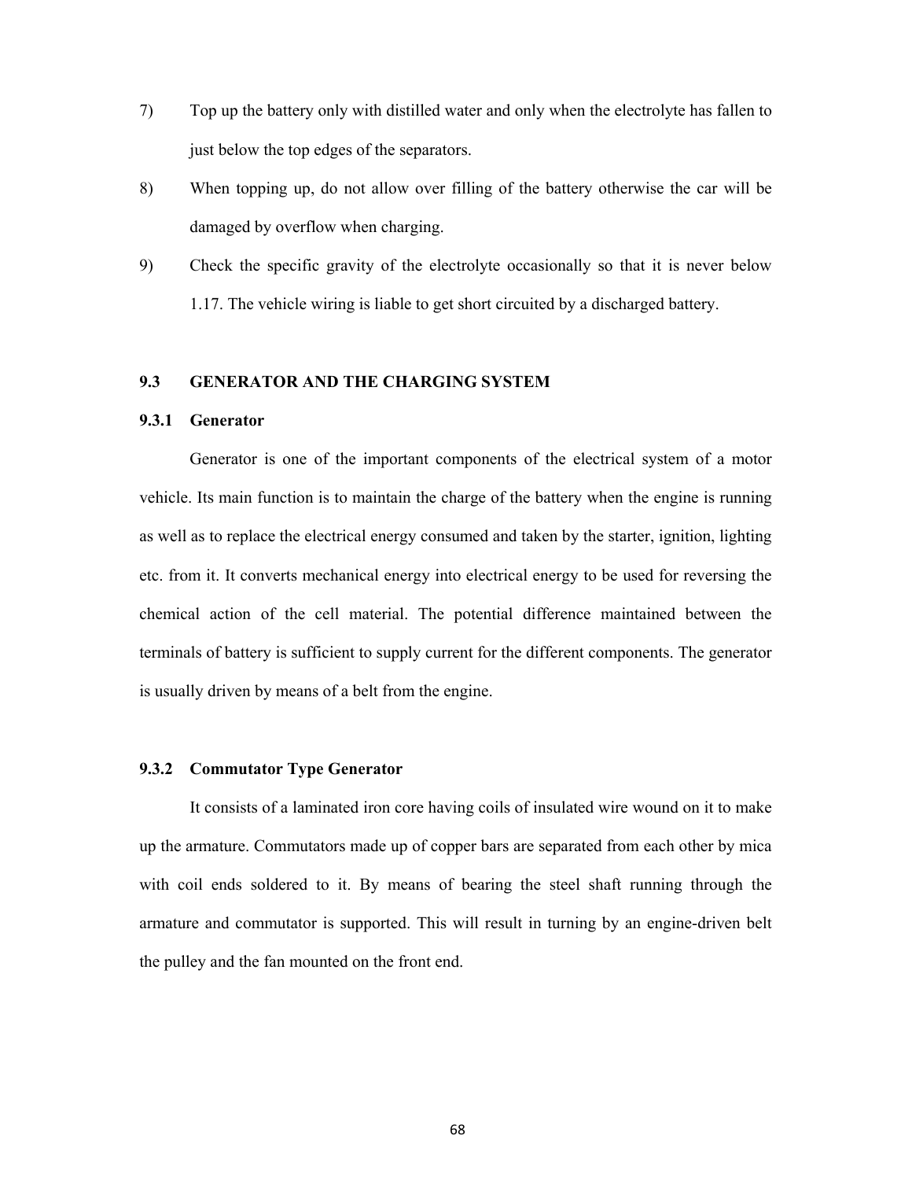7) Top up the battery only with distilled water and only when the electrolyte has fallen to just below the top edges of the separators.

8) When topping up, do not allow over filling of the battery otherwise the car will be damaged by overflow when charging.

9) Check the specific gravity of the electrolyte occasionally so that it is never below 1.17. The vehicle wiring is liable to get short circuited by a discharged battery.

## 9.3 GENERATOR AND THE CHARGING SYSTEM

### 9.3.1 Generator

Generator is one of the important components of the electrical system of a motor vehicle. Its main function is to maintain the charge of the battery when the engine is running as well as to replace the electrical energy consumed and taken by the starter, ignition, lighting etc. from it. It converts mechanical energy into electrical energy to be used for reversing the chemical action of the cell material. The potential difference maintained between the terminals of battery is sufficient to supply current for the different components. The generator is usually driven by means of a belt from the engine.

### 9.3.2 Commutator Type Generator

It consists of a laminated iron core having coils of insulated wire wound on it to make up the armature. Commutators made up of copper bars are separated from each other by mica with coil ends soldered to it. By means of bearing the steel shaft running through the armature and commutator is supported. This will result in turning by an engine-driven belt the pulley and the fan mounted on the front end.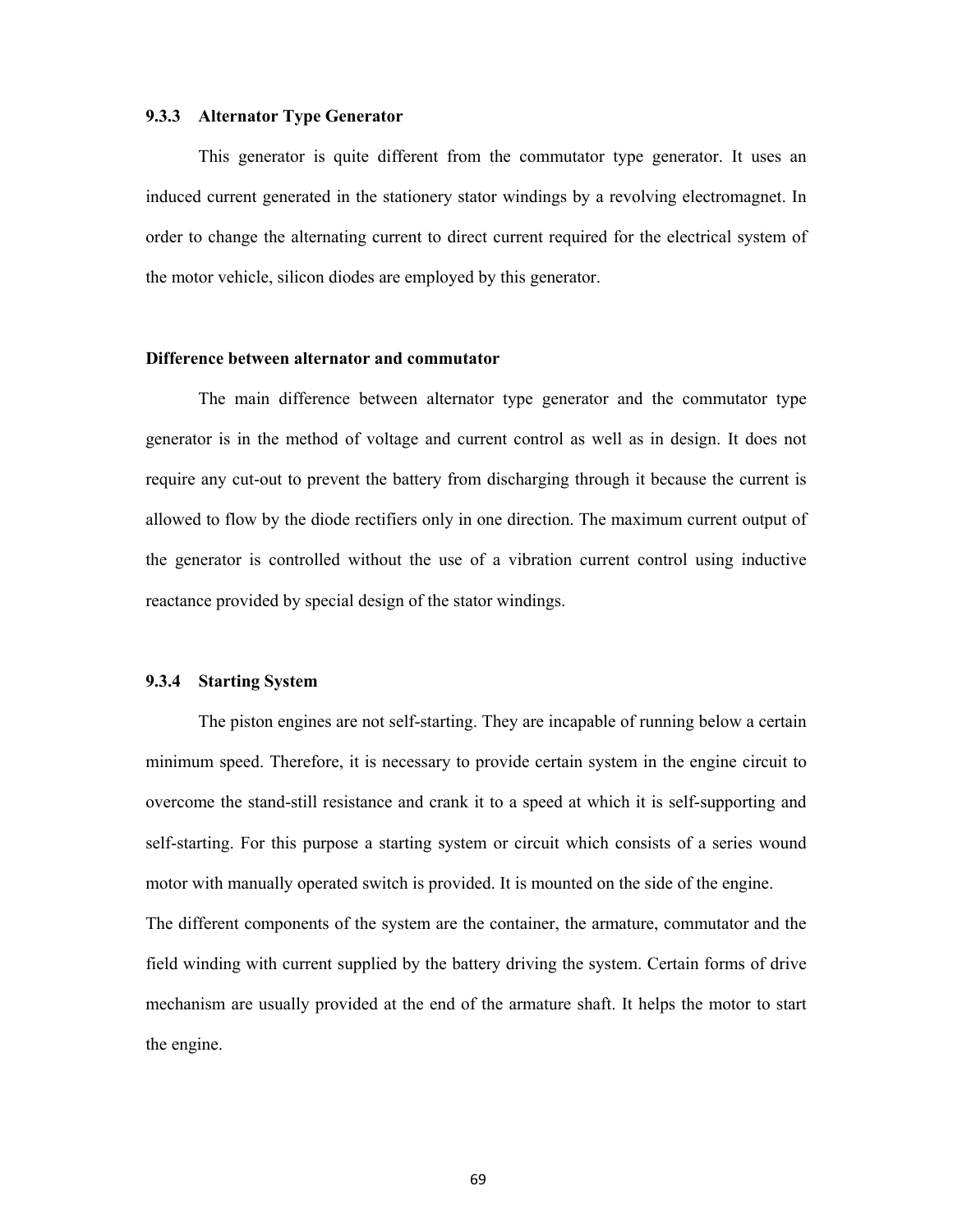### 9.3.3 Alternator Type Generator

This generator is quite different from the commutator type generator. It uses an induced current generated in the stationery stator windings by a revolving electromagnet. In order to change the alternating current to direct current required for the electrical system of the motor vehicle, silicon diodes are employed by this generator.

**Difference between alternator and commutator**

The main difference between alternator type generator and the commutator type generator is in the method of voltage and current control as well as in design. It does not require any cut-out to prevent the battery from discharging through it because the current is allowed to flow by the diode rectifiers only in one direction. The maximum current output of the generator is controlled without the use of a vibration current control using inductive reactance provided by special design of the stator windings.

### 9.3.4 Starting System

The piston engines are not self-starting. They are incapable of running below a certain minimum speed. Therefore, it is necessary to provide certain system in the engine circuit to overcome the stand-still resistance and crank it to a speed at which it is self-supporting and self-starting. For this purpose a starting system or circuit which consists of a series wound motor with manually operated switch is provided. It is mounted on the side of the engine.

The different components of the system are the container, the armature, commutator and the field winding with current supplied by the battery driving the system. Certain forms of drive mechanism are usually provided at the end of the armature shaft. It helps the motor to start the engine.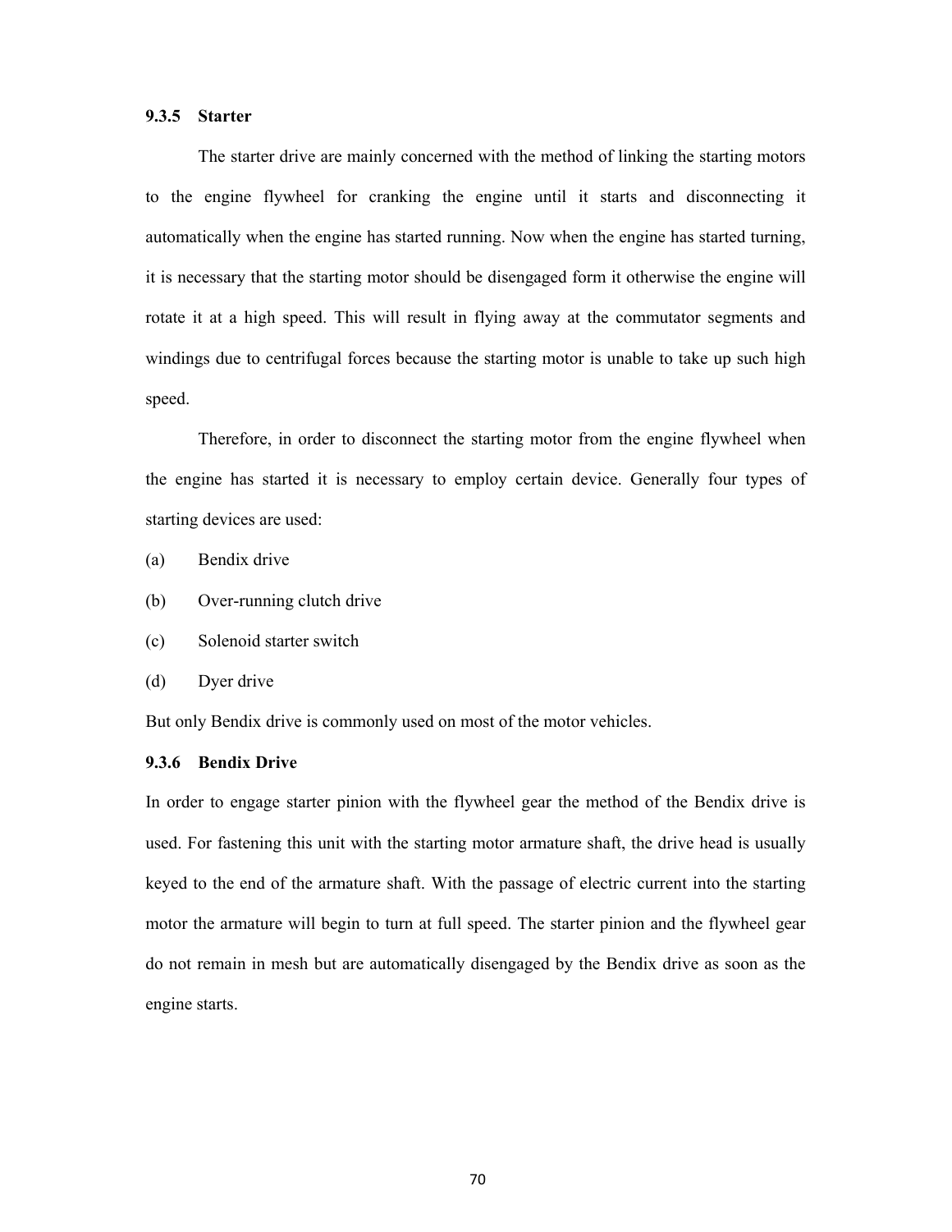### 9.3.5 Starter

The starter drive are mainly concerned with the method of linking the starting motors to the engine flywheel for cranking the engine until it starts and disconnecting it automatically when the engine has started running. Now when the engine has started turning, it is necessary that the starting motor should be disengaged form it otherwise the engine will rotate it at a high speed. This will result in flying away at the commutator segments and windings due to centrifugal forces because the starting motor is unable to take up such high speed.

Therefore, in order to disconnect the starting motor from the engine flywheel when the engine has started it is necessary to employ certain device. Generally four types of starting devices are used:

(a) Bendix drive

(b) Over-running clutch drive

(c) Solenoid starter switch

(d) Dyer drive

But only Bendix drive is commonly used on most of the motor vehicles.

### 9.3.6 Bendix Drive

In order to engage starter pinion with the flywheel gear the method of the Bendix drive is used. For fastening this unit with the starting motor armature shaft, the drive head is usually keyed to the end of the armature shaft. With the passage of electric current into the starting motor the armature will begin to turn at full speed. The starter pinion and the flywheel gear do not remain in mesh but are automatically disengaged by the Bendix drive as soon as the engine starts.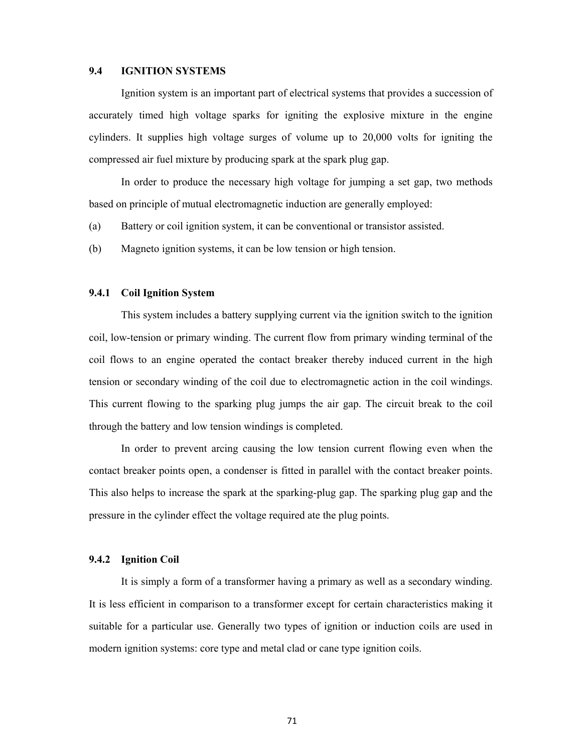## 9.4 IGNITION SYSTEMS

Ignition system is an important part of electrical systems that provides a succession of accurately timed high voltage sparks for igniting the explosive mixture in the engine cylinders. It supplies high voltage surges of volume up to 20,000 volts for igniting the compressed air fuel mixture by producing spark at the spark plug gap.

In order to produce the necessary high voltage for jumping a set gap, two methods based on principle of mutual electromagnetic induction are generally employed:

(a) Battery or coil ignition system, it can be conventional or transistor assisted.

(b) Magneto ignition systems, it can be low tension or high tension.

### 9.4.1 Coil Ignition System

This system includes a battery supplying current via the ignition switch to the ignition coil, low-tension or primary winding. The current flow from primary winding terminal of the coil flows to an engine operated the contact breaker thereby induced current in the high tension or secondary winding of the coil due to electromagnetic action in the coil windings. This current flowing to the sparking plug jumps the air gap. The circuit break to the coil through the battery and low tension windings is completed.

In order to prevent arcing causing the low tension current flowing even when the contact breaker points open, a condenser is fitted in parallel with the contact breaker points. This also helps to increase the spark at the sparking-plug gap. The sparking plug gap and the pressure in the cylinder effect the voltage required ate the plug points.

### 9.4.2 Ignition Coil

It is simply a form of a transformer having a primary as well as a secondary winding. It is less efficient in comparison to a transformer except for certain characteristics making it suitable for a particular use. Generally two types of ignition or induction coils are used in modern ignition systems: core type and metal clad or cane type ignition coils.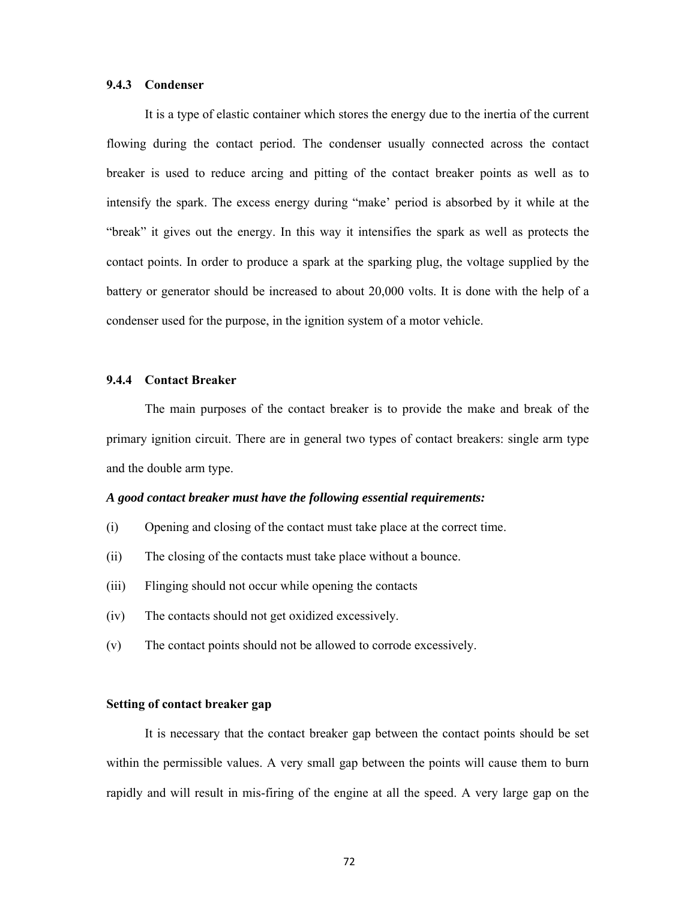### 9.4.3 Condenser

It is a type of elastic container which stores the energy due to the inertia of the current flowing during the contact period. The condenser usually connected across the contact breaker is used to reduce arcing and pitting of the contact breaker points as well as to intensify the spark. The excess energy during "make' period is absorbed by it while at the "break" it gives out the energy. In this way it intensifies the spark as well as protects the contact points. In order to produce a spark at the sparking plug, the voltage supplied by the battery or generator should be increased to about 20,000 volts. It is done with the help of a condenser used for the purpose, in the ignition system of a motor vehicle.

### 9.4.4 Contact Breaker

The main purposes of the contact breaker is to provide the make and break of the primary ignition circuit. There are in general two types of contact breakers: single arm type and the double arm type.

***A good contact breaker must have the following essential requirements:***

(i) Opening and closing of the contact must take place at the correct time.

(ii) The closing of the contacts must take place without a bounce.

(iii) Flinging should not occur while opening the contacts

(iv) The contacts should not get oxidized excessively.

(v) The contact points should not be allowed to corrode excessively.

**Setting of contact breaker gap**

It is necessary that the contact breaker gap between the contact points should be set within the permissible values. A very small gap between the points will cause them to burn rapidly and will result in mis-firing of the engine at all the speed. A very large gap on the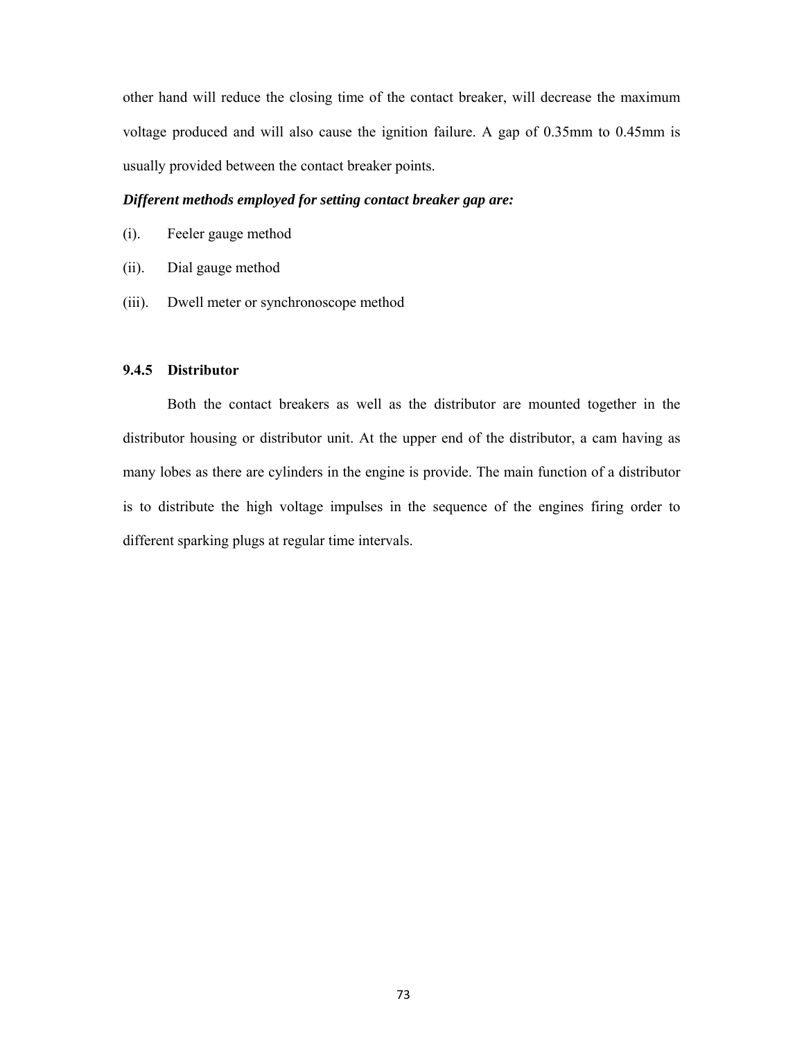other hand will reduce the closing time of the contact breaker, will decrease the maximum voltage produced and will also cause the ignition failure. A gap of 0.35mm to 0.45mm is usually provided between the contact breaker points.

***Different methods employed for setting contact breaker gap are:***

(i). Feeler gauge method

(ii). Dial gauge method

(iii). Dwell meter or synchronoscope method

### 9.4.5 Distributor

Both the contact breakers as well as the distributor are mounted together in the distributor housing or distributor unit. At the upper end of the distributor, a cam having as many lobes as there are cylinders in the engine is provide. The main function of a distributor is to distribute the high voltage impulses in the sequence of the engines firing order to different sparking plugs at regular time intervals.